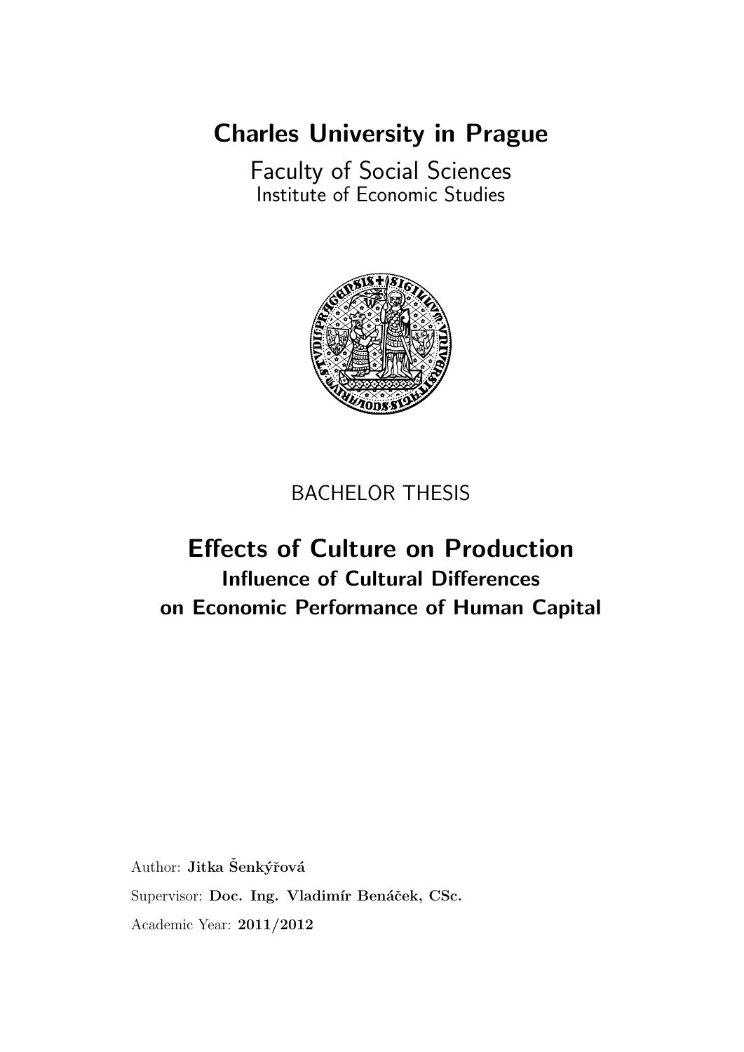# Charles University in Prague

Faculty of Social Sciences
Institute of Economic Studies

BACHELOR THESIS

## Effects of Culture on Production

### Influence of Cultural Differences on Economic Performance of Human Capital

Author: **Jitka Šenkýřová**

Supervisor: **Doc. Ing. Vladimír Benáček, CSc.**

Academic Year: **2011/2012**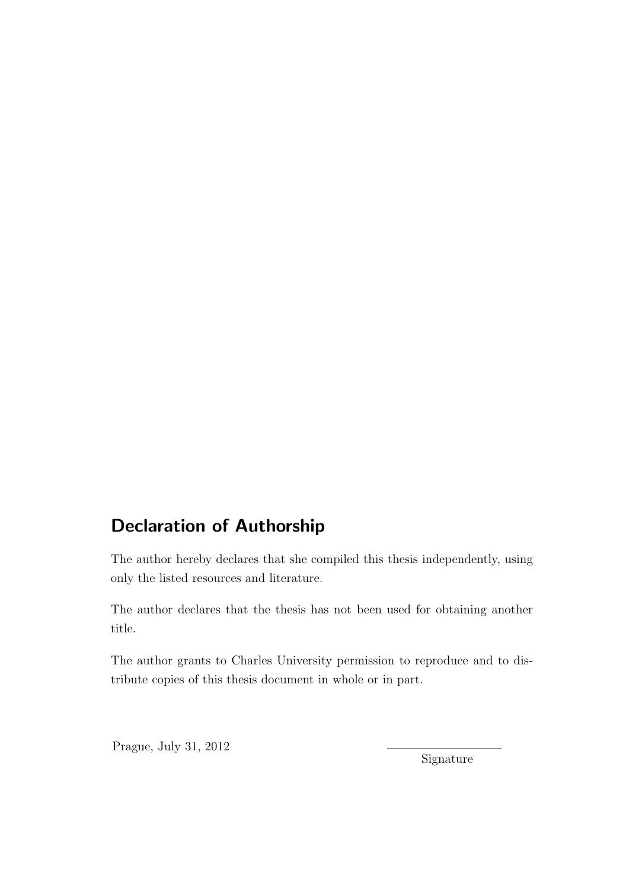## Declaration of Authorship

The author hereby declares that she compiled this thesis independently, using only the listed resources and literature.

The author declares that the thesis has not been used for obtaining another title.

The author grants to Charles University permission to reproduce and to distribute copies of this thesis document in whole or in part.

Prague, July 31, 2012

Signature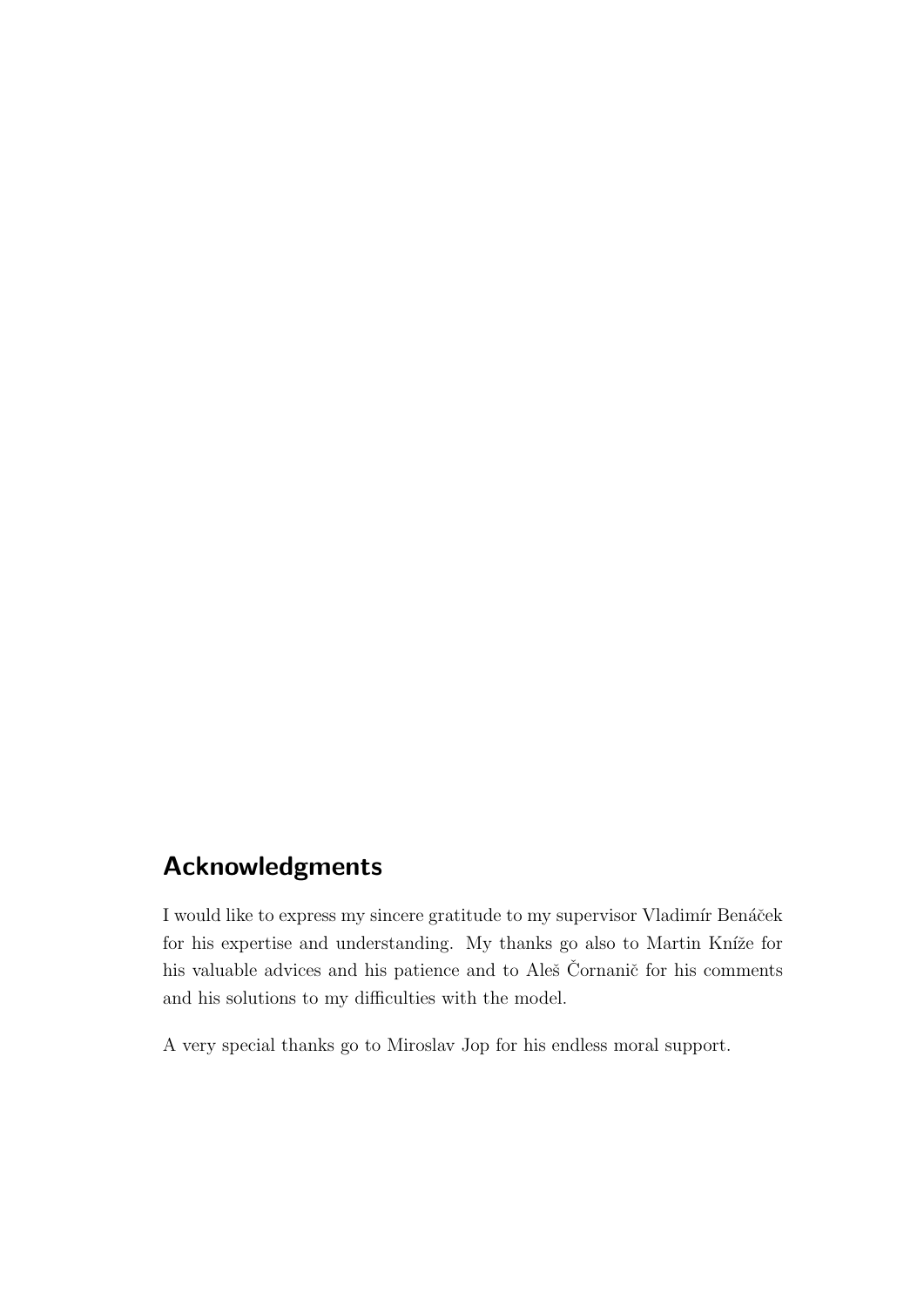## Acknowledgments

I would like to express my sincere gratitude to my supervisor Vladimír Benáček for his expertise and understanding. My thanks go also to Martin Kníže for his valuable advices and his patience and to Aleš Čornanič for his comments and his solutions to my difficulties with the model.

A very special thanks go to Miroslav Jop for his endless moral support.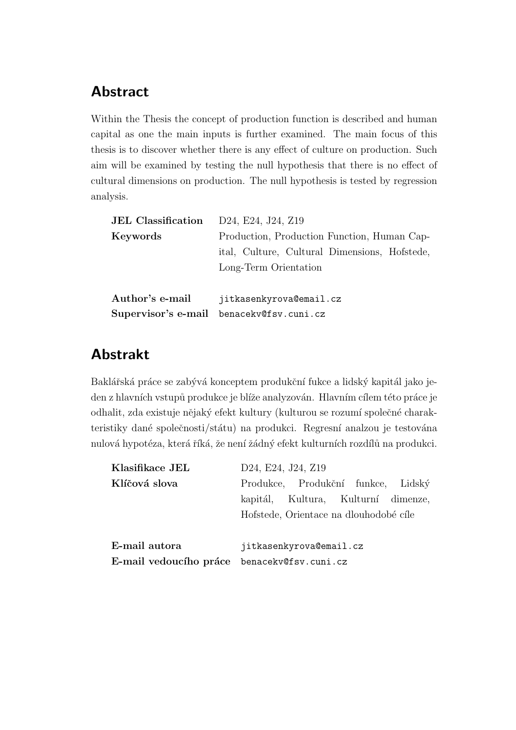## Abstract

Within the Thesis the concept of production function is described and human capital as one the main inputs is further examined. The main focus of this thesis is to discover whether there is any effect of culture on production. Such aim will be examined by testing the null hypothesis that there is no effect of cultural dimensions on production. The null hypothesis is tested by regression analysis.

| | |
|---|---|
| **JEL Classification** | D24, E24, J24, Z19 |
| **Keywords** | Production, Production Function, Human Capital, Culture, Cultural Dimensions, Hofstede, Long-Term Orientation |
| | |
| **Author's e-mail** | jitkasenkyrova@email.cz |
| **Supervisor's e-mail** | benacekv@fsv.cuni.cz |

## Abstrakt

Baklářská práce se zabývá konceptem produkční fukce a lidský kapitál jako jeden z hlavních vstupů produkce je blíže analyzován. Hlavním cílem této práce je odhalit, zda existuje nějaký efekt kultury (kulturou se rozumí společné charakteristiky dané společnosti/státu) na produkci. Regresní analzou je testována nulová hypotéza, která říká, že není žádný efekt kulturních rozdílů na produkci.

| | |
|---|---|
| **Klasifikace JEL** | D24, E24, J24, Z19 |
| **Klíčová slova** | Produkce, Produkční funkce, Lidský kapitál, Kultura, Kulturní dimenze, Hofstede, Orientace na dlouhodobé cíle |
| | |
| **E-mail autora** | jitkasenkyrova@email.cz |
| **E-mail vedoucího práce** | benacekv@fsv.cuni.cz |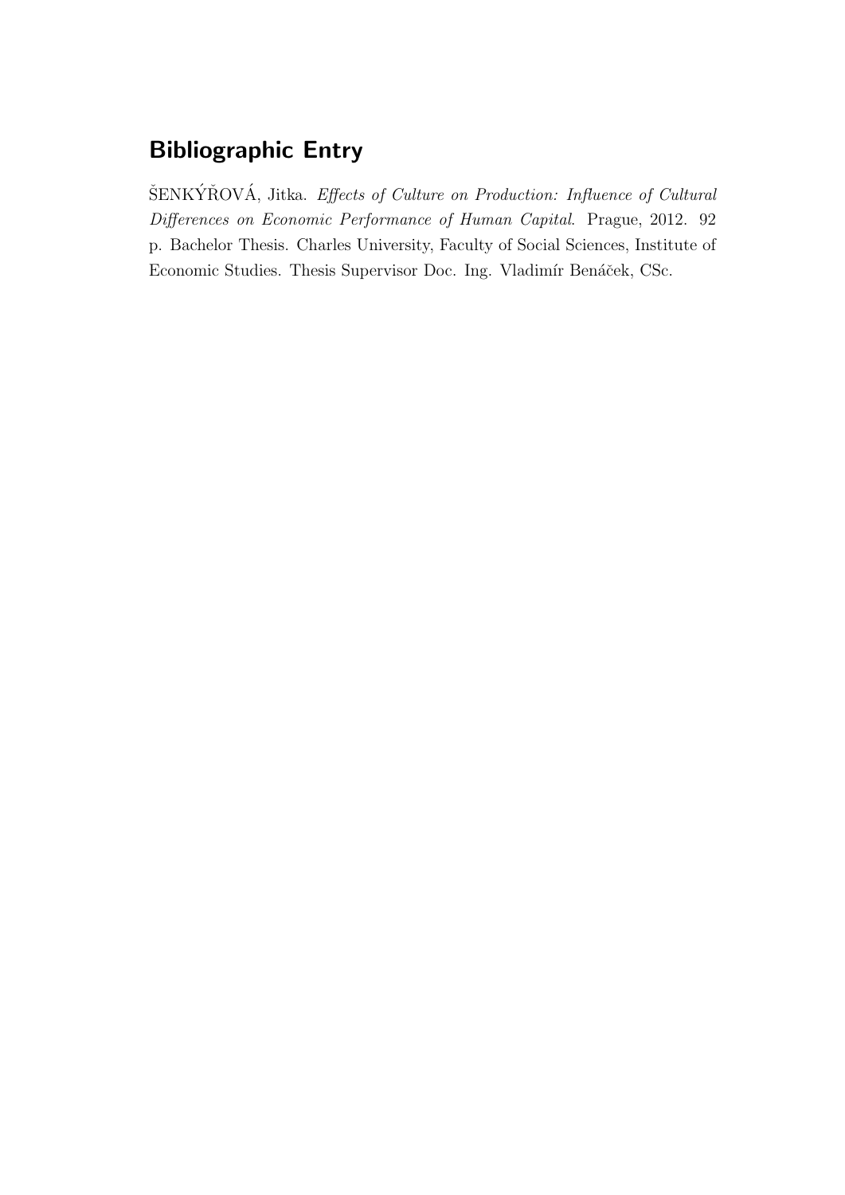## Bibliographic Entry

ŠENKÝŘOVÁ, Jitka. *Effects of Culture on Production: Influence of Cultural Differences on Economic Performance of Human Capital*. Prague, 2012. 92 p. Bachelor Thesis. Charles University, Faculty of Social Sciences, Institute of Economic Studies. Thesis Supervisor Doc. Ing. Vladimír Benáček, CSc.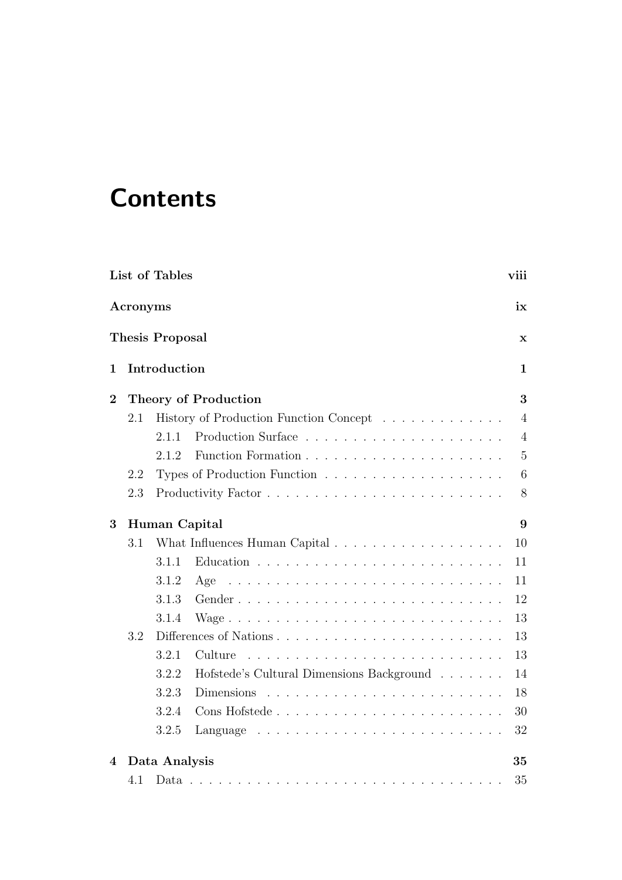# Contents

| | | |
|---|---|---|
| **List of Tables** | | **viii** |
| **Acronyms** | | **ix** |
| **Thesis Proposal** | | **x** |
| **1 Introduction** | | **1** |
| **2 Theory of Production** | | **3** |
| 2.1 | History of Production Function Concept | 4 |
| 2.1.1 | Production Surface | 4 |
| 2.1.2 | Function Formation | 5 |
| 2.2 | Types of Production Function | 6 |
| 2.3 | Productivity Factor | 8 |
| **3 Human Capital** | | **9** |
| 3.1 | What Influences Human Capital | 10 |
| 3.1.1 | Education | 11 |
| 3.1.2 | Age | 11 |
| 3.1.3 | Gender | 12 |
| 3.1.4 | Wage | 13 |
| 3.2 | Differences of Nations | 13 |
| 3.2.1 | Culture | 13 |
| 3.2.2 | Hofstede's Cultural Dimensions Background | 14 |
| 3.2.3 | Dimensions | 18 |
| 3.2.4 | Cons Hofstede | 30 |
| 3.2.5 | Language | 32 |
| **4 Data Analysis** | | **35** |
| 4.1 | Data | 35 |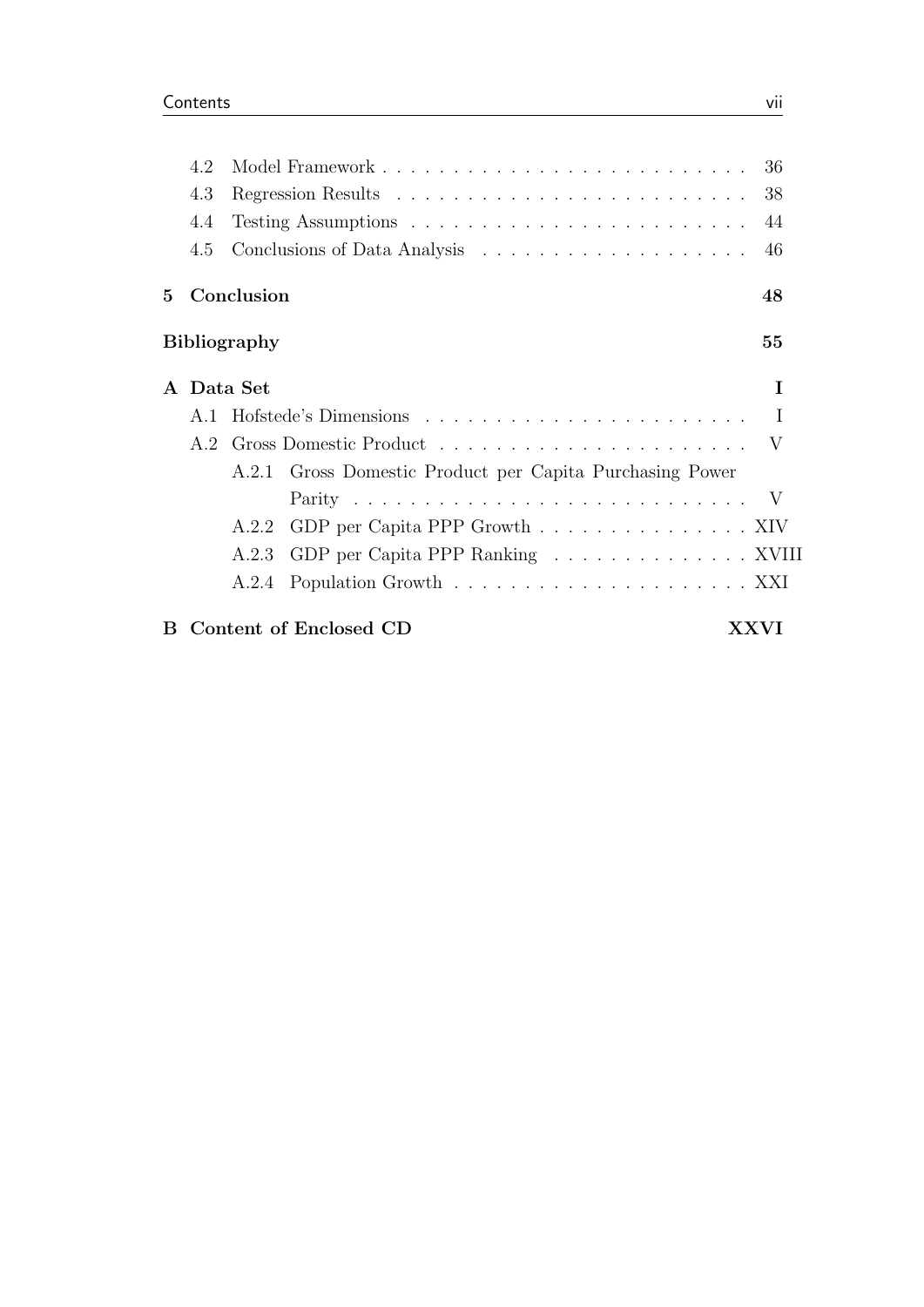- 4.2 Model Framework . . . . . . . . . . . . . . . . . . . . . . . . . . 36
- 4.3 Regression Results . . . . . . . . . . . . . . . . . . . . . . . . . 38
- 4.4 Testing Assumptions . . . . . . . . . . . . . . . . . . . . . . . . 44
- 4.5 Conclusions of Data Analysis . . . . . . . . . . . . . . . . . . . 46

**5 Conclusion** **48**

**Bibliography** **55**

**A Data Set** **I**

- A.1 Hofstede's Dimensions . . . . . . . . . . . . . . . . . . . . . . . I
- A.2 Gross Domestic Product . . . . . . . . . . . . . . . . . . . . . . V
  - A.2.1 Gross Domestic Product per Capita Purchasing Power Parity . . . . . . . . . . . . . . . . . . . . . . . . . . . V
  - A.2.2 GDP per Capita PPP Growth . . . . . . . . . . . . . . . XIV
  - A.2.3 GDP per Capita PPP Ranking . . . . . . . . . . . . . . XVIII
  - A.2.4 Population Growth . . . . . . . . . . . . . . . . . . . . . XXI

**B Content of Enclosed CD** **XXVI**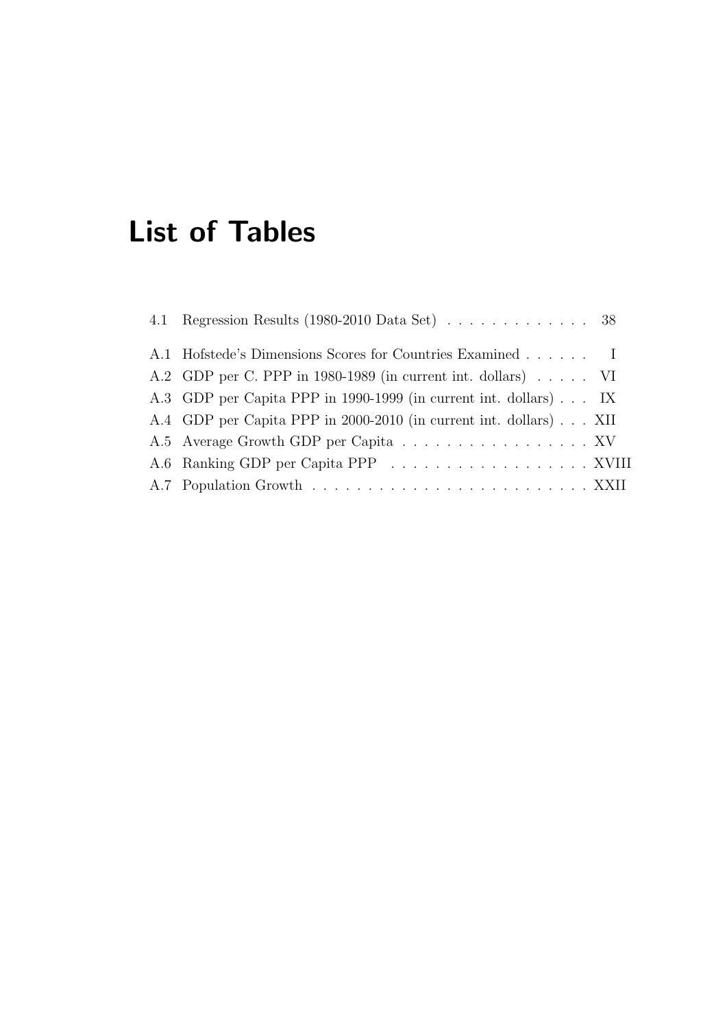# List of Tables

4.1 Regression Results (1980-2010 Data Set) . . . . . . . . . . . . . 38

A.1 Hofstede's Dimensions Scores for Countries Examined . . . . . . I
A.2 GDP per C. PPP in 1980-1989 (in current int. dollars) . . . . . VI
A.3 GDP per Capita PPP in 1990-1999 (in current int. dollars) . . . IX
A.4 GDP per Capita PPP in 2000-2010 (in current int. dollars) . . . XII
A.5 Average Growth GDP per Capita . . . . . . . . . . . . . . . . . XV
A.6 Ranking GDP per Capita PPP . . . . . . . . . . . . . . . . . XVIII
A.7 Population Growth . . . . . . . . . . . . . . . . . . . . . . . . XXII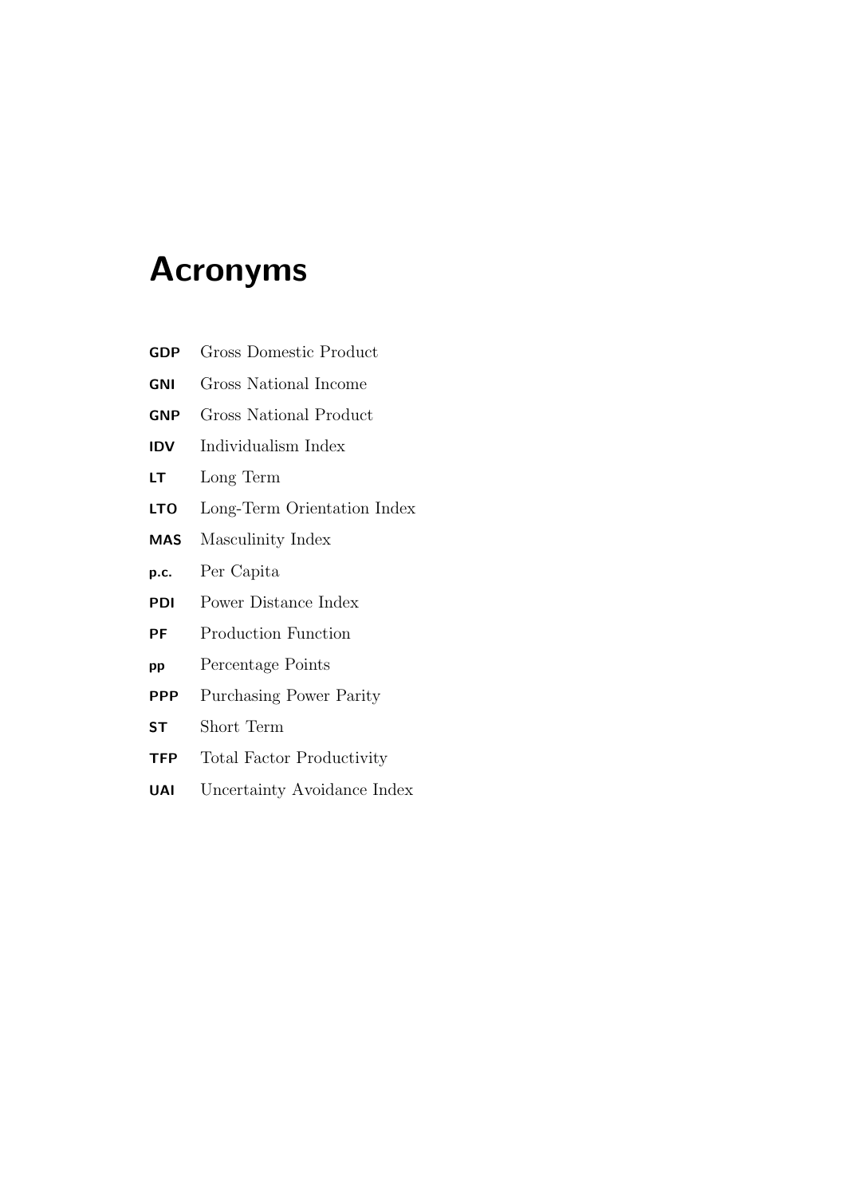# Acronyms

**GDP** Gross Domestic Product

**GNI** Gross National Income

**GNP** Gross National Product

**IDV** Individualism Index

**LT** Long Term

**LTO** Long-Term Orientation Index

**MAS** Masculinity Index

**p.c.** Per Capita

**PDI** Power Distance Index

**PF** Production Function

**pp** Percentage Points

**PPP** Purchasing Power Parity

**ST** Short Term

**TFP** Total Factor Productivity

**UAI** Uncertainty Avoidance Index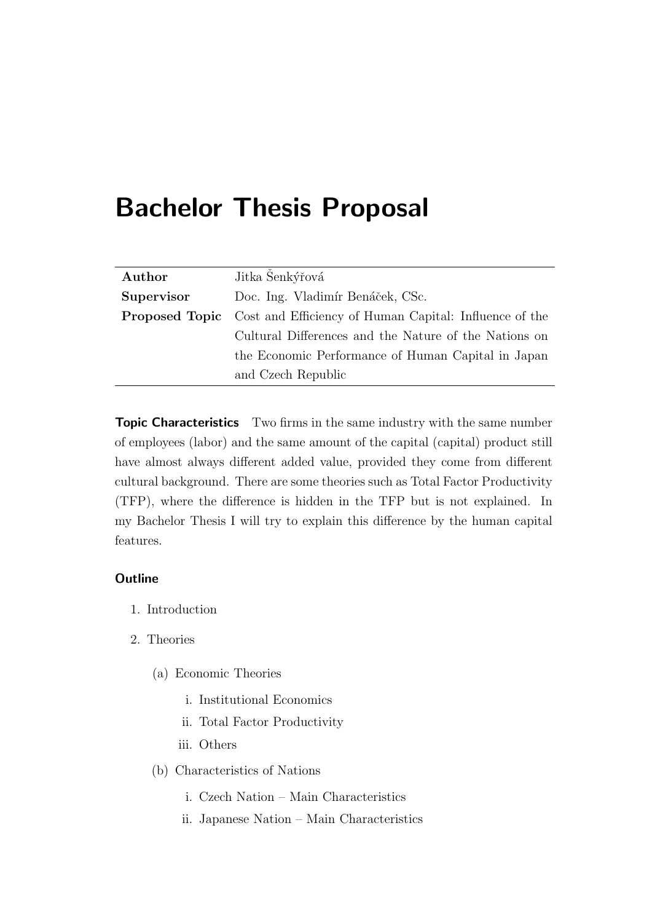# Bachelor Thesis Proposal

| | |
|---|---|
| **Author** | Jitka Šenkýřová |
| **Supervisor** | Doc. Ing. Vladimír Benáček, CSc. |
| **Proposed Topic** | Cost and Efficiency of Human Capital: Influence of the Cultural Differences and the Nature of the Nations on the Economic Performance of Human Capital in Japan and Czech Republic |

**Topic Characteristics** Two firms in the same industry with the same number of employees (labor) and the same amount of the capital (capital) product still have almost always different added value, provided they come from different cultural background. There are some theories such as Total Factor Productivity (TFP), where the difference is hidden in the TFP but is not explained. In my Bachelor Thesis I will try to explain this difference by the human capital features.

**Outline**

1. Introduction
2. Theories
   (a) Economic Theories
      i. Institutional Economics
      ii. Total Factor Productivity
      iii. Others
   (b) Characteristics of Nations
      i. Czech Nation – Main Characteristics
      ii. Japanese Nation – Main Characteristics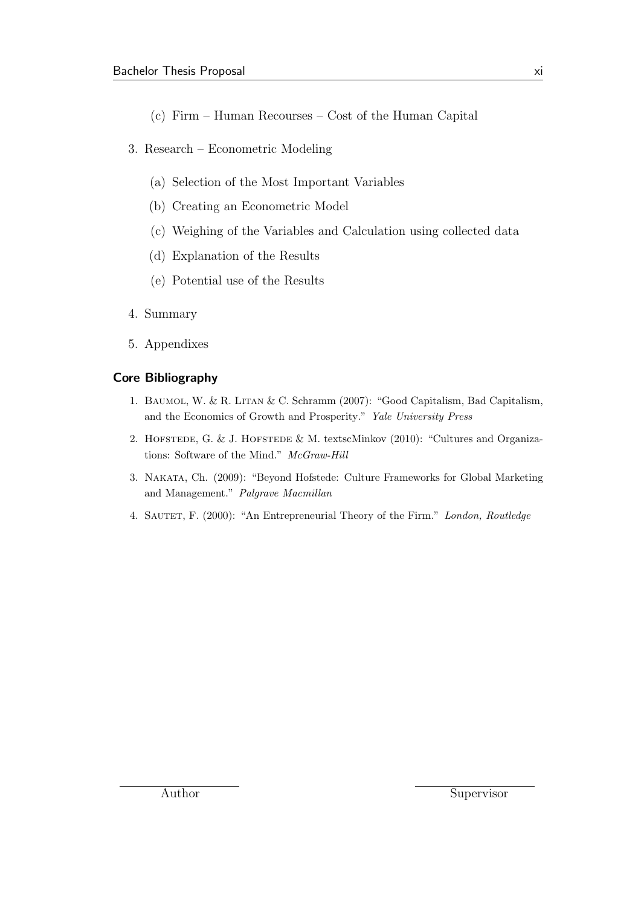(c) Firm – Human Recourses – Cost of the Human Capital

3. Research – Econometric Modeling

   (a) Selection of the Most Important Variables

   (b) Creating an Econometric Model

   (c) Weighing of the Variables and Calculation using collected data

   (d) Explanation of the Results

   (e) Potential use of the Results

4. Summary

5. Appendixes

### Core Bibliography

1. Baumol, W. & R. Litan & C. Schramm (2007): "Good Capitalism, Bad Capitalism, and the Economics of Growth and Prosperity." *Yale University Press*
2. Hofstede, G. & J. Hofstede & M. textscMinkov (2010): "Cultures and Organizations: Software of the Mind." *McGraw-Hill*
3. Nakata, Ch. (2009): "Beyond Hofstede: Culture Frameworks for Global Marketing and Management." *Palgrave Macmillan*
4. Sautet, F. (2000): "An Entrepreneurial Theory of the Firm." *London, Routledge*

Author

Supervisor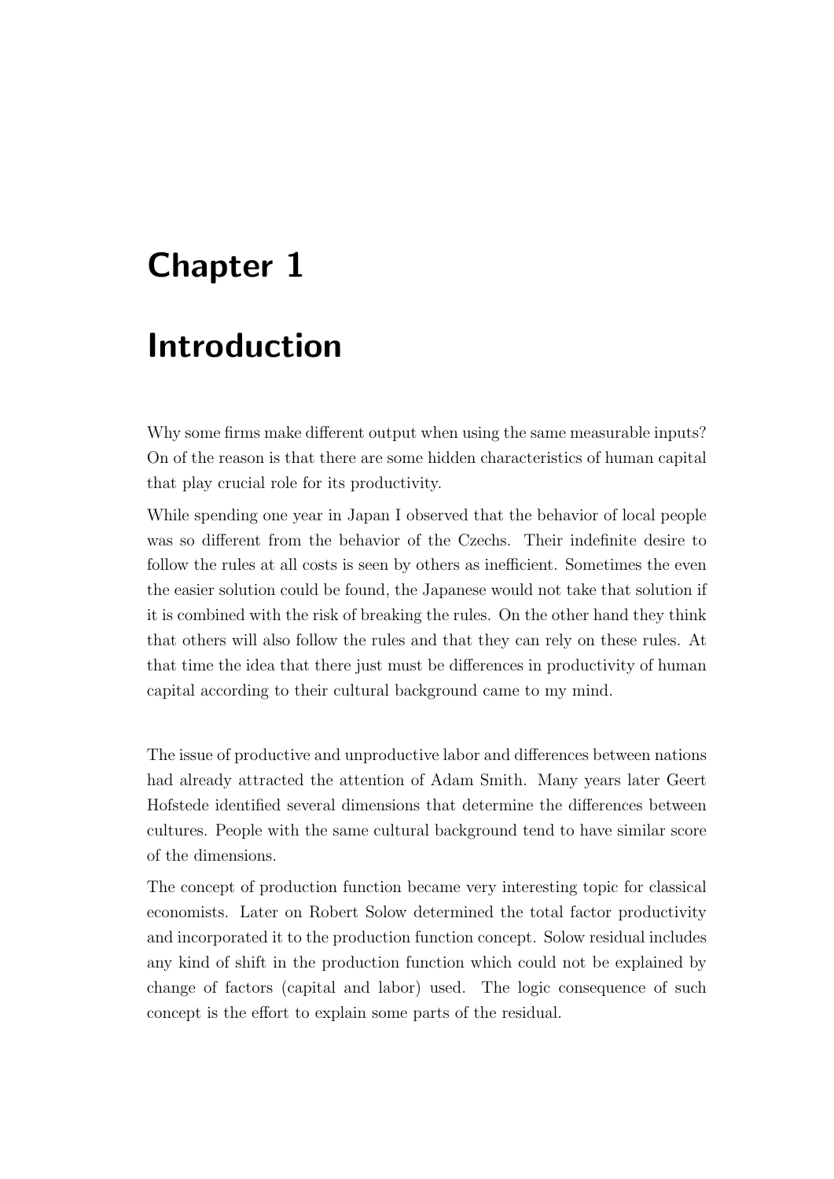# Chapter 1

# Introduction

Why some firms make different output when using the same measurable inputs? On of the reason is that there are some hidden characteristics of human capital that play crucial role for its productivity.

While spending one year in Japan I observed that the behavior of local people was so different from the behavior of the Czechs. Their indefinite desire to follow the rules at all costs is seen by others as inefficient. Sometimes the even the easier solution could be found, the Japanese would not take that solution if it is combined with the risk of breaking the rules. On the other hand they think that others will also follow the rules and that they can rely on these rules. At that time the idea that there just must be differences in productivity of human capital according to their cultural background came to my mind.

The issue of productive and unproductive labor and differences between nations had already attracted the attention of Adam Smith. Many years later Geert Hofstede identified several dimensions that determine the differences between cultures. People with the same cultural background tend to have similar score of the dimensions.

The concept of production function became very interesting topic for classical economists. Later on Robert Solow determined the total factor productivity and incorporated it to the production function concept. Solow residual includes any kind of shift in the production function which could not be explained by change of factors (capital and labor) used. The logic consequence of such concept is the effort to explain some parts of the residual.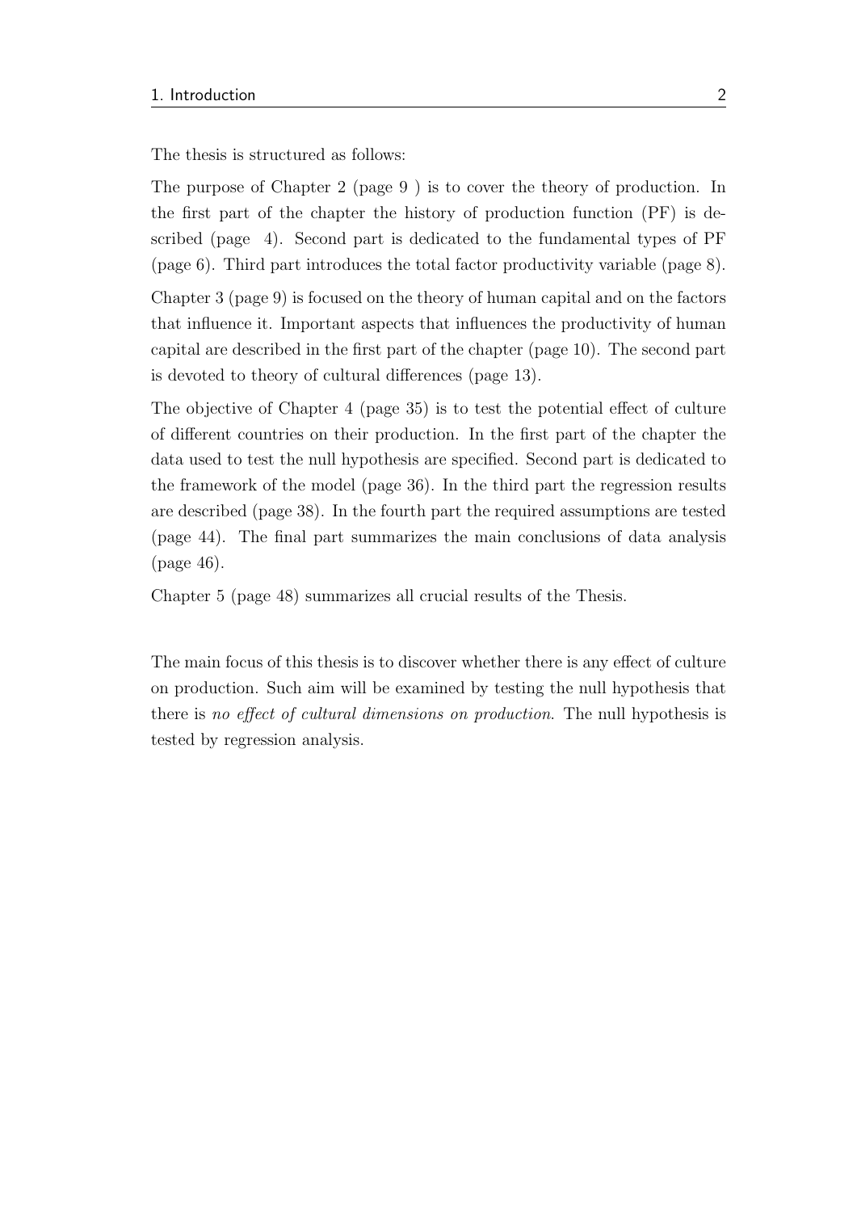The thesis is structured as follows:

The purpose of Chapter 2 (page 9 ) is to cover the theory of production. In the first part of the chapter the history of production function (PF) is described (page 4). Second part is dedicated to the fundamental types of PF (page 6). Third part introduces the total factor productivity variable (page 8).

Chapter 3 (page 9) is focused on the theory of human capital and on the factors that influence it. Important aspects that influences the productivity of human capital are described in the first part of the chapter (page 10). The second part is devoted to theory of cultural differences (page 13).

The objective of Chapter 4 (page 35) is to test the potential effect of culture of different countries on their production. In the first part of the chapter the data used to test the null hypothesis are specified. Second part is dedicated to the framework of the model (page 36). In the third part the regression results are described (page 38). In the fourth part the required assumptions are tested (page 44). The final part summarizes the main conclusions of data analysis (page 46).

Chapter 5 (page 48) summarizes all crucial results of the Thesis.

The main focus of this thesis is to discover whether there is any effect of culture on production. Such aim will be examined by testing the null hypothesis that there is *no effect of cultural dimensions on production*. The null hypothesis is tested by regression analysis.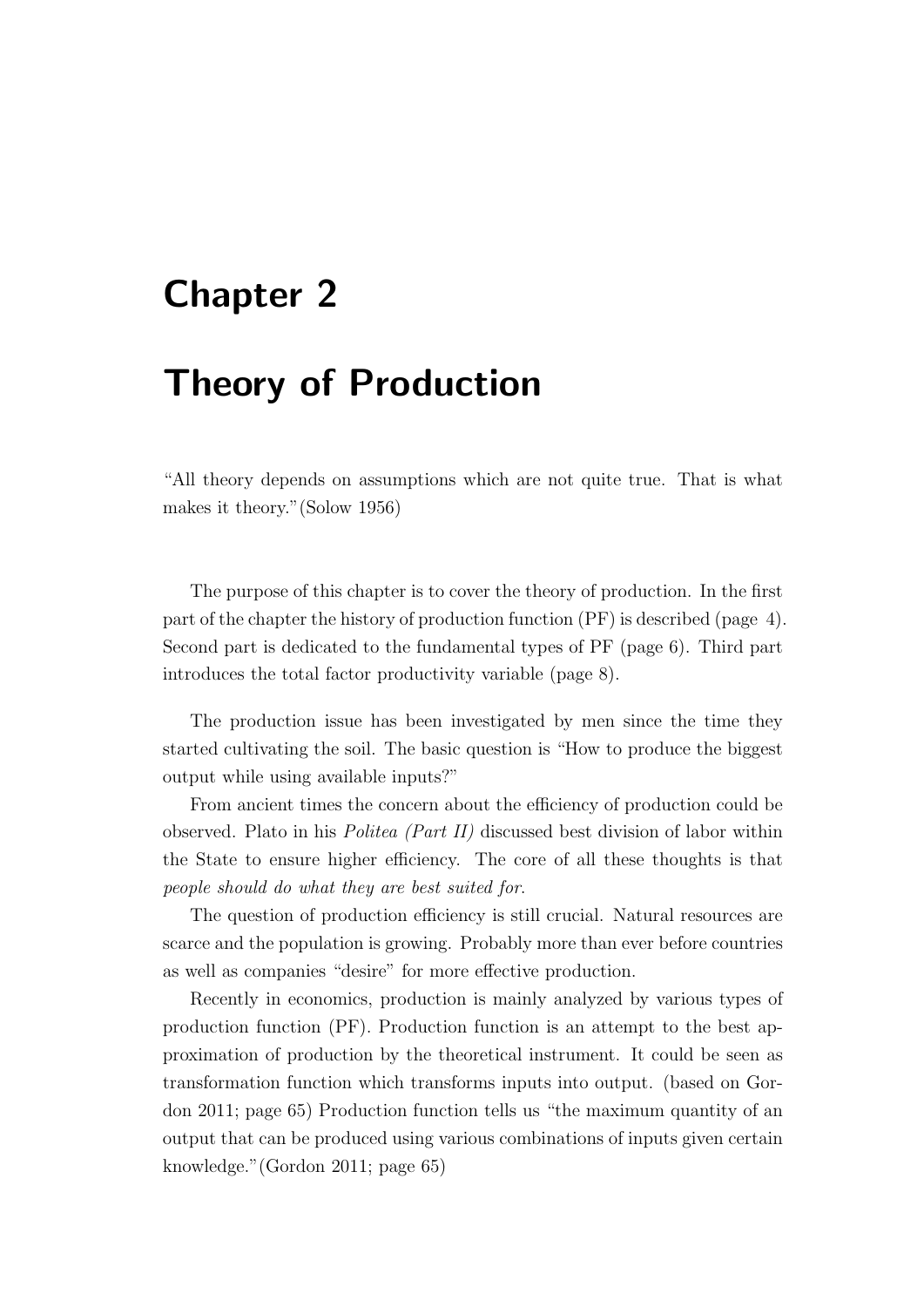# Chapter 2

# Theory of Production

"All theory depends on assumptions which are not quite true. That is what makes it theory."(Solow 1956)

The purpose of this chapter is to cover the theory of production. In the first part of the chapter the history of production function (PF) is described (page 4). Second part is dedicated to the fundamental types of PF (page 6). Third part introduces the total factor productivity variable (page 8).

The production issue has been investigated by men since the time they started cultivating the soil. The basic question is "How to produce the biggest output while using available inputs?"

From ancient times the concern about the efficiency of production could be observed. Plato in his *Politea (Part II)* discussed best division of labor within the State to ensure higher efficiency. The core of all these thoughts is that *people should do what they are best suited for*.

The question of production efficiency is still crucial. Natural resources are scarce and the population is growing. Probably more than ever before countries as well as companies "desire" for more effective production.

Recently in economics, production is mainly analyzed by various types of production function (PF). Production function is an attempt to the best approximation of production by the theoretical instrument. It could be seen as transformation function which transforms inputs into output. (based on Gordon 2011; page 65) Production function tells us "the maximum quantity of an output that can be produced using various combinations of inputs given certain knowledge."(Gordon 2011; page 65)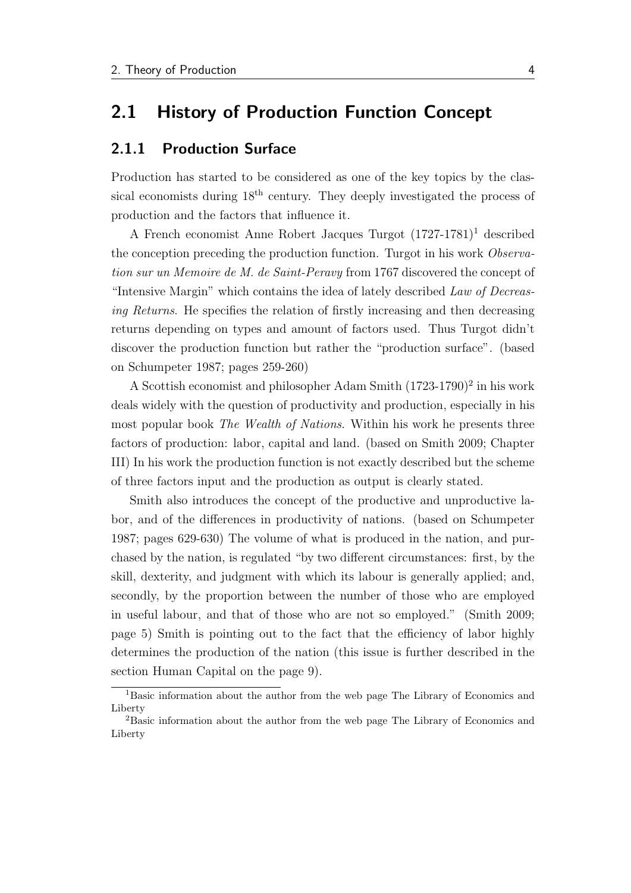## 2.1 History of Production Function Concept

### 2.1.1 Production Surface

Production has started to be considered as one of the key topics by the classical economists during $18^{th}$ century. They deeply investigated the process of production and the factors that influence it.

A French economist Anne Robert Jacques Turgot (1727-1781)[1] described the conception preceding the production function. Turgot in his work *Observation sur un Memoire de M. de Saint-Peravy* from 1767 discovered the concept of "Intensive Margin" which contains the idea of lately described *Law of Decreasing Returns*. He specifies the relation of firstly increasing and then decreasing returns depending on types and amount of factors used. Thus Turgot didn't discover the production function but rather the "production surface". (based on Schumpeter 1987; pages 259-260)

A Scottish economist and philosopher Adam Smith (1723-1790)[2] in his work deals widely with the question of productivity and production, especially in his most popular book *The Wealth of Nations*. Within his work he presents three factors of production: labor, capital and land. (based on Smith 2009; Chapter III) In his work the production function is not exactly described but the scheme of three factors input and the production as output is clearly stated.

Smith also introduces the concept of the productive and unproductive labor, and of the differences in productivity of nations. (based on Schumpeter 1987; pages 629-630) The volume of what is produced in the nation, and purchased by the nation, is regulated "by two different circumstances: first, by the skill, dexterity, and judgment with which its labour is generally applied; and, secondly, by the proportion between the number of those who are employed in useful labour, and that of those who are not so employed." (Smith 2009; page 5) Smith is pointing out to the fact that the efficiency of labor highly determines the production of the nation (this issue is further described in the section Human Capital on the page 9).

[1] Basic information about the author from the web page The Library of Economics and Liberty

[2] Basic information about the author from the web page The Library of Economics and Liberty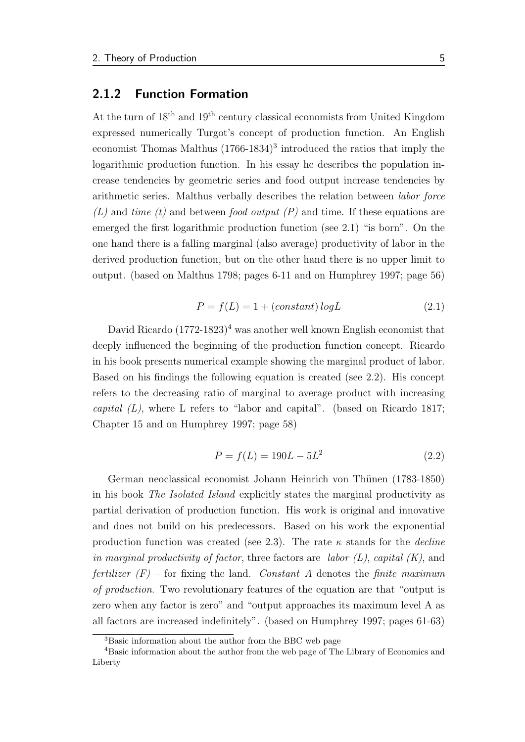### 2.1.2 Function Formation

At the turn of 18th and 19th century classical economists from United Kingdom expressed numerically Turgot's concept of production function. An English economist Thomas Malthus (1766-1834)[3] introduced the ratios that imply the logarithmic production function. In his essay he describes the population increase tendencies by geometric series and food output increase tendencies by arithmetic series. Malthus verbally describes the relation between *labor force (L)* and *time (t)* and between *food output (P)* and time. If these equations are emerged the first logarithmic production function (see 2.1) "is born". On the one hand there is a falling marginal (also average) productivity of labor in the derived production function, but on the other hand there is no upper limit to output. (based on Malthus 1798; pages 6-11 and on Humphrey 1997; page 56)

$$P = f(L) = 1 + (constant)\,logL \tag{2.1}$$

David Ricardo (1772-1823)[4] was another well known English economist that deeply influenced the beginning of the production function concept. Ricardo in his book presents numerical example showing the marginal product of labor. Based on his findings the following equation is created (see 2.2). His concept refers to the decreasing ratio of marginal to average product with increasing *capital (L)*, where L refers to "labor and capital". (based on Ricardo 1817; Chapter 15 and on Humphrey 1997; page 58)

$$P = f(L) = 190L - 5L^2 \tag{2.2}$$

German neoclassical economist Johann Heinrich von Thünen (1783-1850) in his book *The Isolated Island* explicitly states the marginal productivity as partial derivation of production function. His work is original and innovative and does not build on his predecessors. Based on his work the exponential production function was created (see 2.3). The rate $\kappa$ stands for the *decline in marginal productivity of factor*, three factors are *labor (L)*, *capital (K)*, and *fertilizer (F)* – for fixing the land. *Constant A* denotes the *finite maximum of production*. Two revolutionary features of the equation are that "output is zero when any factor is zero" and "output approaches its maximum level A as all factors are increased indefinitely". (based on Humphrey 1997; pages 61-63)

[3] Basic information about the author from the BBC web page

[4] Basic information about the author from the web page of The Library of Economics and Liberty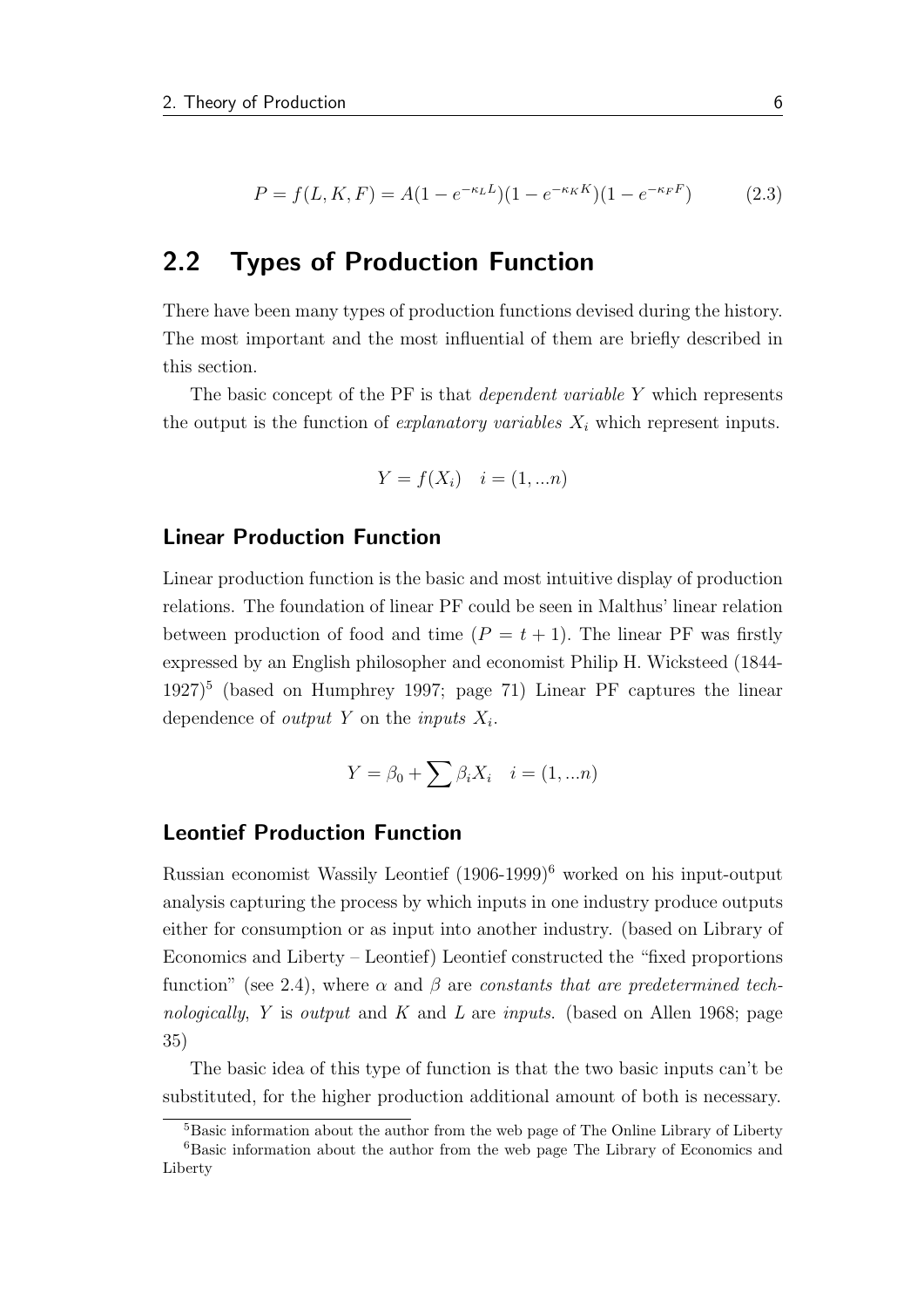$$P = f(L, K, F) = A(1 - e^{-\kappa_L L})(1 - e^{-\kappa_K K})(1 - e^{-\kappa_F F}) \tag{2.3}$$

## 2.2 Types of Production Function

There have been many types of production functions devised during the history. The most important and the most influential of them are briefly described in this section.

The basic concept of the PF is that *dependent variable* $Y$ which represents the output is the function of *explanatory variables* $X_i$ which represent inputs.

$$Y = f(X_i) \quad i = (1, ...n)$$

### Linear Production Function

Linear production function is the basic and most intuitive display of production relations. The foundation of linear PF could be seen in Malthus' linear relation between production of food and time ($P = t + 1$). The linear PF was firstly expressed by an English philosopher and economist Philip H. Wicksteed (1844-1927)[5] (based on Humphrey 1997; page 71) Linear PF captures the linear dependence of *output* $Y$ on the *inputs* $X_i$.

$$Y = \beta_0 + \sum \beta_i X_i \quad i = (1, ...n)$$

### Leontief Production Function

Russian economist Wassily Leontief (1906-1999)[6] worked on his input-output analysis capturing the process by which inputs in one industry produce outputs either for consumption or as input into another industry. (based on Library of Economics and Liberty – Leontief) Leontief constructed the "fixed proportions function" (see 2.4), where $\alpha$ and $\beta$ are *constants that are predetermined technologically*, $Y$ is *output* and $K$ and $L$ are *inputs*. (based on Allen 1968; page 35)

The basic idea of this type of function is that the two basic inputs can't be substituted, for the higher production additional amount of both is necessary.

[5] Basic information about the author from the web page of The Online Library of Liberty

[6] Basic information about the author from the web page The Library of Economics and Liberty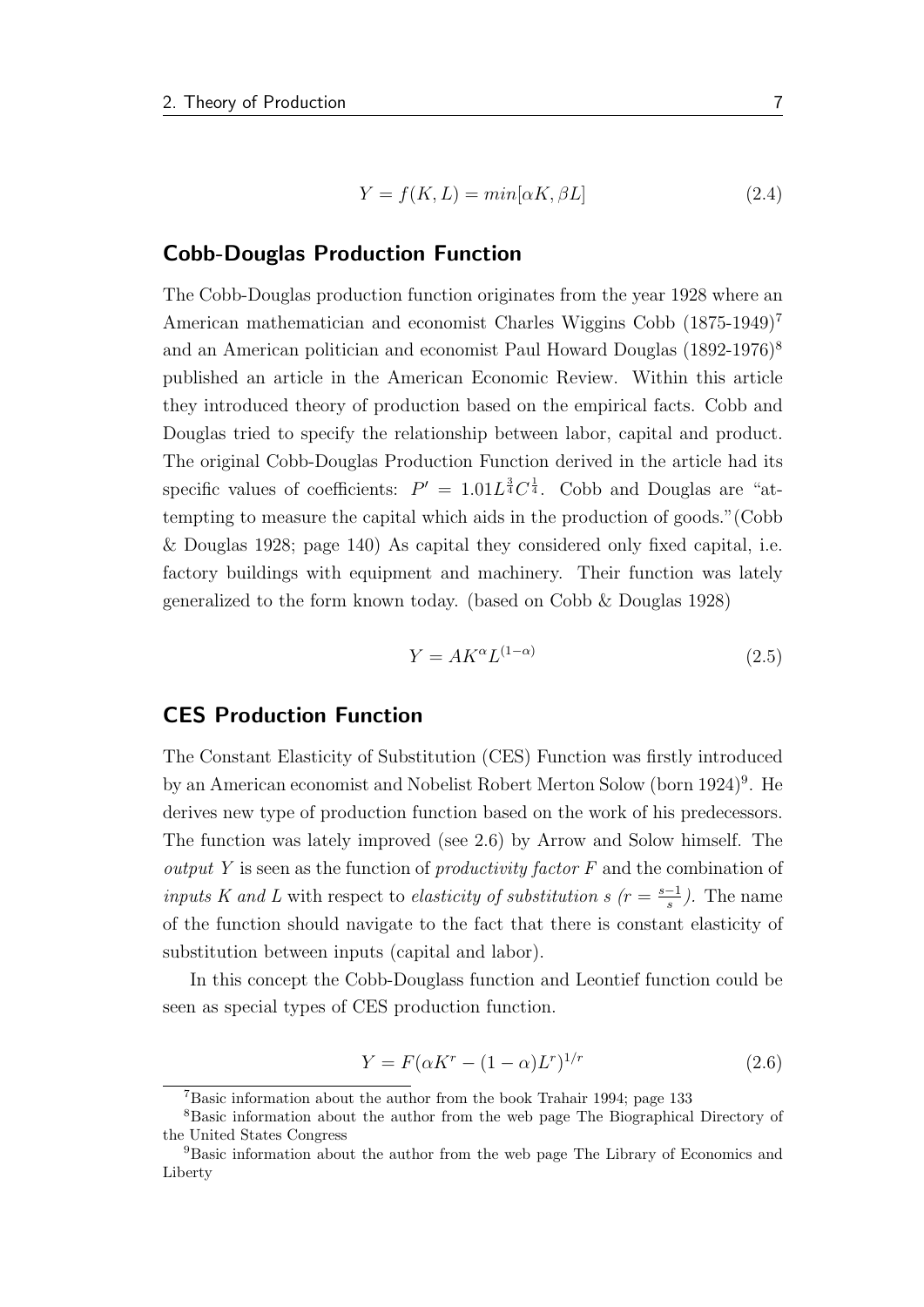$$Y = f(K, L) = min[\alpha K, \beta L] \tag{2.4}$$

## Cobb-Douglas Production Function

The Cobb-Douglas production function originates from the year 1928 where an American mathematician and economist Charles Wiggins Cobb (1875-1949)[7] and an American politician and economist Paul Howard Douglas (1892-1976)[8] published an article in the American Economic Review. Within this article they introduced theory of production based on the empirical facts. Cobb and Douglas tried to specify the relationship between labor, capital and product. The original Cobb-Douglas Production Function derived in the article had its specific values of coefficients: $P' = 1.01 L^{\frac{3}{4}} C^{\frac{1}{4}}$. Cobb and Douglas are "attempting to measure the capital which aids in the production of goods."(Cobb & Douglas 1928; page 140) As capital they considered only fixed capital, i.e. factory buildings with equipment and machinery. Their function was lately generalized to the form known today. (based on Cobb & Douglas 1928)

$$Y = AK^{\alpha} L^{(1-\alpha)} \tag{2.5}$$

## CES Production Function

The Constant Elasticity of Substitution (CES) Function was firstly introduced by an American economist and Nobelist Robert Merton Solow (born 1924)[9]. He derives new type of production function based on the work of his predecessors. The function was lately improved (see 2.6) by Arrow and Solow himself. The *output* $Y$ is seen as the function of *productivity factor* $F$ and the combination of *inputs* $K$ *and* $L$ with respect to *elasticity of substitution* $s$ *(*$r = \frac{s-1}{s}$*)*. The name of the function should navigate to the fact that there is constant elasticity of substitution between inputs (capital and labor).

In this concept the Cobb-Douglass function and Leontief function could be seen as special types of CES production function.

$$Y = F(\alpha K^{r} - (1-\alpha)L^{r})^{1/r} \tag{2.6}$$

---

[7] Basic information about the author from the book Trahair 1994; page 133

[8] Basic information about the author from the web page The Biographical Directory of the United States Congress

[9] Basic information about the author from the web page The Library of Economics and Liberty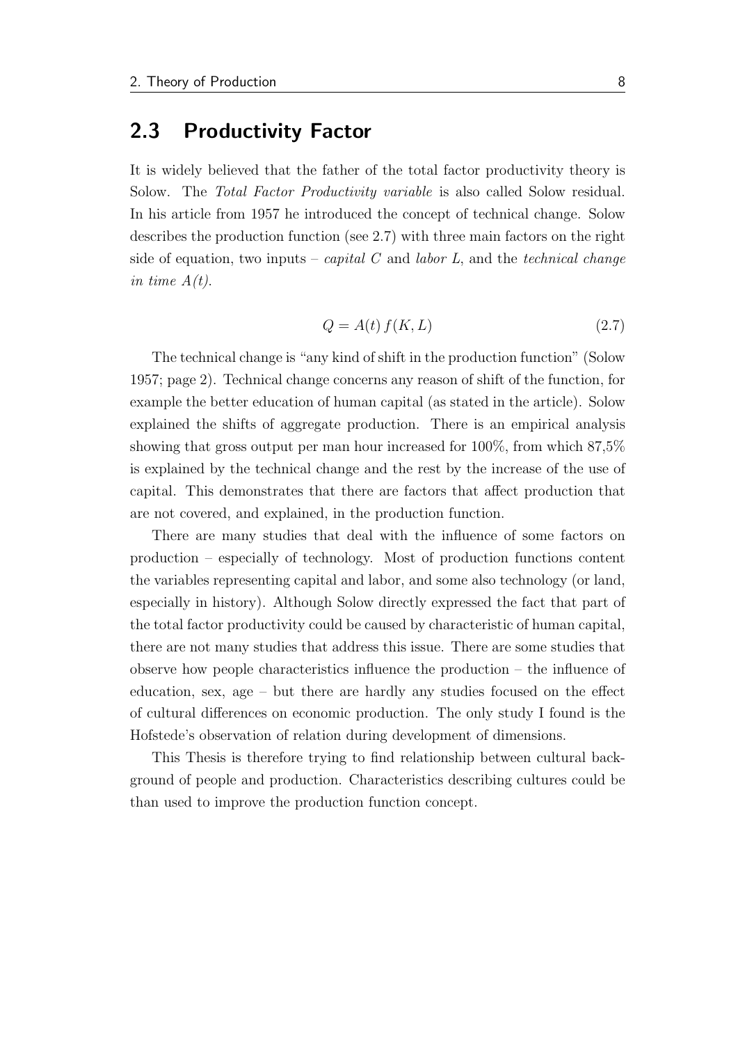## 2.3 Productivity Factor

It is widely believed that the father of the total factor productivity theory is Solow. The *Total Factor Productivity variable* is also called Solow residual. In his article from 1957 he introduced the concept of technical change. Solow describes the production function (see 2.7) with three main factors on the right side of equation, two inputs – *capital C* and *labor L*, and the *technical change in time A(t)*.

$$Q = A(t)\, f(K, L) \tag{2.7}$$

The technical change is "any kind of shift in the production function" (Solow 1957; page 2). Technical change concerns any reason of shift of the function, for example the better education of human capital (as stated in the article). Solow explained the shifts of aggregate production. There is an empirical analysis showing that gross output per man hour increased for 100%, from which 87,5% is explained by the technical change and the rest by the increase of the use of capital. This demonstrates that there are factors that affect production that are not covered, and explained, in the production function.

There are many studies that deal with the influence of some factors on production – especially of technology. Most of production functions content the variables representing capital and labor, and some also technology (or land, especially in history). Although Solow directly expressed the fact that part of the total factor productivity could be caused by characteristic of human capital, there are not many studies that address this issue. There are some studies that observe how people characteristics influence the production – the influence of education, sex, age – but there are hardly any studies focused on the effect of cultural differences on economic production. The only study I found is the Hofstede's observation of relation during development of dimensions.

This Thesis is therefore trying to find relationship between cultural background of people and production. Characteristics describing cultures could be than used to improve the production function concept.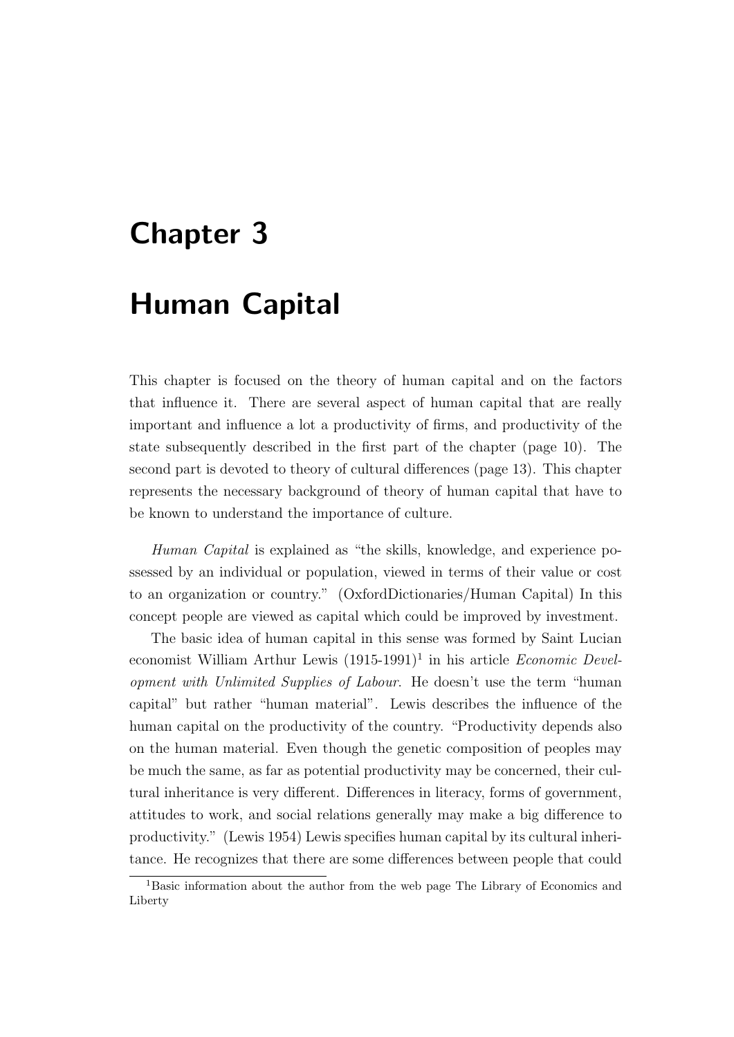# Chapter 3

# Human Capital

This chapter is focused on the theory of human capital and on the factors that influence it. There are several aspect of human capital that are really important and influence a lot a productivity of firms, and productivity of the state subsequently described in the first part of the chapter (page 10). The second part is devoted to theory of cultural differences (page 13). This chapter represents the necessary background of theory of human capital that have to be known to understand the importance of culture.

*Human Capital* is explained as "the skills, knowledge, and experience possessed by an individual or population, viewed in terms of their value or cost to an organization or country." (OxfordDictionaries/Human Capital) In this concept people are viewed as capital which could be improved by investment.

The basic idea of human capital in this sense was formed by Saint Lucian economist William Arthur Lewis (1915-1991)[1] in his article *Economic Development with Unlimited Supplies of Labour*. He doesn't use the term "human capital" but rather "human material". Lewis describes the influence of the human capital on the productivity of the country. "Productivity depends also on the human material. Even though the genetic composition of peoples may be much the same, as far as potential productivity may be concerned, their cultural inheritance is very different. Differences in literacy, forms of government, attitudes to work, and social relations generally may make a big difference to productivity." (Lewis 1954) Lewis specifies human capital by its cultural inheritance. He recognizes that there are some differences between people that could

[1] Basic information about the author from the web page The Library of Economics and Liberty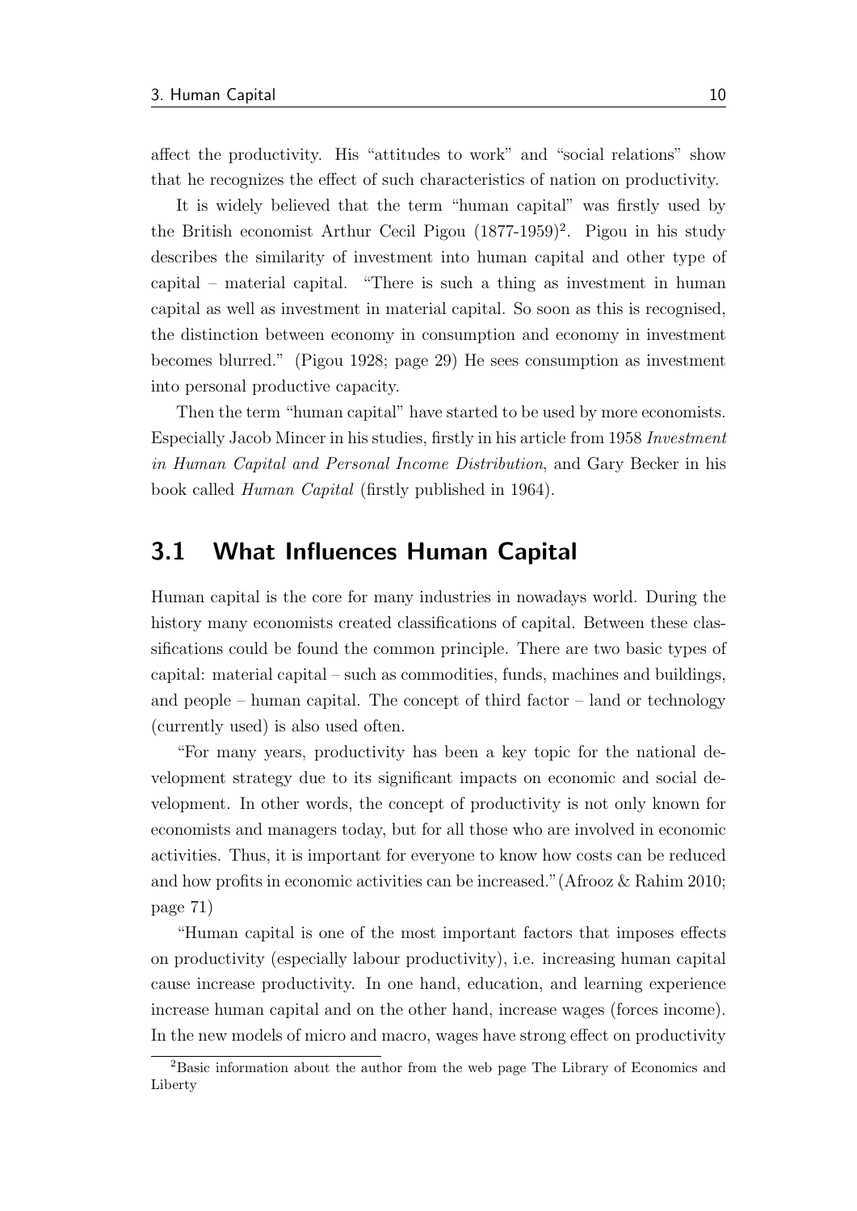affect the productivity. His "attitudes to work" and "social relations" show that he recognizes the effect of such characteristics of nation on productivity.

It is widely believed that the term "human capital" was firstly used by the British economist Arthur Cecil Pigou (1877-1959)[2]. Pigou in his study describes the similarity of investment into human capital and other type of capital – material capital. "There is such a thing as investment in human capital as well as investment in material capital. So soon as this is recognised, the distinction between economy in consumption and economy in investment becomes blurred." (Pigou 1928; page 29) He sees consumption as investment into personal productive capacity.

Then the term "human capital" have started to be used by more economists. Especially Jacob Mincer in his studies, firstly in his article from 1958 *Investment in Human Capital and Personal Income Distribution*, and Gary Becker in his book called *Human Capital* (firstly published in 1964).

## 3.1 What Influences Human Capital

Human capital is the core for many industries in nowadays world. During the history many economists created classifications of capital. Between these classifications could be found the common principle. There are two basic types of capital: material capital – such as commodities, funds, machines and buildings, and people – human capital. The concept of third factor – land or technology (currently used) is also used often.

"For many years, productivity has been a key topic for the national development strategy due to its significant impacts on economic and social development. In other words, the concept of productivity is not only known for economists and managers today, but for all those who are involved in economic activities. Thus, it is important for everyone to know how costs can be reduced and how profits in economic activities can be increased." (Afrooz & Rahim 2010; page 71)

"Human capital is one of the most important factors that imposes effects on productivity (especially labour productivity), i.e. increasing human capital cause increase productivity. In one hand, education, and learning experience increase human capital and on the other hand, increase wages (forces income). In the new models of micro and macro, wages have strong effect on productivity

[2] Basic information about the author from the web page The Library of Economics and Liberty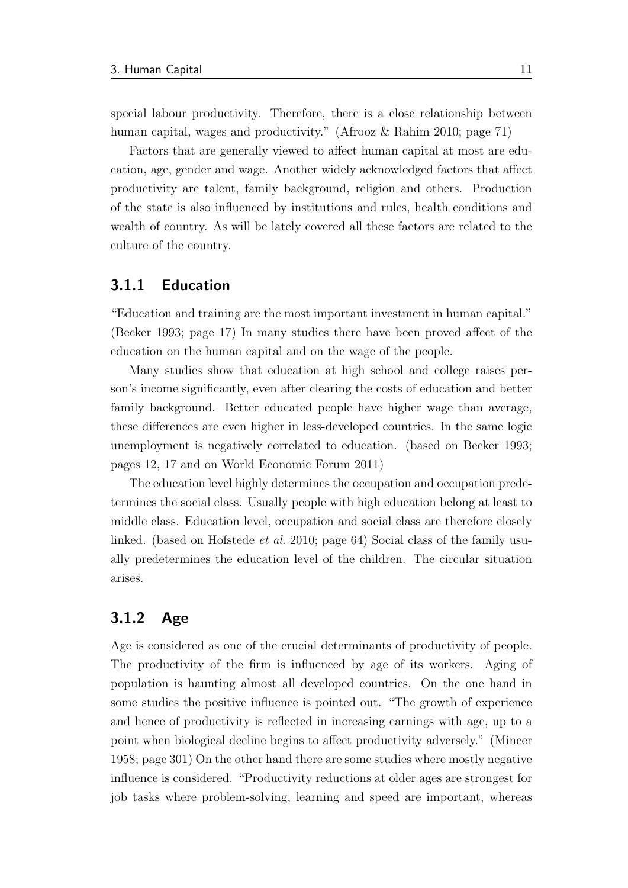special labour productivity. Therefore, there is a close relationship between human capital, wages and productivity." (Afrooz & Rahim 2010; page 71)

Factors that are generally viewed to affect human capital at most are education, age, gender and wage. Another widely acknowledged factors that affect productivity are talent, family background, religion and others. Production of the state is also influenced by institutions and rules, health conditions and wealth of country. As will be lately covered all these factors are related to the culture of the country.

### 3.1.1 Education

"Education and training are the most important investment in human capital." (Becker 1993; page 17) In many studies there have been proved affect of the education on the human capital and on the wage of the people.

Many studies show that education at high school and college raises person's income significantly, even after clearing the costs of education and better family background. Better educated people have higher wage than average, these differences are even higher in less-developed countries. In the same logic unemployment is negatively correlated to education. (based on Becker 1993; pages 12, 17 and on World Economic Forum 2011)

The education level highly determines the occupation and occupation predetermines the social class. Usually people with high education belong at least to middle class. Education level, occupation and social class are therefore closely linked. (based on Hofstede *et al.* 2010; page 64) Social class of the family usually predetermines the education level of the children. The circular situation arises.

### 3.1.2 Age

Age is considered as one of the crucial determinants of productivity of people. The productivity of the firm is influenced by age of its workers. Aging of population is haunting almost all developed countries. On the one hand in some studies the positive influence is pointed out. "The growth of experience and hence of productivity is reflected in increasing earnings with age, up to a point when biological decline begins to affect productivity adversely." (Mincer 1958; page 301) On the other hand there are some studies where mostly negative influence is considered. "Productivity reductions at older ages are strongest for job tasks where problem-solving, learning and speed are important, whereas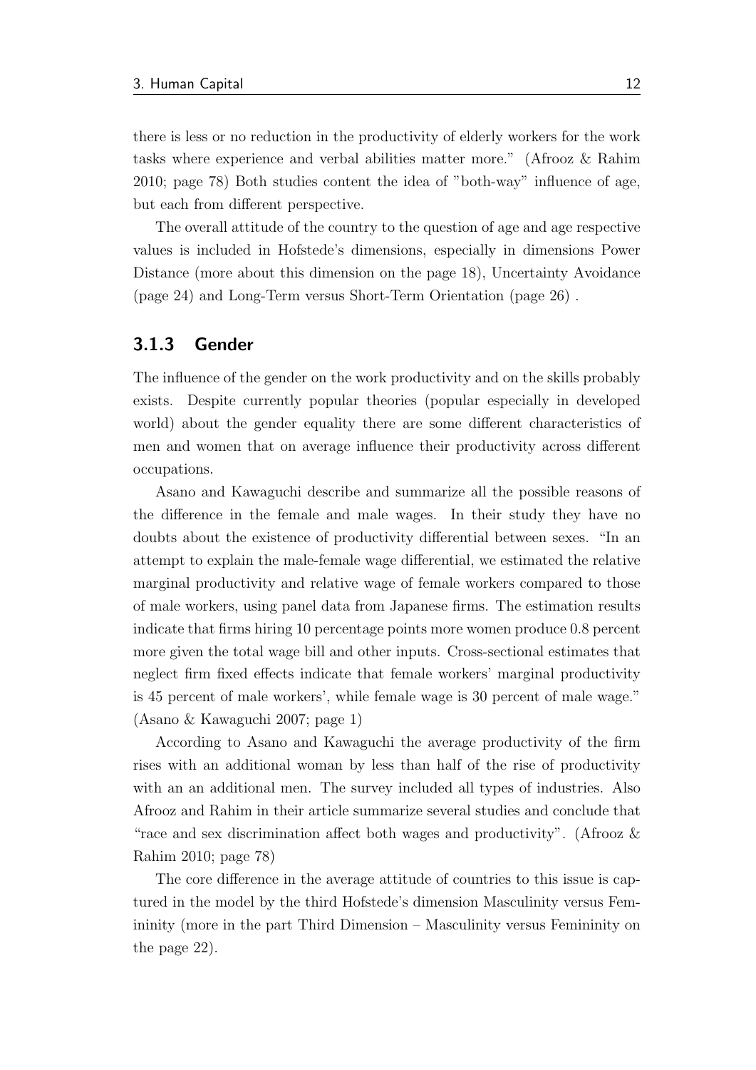there is less or no reduction in the productivity of elderly workers for the work tasks where experience and verbal abilities matter more." (Afrooz & Rahim 2010; page 78) Both studies content the idea of "both-way" influence of age, but each from different perspective.

The overall attitude of the country to the question of age and age respective values is included in Hofstede's dimensions, especially in dimensions Power Distance (more about this dimension on the page 18), Uncertainty Avoidance (page 24) and Long-Term versus Short-Term Orientation (page 26) .

### 3.1.3 Gender

The influence of the gender on the work productivity and on the skills probably exists. Despite currently popular theories (popular especially in developed world) about the gender equality there are some different characteristics of men and women that on average influence their productivity across different occupations.

Asano and Kawaguchi describe and summarize all the possible reasons of the difference in the female and male wages. In their study they have no doubts about the existence of productivity differential between sexes. "In an attempt to explain the male-female wage differential, we estimated the relative marginal productivity and relative wage of female workers compared to those of male workers, using panel data from Japanese firms. The estimation results indicate that firms hiring 10 percentage points more women produce 0.8 percent more given the total wage bill and other inputs. Cross-sectional estimates that neglect firm fixed effects indicate that female workers' marginal productivity is 45 percent of male workers', while female wage is 30 percent of male wage." (Asano & Kawaguchi 2007; page 1)

According to Asano and Kawaguchi the average productivity of the firm rises with an additional woman by less than half of the rise of productivity with an an additional men. The survey included all types of industries. Also Afrooz and Rahim in their article summarize several studies and conclude that "race and sex discrimination affect both wages and productivity". (Afrooz & Rahim 2010; page 78)

The core difference in the average attitude of countries to this issue is captured in the model by the third Hofstede's dimension Masculinity versus Femininity (more in the part Third Dimension – Masculinity versus Femininity on the page 22).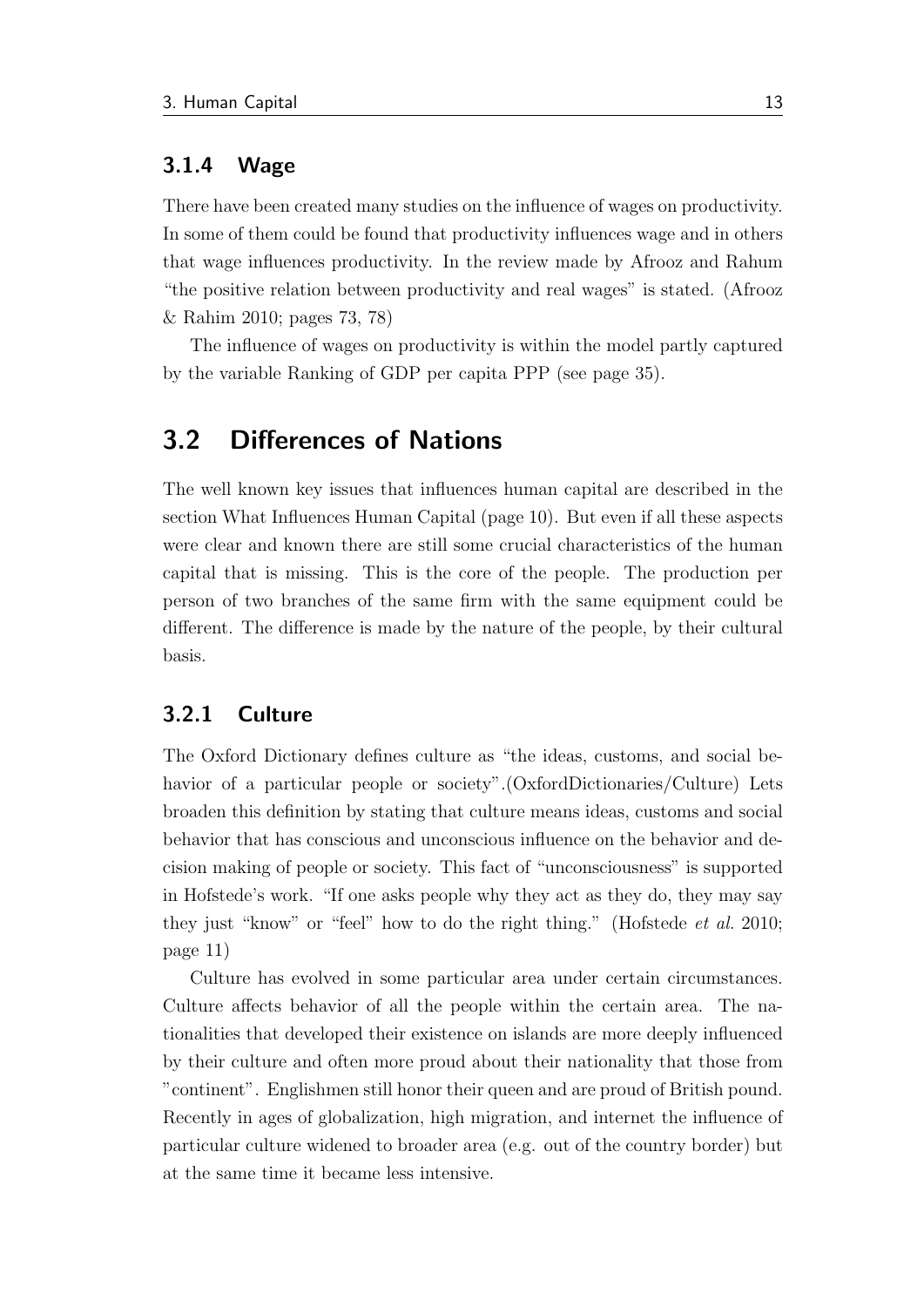### 3.1.4 Wage

There have been created many studies on the influence of wages on productivity. In some of them could be found that productivity influences wage and in others that wage influences productivity. In the review made by Afrooz and Rahum "the positive relation between productivity and real wages" is stated. (Afrooz & Rahim 2010; pages 73, 78)

The influence of wages on productivity is within the model partly captured by the variable Ranking of GDP per capita PPP (see page 35).

## 3.2 Differences of Nations

The well known key issues that influences human capital are described in the section What Influences Human Capital (page 10). But even if all these aspects were clear and known there are still some crucial characteristics of the human capital that is missing. This is the core of the people. The production per person of two branches of the same firm with the same equipment could be different. The difference is made by the nature of the people, by their cultural basis.

### 3.2.1 Culture

The Oxford Dictionary defines culture as "the ideas, customs, and social behavior of a particular people or society".(OxfordDictionaries/Culture) Lets broaden this definition by stating that culture means ideas, customs and social behavior that has conscious and unconscious influence on the behavior and decision making of people or society. This fact of "unconsciousness" is supported in Hofstede's work. "If one asks people why they act as they do, they may say they just "know" or "feel" how to do the right thing." (Hofstede *et al.* 2010; page 11)

Culture has evolved in some particular area under certain circumstances. Culture affects behavior of all the people within the certain area. The nationalities that developed their existence on islands are more deeply influenced by their culture and often more proud about their nationality that those from "continent". Englishmen still honor their queen and are proud of British pound. Recently in ages of globalization, high migration, and internet the influence of particular culture widened to broader area (e.g. out of the country border) but at the same time it became less intensive.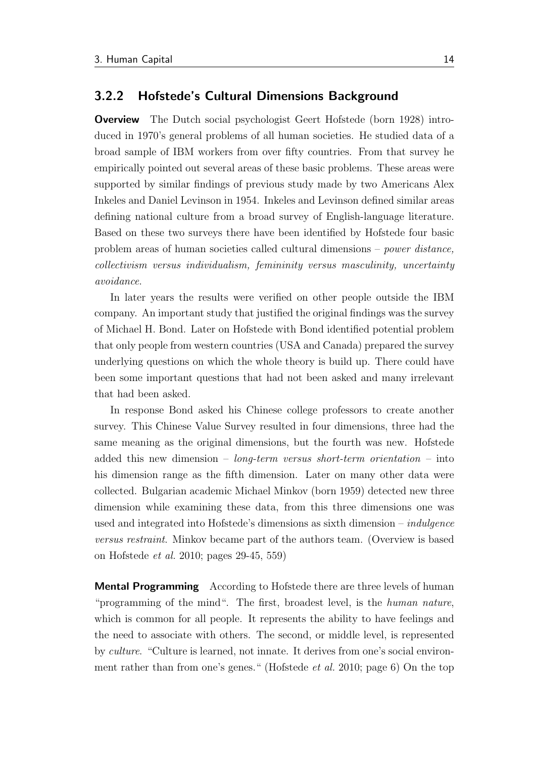### 3.2.2 Hofstede's Cultural Dimensions Background

**Overview** The Dutch social psychologist Geert Hofstede (born 1928) introduced in 1970's general problems of all human societies. He studied data of a broad sample of IBM workers from over fifty countries. From that survey he empirically pointed out several areas of these basic problems. These areas were supported by similar findings of previous study made by two Americans Alex Inkeles and Daniel Levinson in 1954. Inkeles and Levinson defined similar areas defining national culture from a broad survey of English-language literature. Based on these two surveys there have been identified by Hofstede four basic problem areas of human societies called cultural dimensions – *power distance, collectivism versus individualism, femininity versus masculinity, uncertainty avoidance*.

In later years the results were verified on other people outside the IBM company. An important study that justified the original findings was the survey of Michael H. Bond. Later on Hofstede with Bond identified potential problem that only people from western countries (USA and Canada) prepared the survey underlying questions on which the whole theory is build up. There could have been some important questions that had not been asked and many irrelevant that had been asked.

In response Bond asked his Chinese college professors to create another survey. This Chinese Value Survey resulted in four dimensions, three had the same meaning as the original dimensions, but the fourth was new. Hofstede added this new dimension – *long-term versus short-term orientation* – into his dimension range as the fifth dimension. Later on many other data were collected. Bulgarian academic Michael Minkov (born 1959) detected new three dimension while examining these data, from this three dimensions one was used and integrated into Hofstede's dimensions as sixth dimension – *indulgence versus restraint*. Minkov became part of the authors team. (Overview is based on Hofstede *et al.* 2010; pages 29-45, 559)

**Mental Programming** According to Hofstede there are three levels of human "programming of the mind". The first, broadest level, is the *human nature*, which is common for all people. It represents the ability to have feelings and the need to associate with others. The second, or middle level, is represented by *culture*. "Culture is learned, not innate. It derives from one's social environment rather than from one's genes." (Hofstede *et al.* 2010; page 6) On the top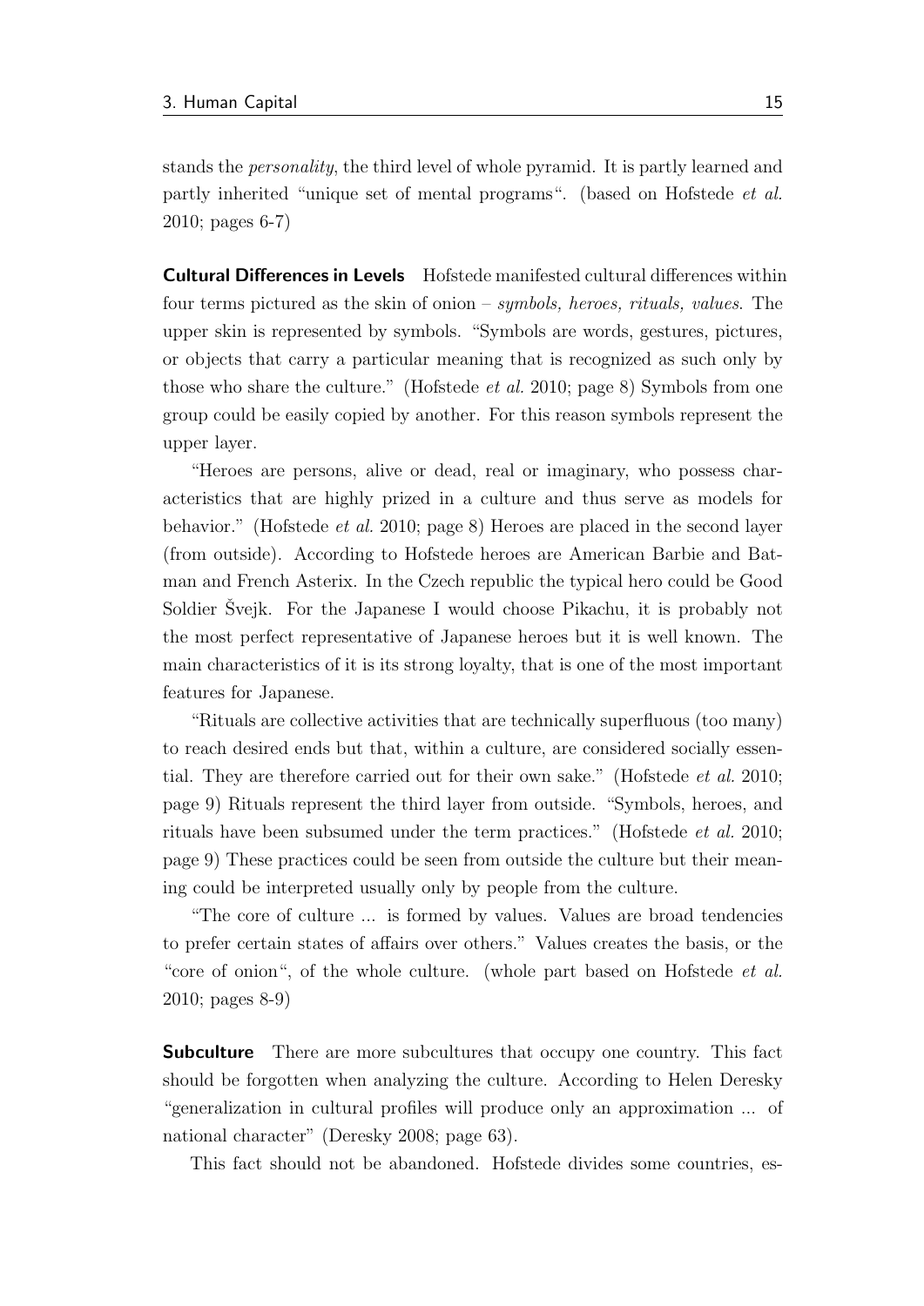stands the *personality*, the third level of whole pyramid. It is partly learned and partly inherited "unique set of mental programs". (based on Hofstede *et al.* 2010; pages 6-7)

**Cultural Differences in Levels** Hofstede manifested cultural differences within four terms pictured as the skin of onion – *symbols, heroes, rituals, values*. The upper skin is represented by symbols. "Symbols are words, gestures, pictures, or objects that carry a particular meaning that is recognized as such only by those who share the culture." (Hofstede *et al.* 2010; page 8) Symbols from one group could be easily copied by another. For this reason symbols represent the upper layer.

"Heroes are persons, alive or dead, real or imaginary, who possess characteristics that are highly prized in a culture and thus serve as models for behavior." (Hofstede *et al.* 2010; page 8) Heroes are placed in the second layer (from outside). According to Hofstede heroes are American Barbie and Batman and French Asterix. In the Czech republic the typical hero could be Good Soldier Švejk. For the Japanese I would choose Pikachu, it is probably not the most perfect representative of Japanese heroes but it is well known. The main characteristics of it is its strong loyalty, that is one of the most important features for Japanese.

"Rituals are collective activities that are technically superfluous (too many) to reach desired ends but that, within a culture, are considered socially essential. They are therefore carried out for their own sake." (Hofstede *et al.* 2010; page 9) Rituals represent the third layer from outside. "Symbols, heroes, and rituals have been subsumed under the term practices." (Hofstede *et al.* 2010; page 9) These practices could be seen from outside the culture but their meaning could be interpreted usually only by people from the culture.

"The core of culture ... is formed by values. Values are broad tendencies to prefer certain states of affairs over others." Values creates the basis, or the "core of onion", of the whole culture. (whole part based on Hofstede *et al.* 2010; pages 8-9)

**Subculture** There are more subcultures that occupy one country. This fact should be forgotten when analyzing the culture. According to Helen Deresky "generalization in cultural profiles will produce only an approximation ... of national character" (Deresky 2008; page 63).

This fact should not be abandoned. Hofstede divides some countries, es-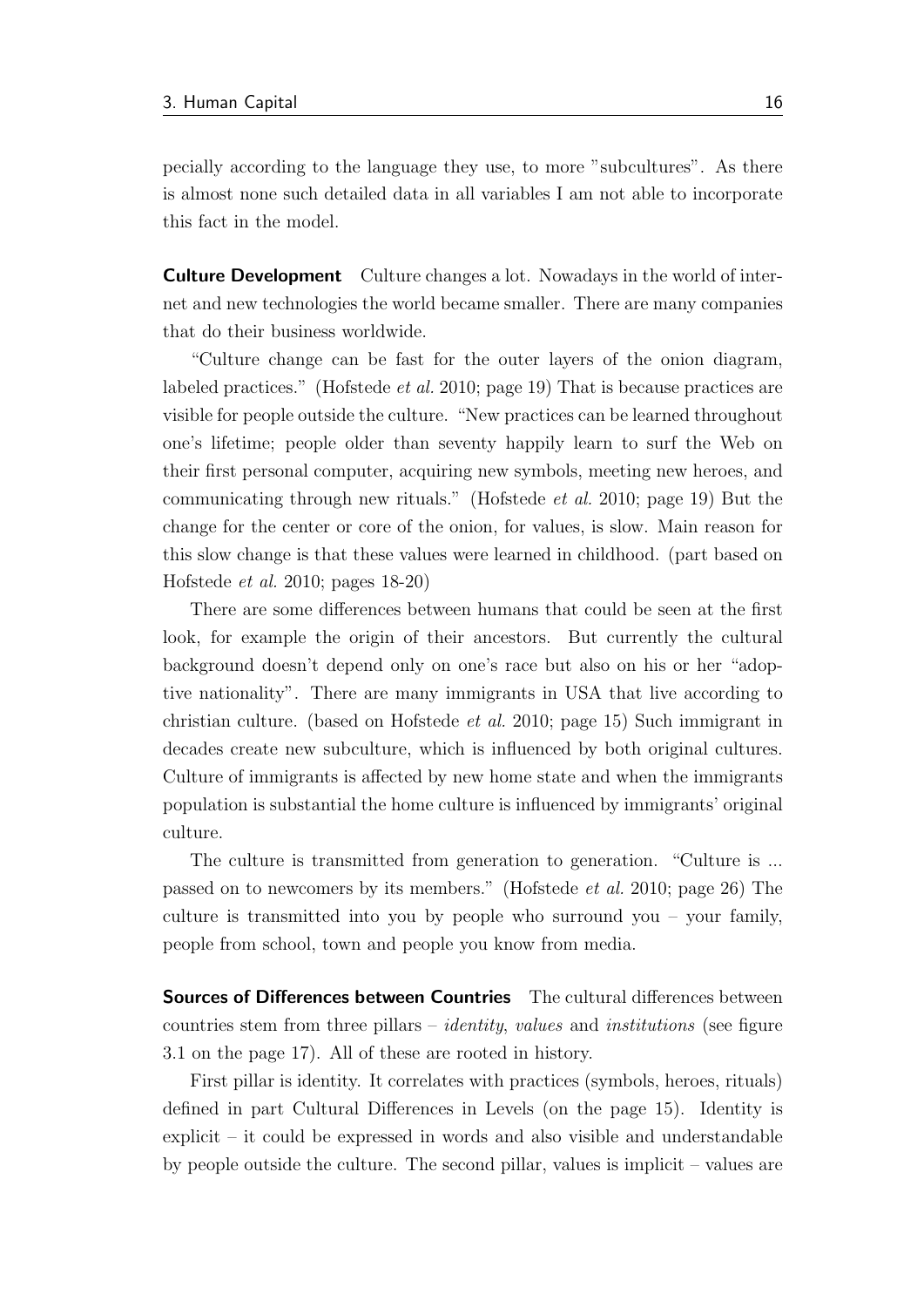pecially according to the language they use, to more "subcultures". As there is almost none such detailed data in all variables I am not able to incorporate this fact in the model.

**Culture Development** Culture changes a lot. Nowadays in the world of internet and new technologies the world became smaller. There are many companies that do their business worldwide.

"Culture change can be fast for the outer layers of the onion diagram, labeled practices." (Hofstede *et al.* 2010; page 19) That is because practices are visible for people outside the culture. "New practices can be learned throughout one's lifetime; people older than seventy happily learn to surf the Web on their first personal computer, acquiring new symbols, meeting new heroes, and communicating through new rituals." (Hofstede *et al.* 2010; page 19) But the change for the center or core of the onion, for values, is slow. Main reason for this slow change is that these values were learned in childhood. (part based on Hofstede *et al.* 2010; pages 18-20)

There are some differences between humans that could be seen at the first look, for example the origin of their ancestors. But currently the cultural background doesn't depend only on one's race but also on his or her "adoptive nationality". There are many immigrants in USA that live according to christian culture. (based on Hofstede *et al.* 2010; page 15) Such immigrant in decades create new subculture, which is influenced by both original cultures. Culture of immigrants is affected by new home state and when the immigrants population is substantial the home culture is influenced by immigrants' original culture.

The culture is transmitted from generation to generation. "Culture is ... passed on to newcomers by its members." (Hofstede *et al.* 2010; page 26) The culture is transmitted into you by people who surround you – your family, people from school, town and people you know from media.

**Sources of Differences between Countries** The cultural differences between countries stem from three pillars – *identity*, *values* and *institutions* (see figure 3.1 on the page 17). All of these are rooted in history.

First pillar is identity. It correlates with practices (symbols, heroes, rituals) defined in part Cultural Differences in Levels (on the page 15). Identity is explicit – it could be expressed in words and also visible and understandable by people outside the culture. The second pillar, values is implicit – values are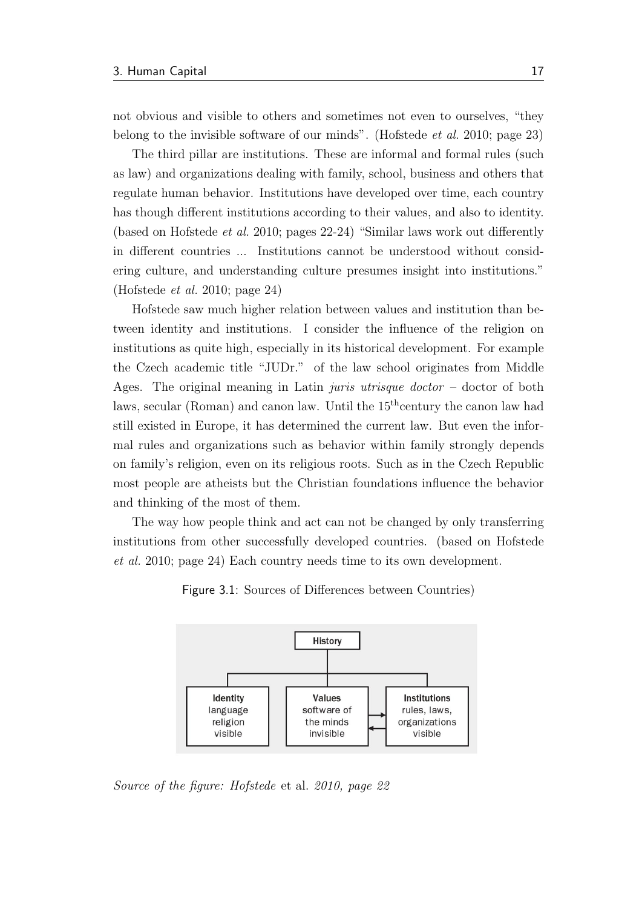not obvious and visible to others and sometimes not even to ourselves, "they belong to the invisible software of our minds". (Hofstede *et al.* 2010; page 23)

The third pillar are institutions. These are informal and formal rules (such as law) and organizations dealing with family, school, business and others that regulate human behavior. Institutions have developed over time, each country has though different institutions according to their values, and also to identity. (based on Hofstede *et al.* 2010; pages 22-24) "Similar laws work out differently in different countries ... Institutions cannot be understood without considering culture, and understanding culture presumes insight into institutions." (Hofstede *et al.* 2010; page 24)

Hofstede saw much higher relation between values and institution than between identity and institutions. I consider the influence of the religion on institutions as quite high, especially in its historical development. For example the Czech academic title "JUDr." of the law school originates from Middle Ages. The original meaning in Latin *juris utrisque doctor* – doctor of both laws, secular (Roman) and canon law. Until the 15$^{th}$century the canon law had still existed in Europe, it has determined the current law. But even the informal rules and organizations such as behavior within family strongly depends on family's religion, even on its religious roots. Such as in the Czech Republic most people are atheists but the Christian foundations influence the behavior and thinking of the most of them.

The way how people think and act can not be changed by only transferring institutions from other successfully developed countries. (based on Hofstede *et al.* 2010; page 24) Each country needs time to its own development.

Figure 3.1: Sources of Differences between Countries)

*Source of the figure: Hofstede* et al. *2010, page 22*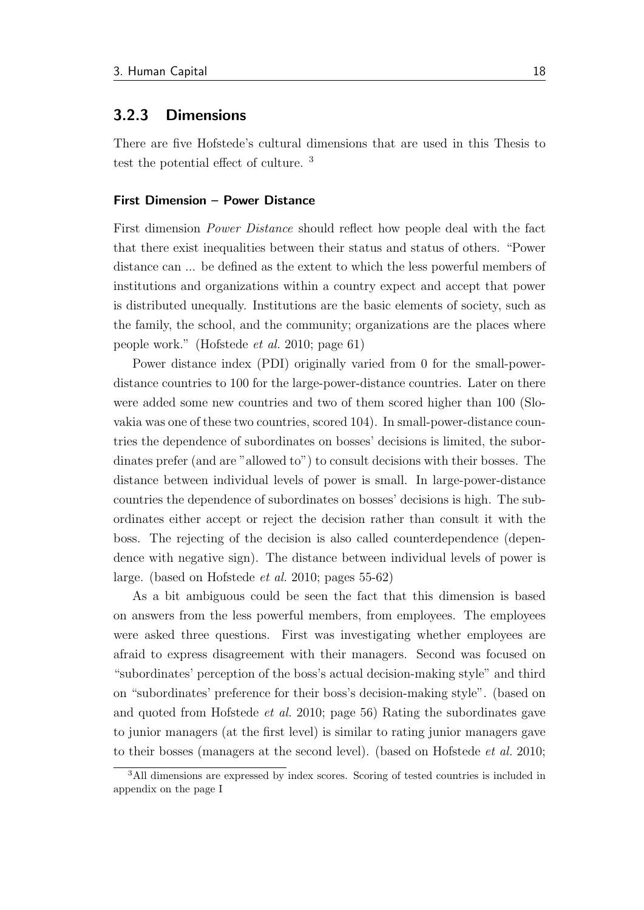### 3.2.3 Dimensions

There are five Hofstede's cultural dimensions that are used in this Thesis to test the potential effect of culture. [3]

#### First Dimension – Power Distance

First dimension *Power Distance* should reflect how people deal with the fact that there exist inequalities between their status and status of others. "Power distance can ... be defined as the extent to which the less powerful members of institutions and organizations within a country expect and accept that power is distributed unequally. Institutions are the basic elements of society, such as the family, the school, and the community; organizations are the places where people work." (Hofstede *et al.* 2010; page 61)

Power distance index (PDI) originally varied from 0 for the small-power-distance countries to 100 for the large-power-distance countries. Later on there were added some new countries and two of them scored higher than 100 (Slovakia was one of these two countries, scored 104). In small-power-distance countries the dependence of subordinates on bosses' decisions is limited, the subordinates prefer (and are "allowed to") to consult decisions with their bosses. The distance between individual levels of power is small. In large-power-distance countries the dependence of subordinates on bosses' decisions is high. The subordinates either accept or reject the decision rather than consult it with the boss. The rejecting of the decision is also called counterdependence (dependence with negative sign). The distance between individual levels of power is large. (based on Hofstede *et al.* 2010; pages 55-62)

As a bit ambiguous could be seen the fact that this dimension is based on answers from the less powerful members, from employees. The employees were asked three questions. First was investigating whether employees are afraid to express disagreement with their managers. Second was focused on "subordinates' perception of the boss's actual decision-making style" and third on "subordinates' preference for their boss's decision-making style". (based on and quoted from Hofstede *et al.* 2010; page 56) Rating the subordinates gave to junior managers (at the first level) is similar to rating junior managers gave to their bosses (managers at the second level). (based on Hofstede *et al.* 2010;

[3] All dimensions are expressed by index scores. Scoring of tested countries is included in appendix on the page I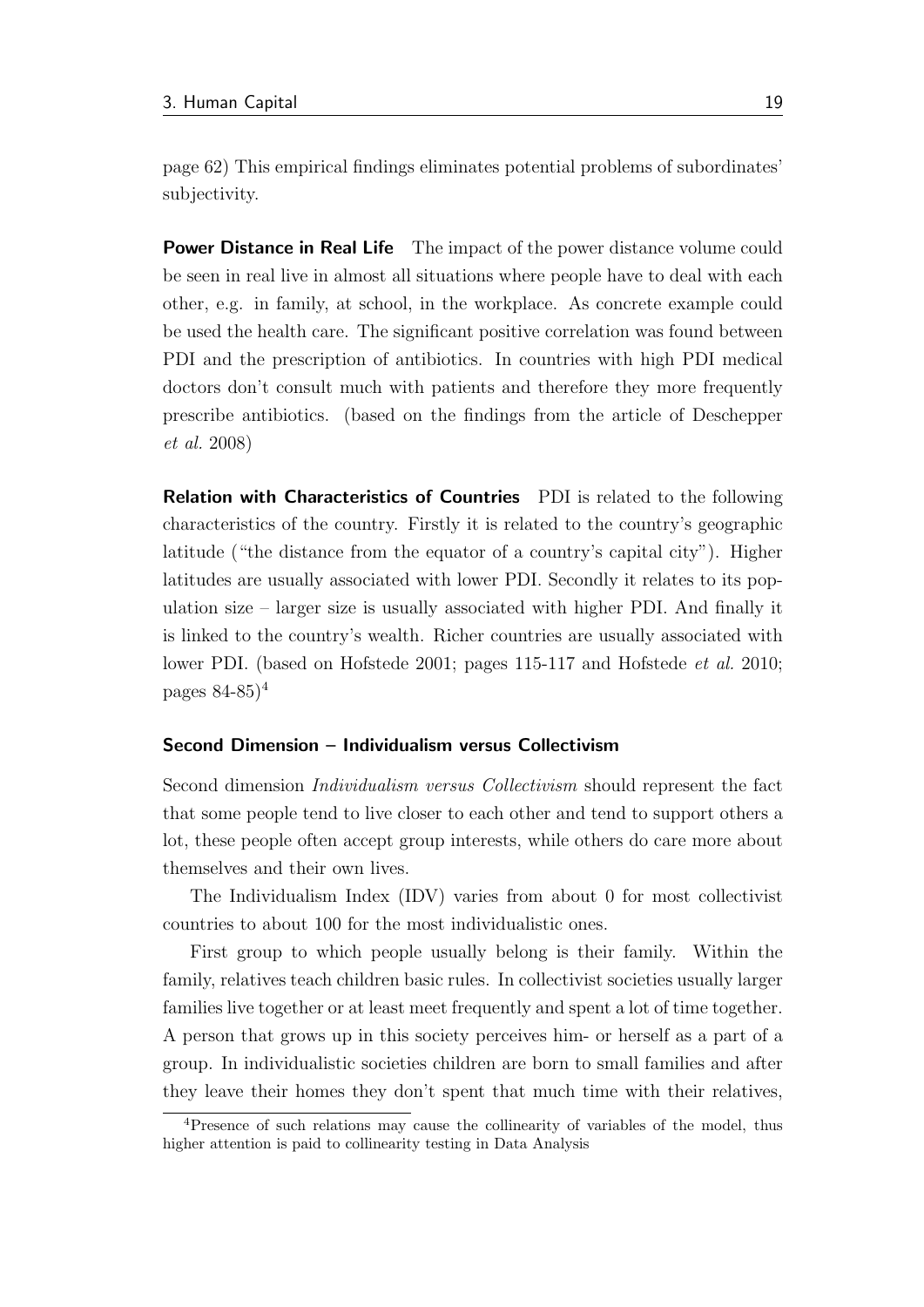page 62) This empirical findings eliminates potential problems of subordinates' subjectivity.

**Power Distance in Real Life** The impact of the power distance volume could be seen in real live in almost all situations where people have to deal with each other, e.g. in family, at school, in the workplace. As concrete example could be used the health care. The significant positive correlation was found between PDI and the prescription of antibiotics. In countries with high PDI medical doctors don't consult much with patients and therefore they more frequently prescribe antibiotics. (based on the findings from the article of Deschepper *et al.* 2008)

**Relation with Characteristics of Countries** PDI is related to the following characteristics of the country. Firstly it is related to the country's geographic latitude ("the distance from the equator of a country's capital city"). Higher latitudes are usually associated with lower PDI. Secondly it relates to its population size – larger size is usually associated with higher PDI. And finally it is linked to the country's wealth. Richer countries are usually associated with lower PDI. (based on Hofstede 2001; pages 115-117 and Hofstede *et al.* 2010; pages 84-85)[4]

### Second Dimension – Individualism versus Collectivism

Second dimension *Individualism versus Collectivism* should represent the fact that some people tend to live closer to each other and tend to support others a lot, these people often accept group interests, while others do care more about themselves and their own lives.

The Individualism Index (IDV) varies from about 0 for most collectivist countries to about 100 for the most individualistic ones.

First group to which people usually belong is their family. Within the family, relatives teach children basic rules. In collectivist societies usually larger families live together or at least meet frequently and spent a lot of time together. A person that grows up in this society perceives him- or herself as a part of a group. In individualistic societies children are born to small families and after they leave their homes they don't spent that much time with their relatives,

[4] Presence of such relations may cause the collinearity of variables of the model, thus higher attention is paid to collinearity testing in Data Analysis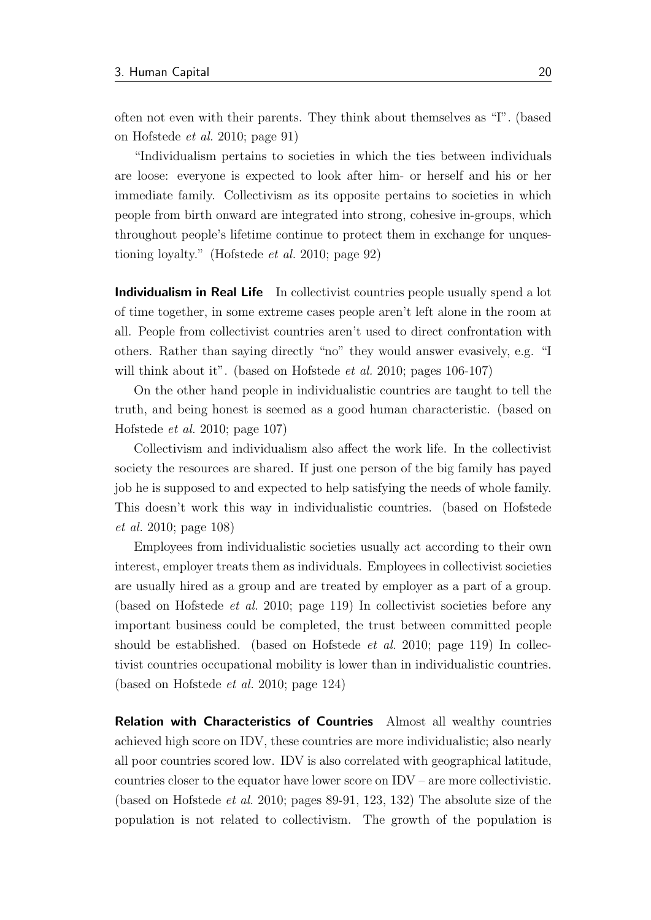often not even with their parents. They think about themselves as "I". (based on Hofstede *et al.* 2010; page 91)

"Individualism pertains to societies in which the ties between individuals are loose: everyone is expected to look after him- or herself and his or her immediate family. Collectivism as its opposite pertains to societies in which people from birth onward are integrated into strong, cohesive in-groups, which throughout people's lifetime continue to protect them in exchange for unquestioning loyalty." (Hofstede *et al.* 2010; page 92)

**Individualism in Real Life** In collectivist countries people usually spend a lot of time together, in some extreme cases people aren't left alone in the room at all. People from collectivist countries aren't used to direct confrontation with others. Rather than saying directly "no" they would answer evasively, e.g. "I will think about it". (based on Hofstede *et al.* 2010; pages 106-107)

On the other hand people in individualistic countries are taught to tell the truth, and being honest is seemed as a good human characteristic. (based on Hofstede *et al.* 2010; page 107)

Collectivism and individualism also affect the work life. In the collectivist society the resources are shared. If just one person of the big family has payed job he is supposed to and expected to help satisfying the needs of whole family. This doesn't work this way in individualistic countries. (based on Hofstede *et al.* 2010; page 108)

Employees from individualistic societies usually act according to their own interest, employer treats them as individuals. Employees in collectivist societies are usually hired as a group and are treated by employer as a part of a group. (based on Hofstede *et al.* 2010; page 119) In collectivist societies before any important business could be completed, the trust between committed people should be established. (based on Hofstede *et al.* 2010; page 119) In collectivist countries occupational mobility is lower than in individualistic countries. (based on Hofstede *et al.* 2010; page 124)

**Relation with Characteristics of Countries** Almost all wealthy countries achieved high score on IDV, these countries are more individualistic; also nearly all poor countries scored low. IDV is also correlated with geographical latitude, countries closer to the equator have lower score on IDV – are more collectivistic. (based on Hofstede *et al.* 2010; pages 89-91, 123, 132) The absolute size of the population is not related to collectivism. The growth of the population is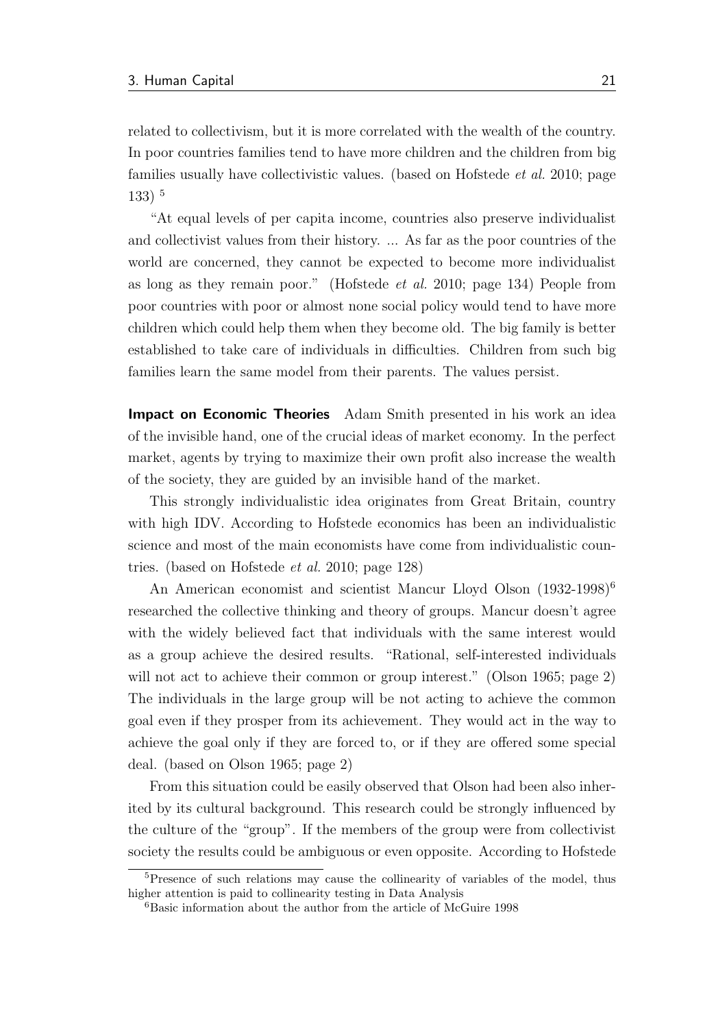related to collectivism, but it is more correlated with the wealth of the country. In poor countries families tend to have more children and the children from big families usually have collectivistic values. (based on Hofstede *et al.* 2010; page 133) [5]

"At equal levels of per capita income, countries also preserve individualist and collectivist values from their history. ... As far as the poor countries of the world are concerned, they cannot be expected to become more individualist as long as they remain poor." (Hofstede *et al.* 2010; page 134) People from poor countries with poor or almost none social policy would tend to have more children which could help them when they become old. The big family is better established to take care of individuals in difficulties. Children from such big families learn the same model from their parents. The values persist.

**Impact on Economic Theories** Adam Smith presented in his work an idea of the invisible hand, one of the crucial ideas of market economy. In the perfect market, agents by trying to maximize their own profit also increase the wealth of the society, they are guided by an invisible hand of the market.

This strongly individualistic idea originates from Great Britain, country with high IDV. According to Hofstede economics has been an individualistic science and most of the main economists have come from individualistic countries. (based on Hofstede *et al.* 2010; page 128)

An American economist and scientist Mancur Lloyd Olson (1932-1998)[6] researched the collective thinking and theory of groups. Mancur doesn't agree with the widely believed fact that individuals with the same interest would as a group achieve the desired results. "Rational, self-interested individuals will not act to achieve their common or group interest." (Olson 1965; page 2) The individuals in the large group will be not acting to achieve the common goal even if they prosper from its achievement. They would act in the way to achieve the goal only if they are forced to, or if they are offered some special deal. (based on Olson 1965; page 2)

From this situation could be easily observed that Olson had been also inherited by its cultural background. This research could be strongly influenced by the culture of the "group". If the members of the group were from collectivist society the results could be ambiguous or even opposite. According to Hofstede

---

[5] Presence of such relations may cause the collinearity of variables of the model, thus higher attention is paid to collinearity testing in Data Analysis

[6] Basic information about the author from the article of McGuire 1998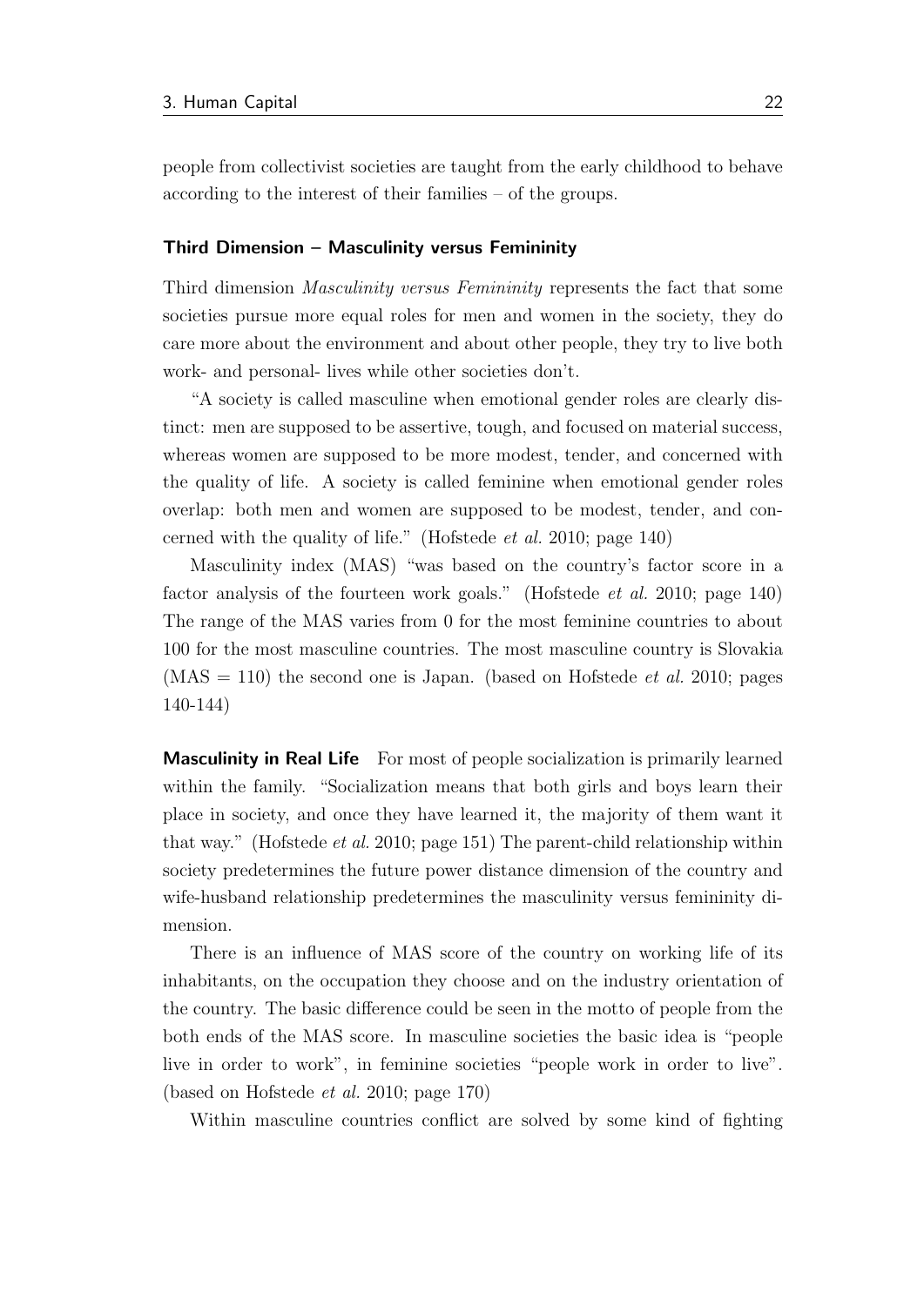people from collectivist societies are taught from the early childhood to behave according to the interest of their families – of the groups.

### Third Dimension – Masculinity versus Femininity

Third dimension *Masculinity versus Femininity* represents the fact that some societies pursue more equal roles for men and women in the society, they do care more about the environment and about other people, they try to live both work- and personal- lives while other societies don't.

"A society is called masculine when emotional gender roles are clearly distinct: men are supposed to be assertive, tough, and focused on material success, whereas women are supposed to be more modest, tender, and concerned with the quality of life. A society is called feminine when emotional gender roles overlap: both men and women are supposed to be modest, tender, and concerned with the quality of life." (Hofstede *et al.* 2010; page 140)

Masculinity index (MAS) "was based on the country's factor score in a factor analysis of the fourteen work goals." (Hofstede *et al.* 2010; page 140) The range of the MAS varies from 0 for the most feminine countries to about 100 for the most masculine countries. The most masculine country is Slovakia (MAS = 110) the second one is Japan. (based on Hofstede *et al.* 2010; pages 140-144)

**Masculinity in Real Life** For most of people socialization is primarily learned within the family. "Socialization means that both girls and boys learn their place in society, and once they have learned it, the majority of them want it that way." (Hofstede *et al.* 2010; page 151) The parent-child relationship within society predetermines the future power distance dimension of the country and wife-husband relationship predetermines the masculinity versus femininity dimension.

There is an influence of MAS score of the country on working life of its inhabitants, on the occupation they choose and on the industry orientation of the country. The basic difference could be seen in the motto of people from the both ends of the MAS score. In masculine societies the basic idea is "people live in order to work", in feminine societies "people work in order to live". (based on Hofstede *et al.* 2010; page 170)

Within masculine countries conflict are solved by some kind of fighting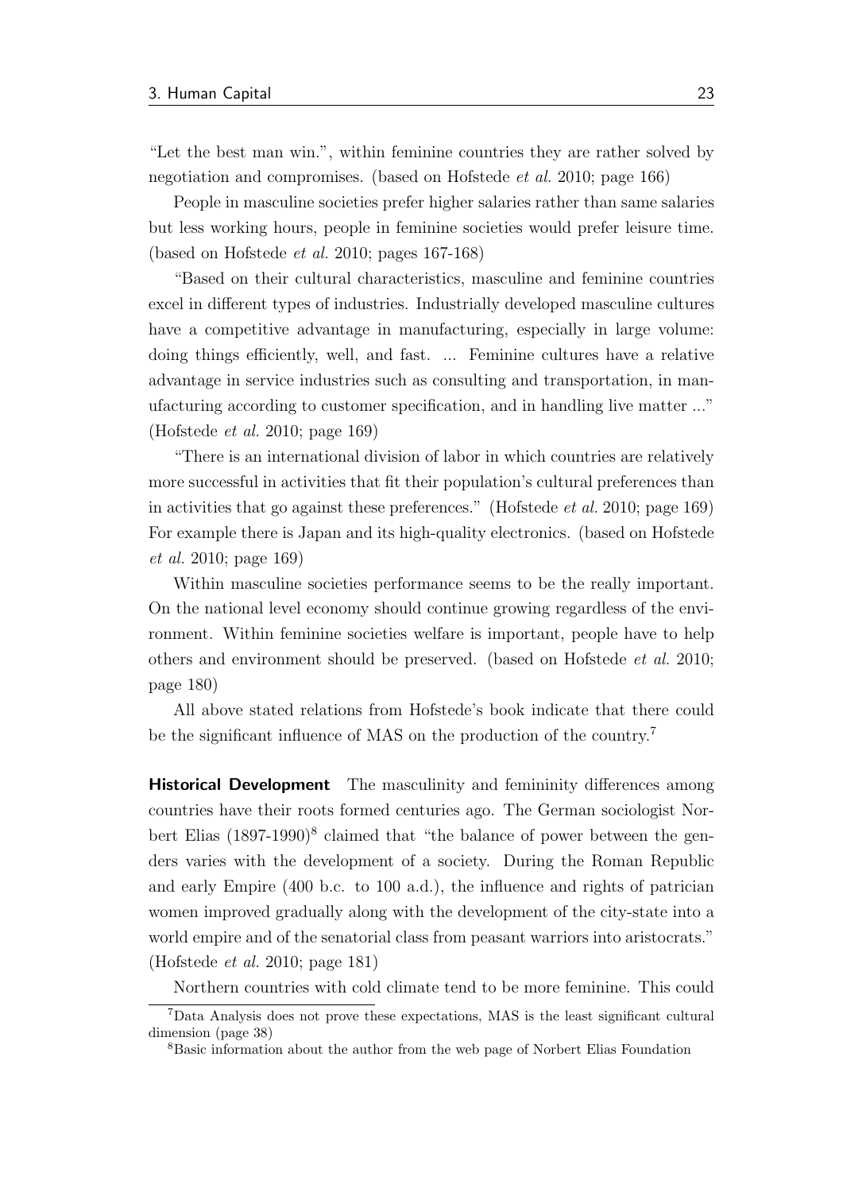"Let the best man win.", within feminine countries they are rather solved by negotiation and compromises. (based on Hofstede *et al.* 2010; page 166)

People in masculine societies prefer higher salaries rather than same salaries but less working hours, people in feminine societies would prefer leisure time. (based on Hofstede *et al.* 2010; pages 167-168)

"Based on their cultural characteristics, masculine and feminine countries excel in different types of industries. Industrially developed masculine cultures have a competitive advantage in manufacturing, especially in large volume: doing things efficiently, well, and fast. ... Feminine cultures have a relative advantage in service industries such as consulting and transportation, in manufacturing according to customer specification, and in handling live matter ..." (Hofstede *et al.* 2010; page 169)

"There is an international division of labor in which countries are relatively more successful in activities that fit their population's cultural preferences than in activities that go against these preferences." (Hofstede *et al.* 2010; page 169) For example there is Japan and its high-quality electronics. (based on Hofstede *et al.* 2010; page 169)

Within masculine societies performance seems to be the really important. On the national level economy should continue growing regardless of the environment. Within feminine societies welfare is important, people have to help others and environment should be preserved. (based on Hofstede *et al.* 2010; page 180)

All above stated relations from Hofstede's book indicate that there could be the significant influence of MAS on the production of the country.[7]

**Historical Development** The masculinity and femininity differences among countries have their roots formed centuries ago. The German sociologist Norbert Elias (1897-1990)[8] claimed that "the balance of power between the genders varies with the development of a society. During the Roman Republic and early Empire (400 b.c. to 100 a.d.), the influence and rights of patrician women improved gradually along with the development of the city-state into a world empire and of the senatorial class from peasant warriors into aristocrats." (Hofstede *et al.* 2010; page 181)

Northern countries with cold climate tend to be more feminine. This could

[7] Data Analysis does not prove these expectations, MAS is the least significant cultural dimension (page 38)

[8] Basic information about the author from the web page of Norbert Elias Foundation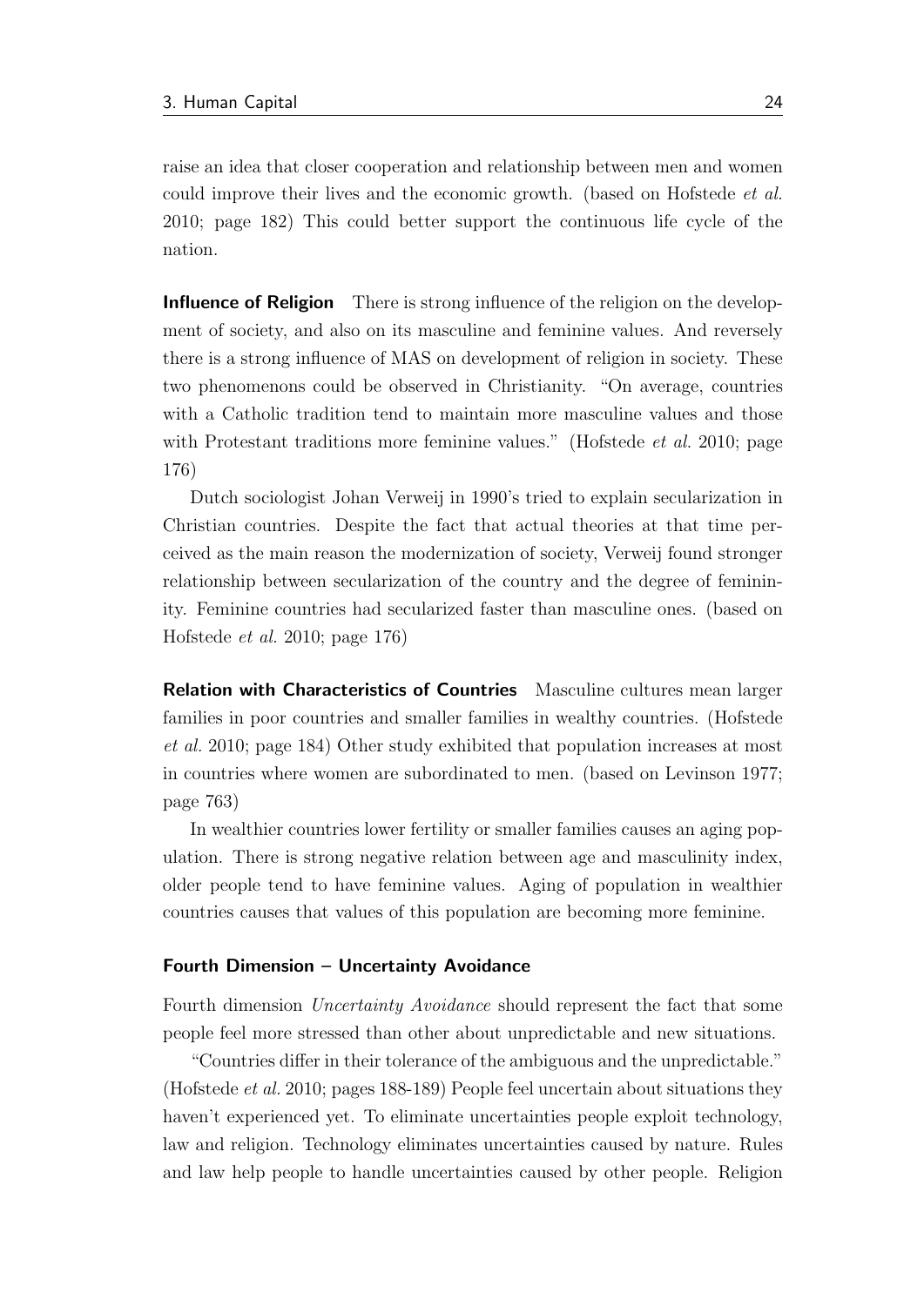raise an idea that closer cooperation and relationship between men and women could improve their lives and the economic growth. (based on Hofstede *et al.* 2010; page 182) This could better support the continuous life cycle of the nation.

**Influence of Religion** There is strong influence of the religion on the development of society, and also on its masculine and feminine values. And reversely there is a strong influence of MAS on development of religion in society. These two phenomenons could be observed in Christianity. "On average, countries with a Catholic tradition tend to maintain more masculine values and those with Protestant traditions more feminine values." (Hofstede *et al.* 2010; page 176)

Dutch sociologist Johan Verweij in 1990's tried to explain secularization in Christian countries. Despite the fact that actual theories at that time perceived as the main reason the modernization of society, Verweij found stronger relationship between secularization of the country and the degree of femininity. Feminine countries had secularized faster than masculine ones. (based on Hofstede *et al.* 2010; page 176)

**Relation with Characteristics of Countries** Masculine cultures mean larger families in poor countries and smaller families in wealthy countries. (Hofstede *et al.* 2010; page 184) Other study exhibited that population increases at most in countries where women are subordinated to men. (based on Levinson 1977; page 763)

In wealthier countries lower fertility or smaller families causes an aging population. There is strong negative relation between age and masculinity index, older people tend to have feminine values. Aging of population in wealthier countries causes that values of this population are becoming more feminine.

#### Fourth Dimension – Uncertainty Avoidance

Fourth dimension *Uncertainty Avoidance* should represent the fact that some people feel more stressed than other about unpredictable and new situations.

"Countries differ in their tolerance of the ambiguous and the unpredictable." (Hofstede *et al.* 2010; pages 188-189) People feel uncertain about situations they haven't experienced yet. To eliminate uncertainties people exploit technology, law and religion. Technology eliminates uncertainties caused by nature. Rules and law help people to handle uncertainties caused by other people. Religion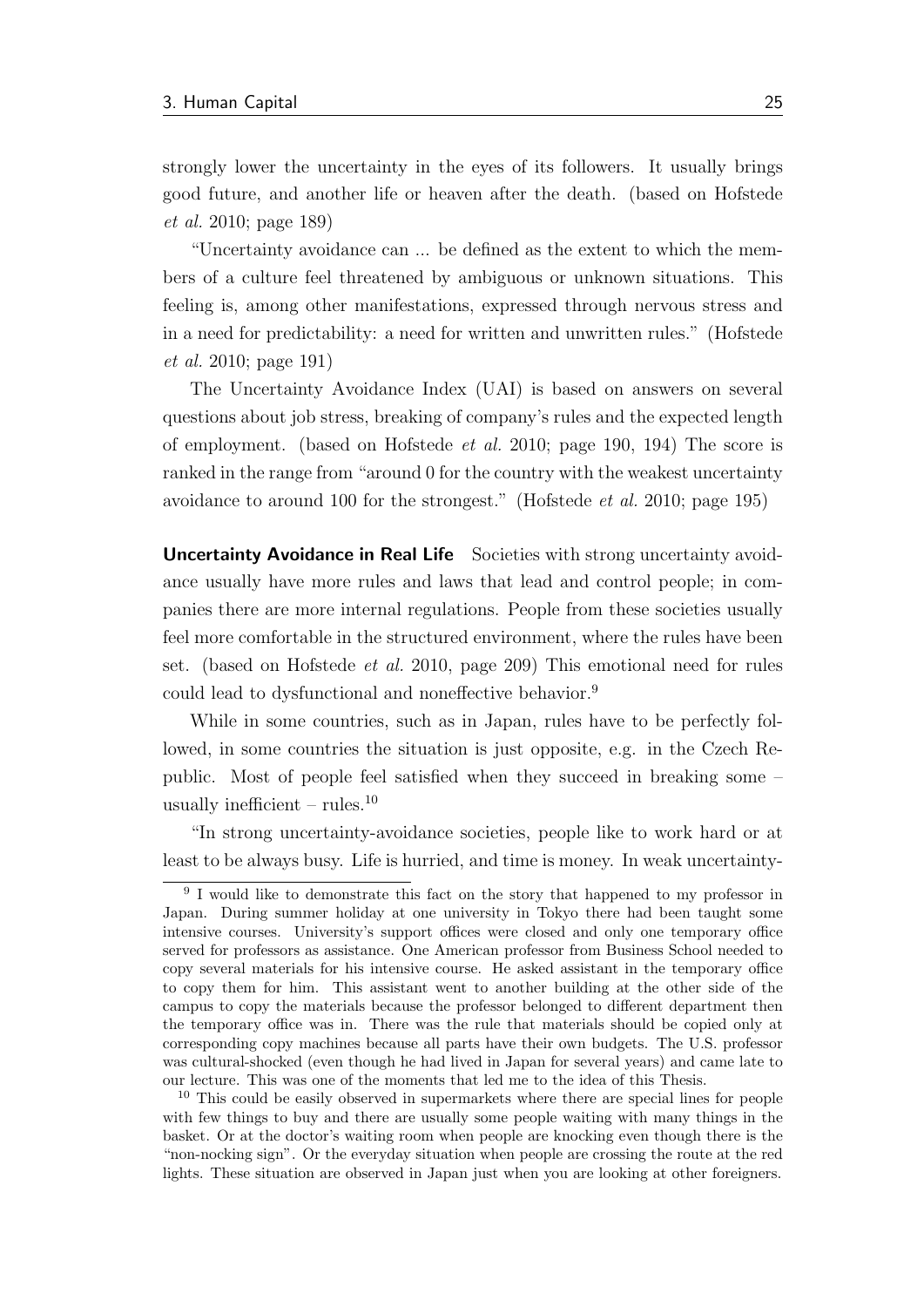strongly lower the uncertainty in the eyes of its followers. It usually brings good future, and another life or heaven after the death. (based on Hofstede *et al.* 2010; page 189)

"Uncertainty avoidance can ... be defined as the extent to which the members of a culture feel threatened by ambiguous or unknown situations. This feeling is, among other manifestations, expressed through nervous stress and in a need for predictability: a need for written and unwritten rules." (Hofstede *et al.* 2010; page 191)

The Uncertainty Avoidance Index (UAI) is based on answers on several questions about job stress, breaking of company's rules and the expected length of employment. (based on Hofstede *et al.* 2010; page 190, 194) The score is ranked in the range from "around 0 for the country with the weakest uncertainty avoidance to around 100 for the strongest." (Hofstede *et al.* 2010; page 195)

**Uncertainty Avoidance in Real Life** Societies with strong uncertainty avoidance usually have more rules and laws that lead and control people; in companies there are more internal regulations. People from these societies usually feel more comfortable in the structured environment, where the rules have been set. (based on Hofstede *et al.* 2010, page 209) This emotional need for rules could lead to dysfunctional and noneffective behavior.[9]

While in some countries, such as in Japan, rules have to be perfectly followed, in some countries the situation is just opposite, e.g. in the Czech Republic. Most of people feel satisfied when they succeed in breaking some – usually inefficient – rules.[10]

"In strong uncertainty-avoidance societies, people like to work hard or at least to be always busy. Life is hurried, and time is money. In weak uncertainty-

---

[9] I would like to demonstrate this fact on the story that happened to my professor in Japan. During summer holiday at one university in Tokyo there had been taught some intensive courses. University's support offices were closed and only one temporary office served for professors as assistance. One American professor from Business School needed to copy several materials for his intensive course. He asked assistant in the temporary office to copy them for him. This assistant went to another building at the other side of the campus to copy the materials because the professor belonged to different department then the temporary office was in. There was the rule that materials should be copied only at corresponding copy machines because all parts have their own budgets. The U.S. professor was cultural-shocked (even though he had lived in Japan for several years) and came late to our lecture. This was one of the moments that led me to the idea of this Thesis.

[10] This could be easily observed in supermarkets where there are special lines for people with few things to buy and there are usually some people waiting with many things in the basket. Or at the doctor's waiting room when people are knocking even though there is the "non-nocking sign". Or the everyday situation when people are crossing the route at the red lights. These situation are observed in Japan just when you are looking at other foreigners.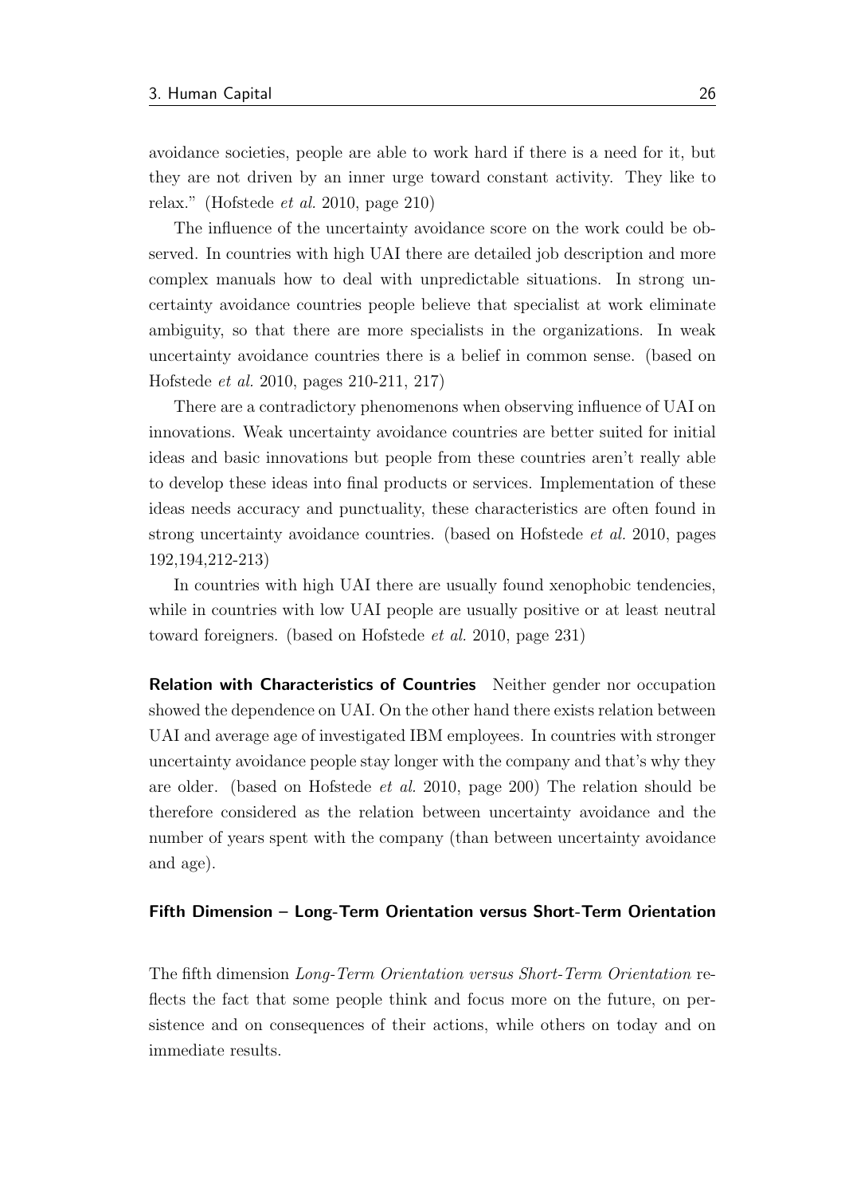avoidance societies, people are able to work hard if there is a need for it, but they are not driven by an inner urge toward constant activity. They like to relax." (Hofstede *et al.* 2010, page 210)

The influence of the uncertainty avoidance score on the work could be observed. In countries with high UAI there are detailed job description and more complex manuals how to deal with unpredictable situations. In strong uncertainty avoidance countries people believe that specialist at work eliminate ambiguity, so that there are more specialists in the organizations. In weak uncertainty avoidance countries there is a belief in common sense. (based on Hofstede *et al.* 2010, pages 210-211, 217)

There are a contradictory phenomenons when observing influence of UAI on innovations. Weak uncertainty avoidance countries are better suited for initial ideas and basic innovations but people from these countries aren't really able to develop these ideas into final products or services. Implementation of these ideas needs accuracy and punctuality, these characteristics are often found in strong uncertainty avoidance countries. (based on Hofstede *et al.* 2010, pages 192,194,212-213)

In countries with high UAI there are usually found xenophobic tendencies, while in countries with low UAI people are usually positive or at least neutral toward foreigners. (based on Hofstede *et al.* 2010, page 231)

**Relation with Characteristics of Countries** Neither gender nor occupation showed the dependence on UAI. On the other hand there exists relation between UAI and average age of investigated IBM employees. In countries with stronger uncertainty avoidance people stay longer with the company and that's why they are older. (based on Hofstede *et al.* 2010, page 200) The relation should be therefore considered as the relation between uncertainty avoidance and the number of years spent with the company (than between uncertainty avoidance and age).

#### Fifth Dimension – Long-Term Orientation versus Short-Term Orientation

The fifth dimension *Long-Term Orientation versus Short-Term Orientation* reflects the fact that some people think and focus more on the future, on persistence and on consequences of their actions, while others on today and on immediate results.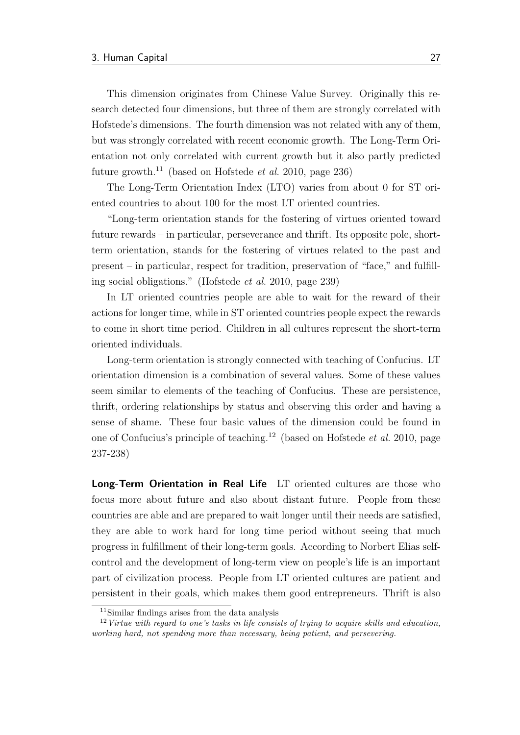This dimension originates from Chinese Value Survey. Originally this research detected four dimensions, but three of them are strongly correlated with Hofstede's dimensions. The fourth dimension was not related with any of them, but was strongly correlated with recent economic growth. The Long-Term Orientation not only correlated with current growth but it also partly predicted future growth.[11] (based on Hofstede *et al.* 2010, page 236)

The Long-Term Orientation Index (LTO) varies from about 0 for ST oriented countries to about 100 for the most LT oriented countries.

"Long-term orientation stands for the fostering of virtues oriented toward future rewards – in particular, perseverance and thrift. Its opposite pole, short-term orientation, stands for the fostering of virtues related to the past and present – in particular, respect for tradition, preservation of "face," and fulfilling social obligations." (Hofstede *et al.* 2010, page 239)

In LT oriented countries people are able to wait for the reward of their actions for longer time, while in ST oriented countries people expect the rewards to come in short time period. Children in all cultures represent the short-term oriented individuals.

Long-term orientation is strongly connected with teaching of Confucius. LT orientation dimension is a combination of several values. Some of these values seem similar to elements of the teaching of Confucius. These are persistence, thrift, ordering relationships by status and observing this order and having a sense of shame. These four basic values of the dimension could be found in one of Confucius's principle of teaching.[12] (based on Hofstede *et al.* 2010, page 237-238)

**Long-Term Orientation in Real Life** LT oriented cultures are those who focus more about future and also about distant future. People from these countries are able and are prepared to wait longer until their needs are satisfied, they are able to work hard for long time period without seeing that much progress in fulfillment of their long-term goals. According to Norbert Elias self-control and the development of long-term view on people's life is an important part of civilization process. People from LT oriented cultures are patient and persistent in their goals, which makes them good entrepreneurs. Thrift is also

[11] Similar findings arises from the data analysis

[12] *Virtue with regard to one's tasks in life consists of trying to acquire skills and education, working hard, not spending more than necessary, being patient, and persevering.*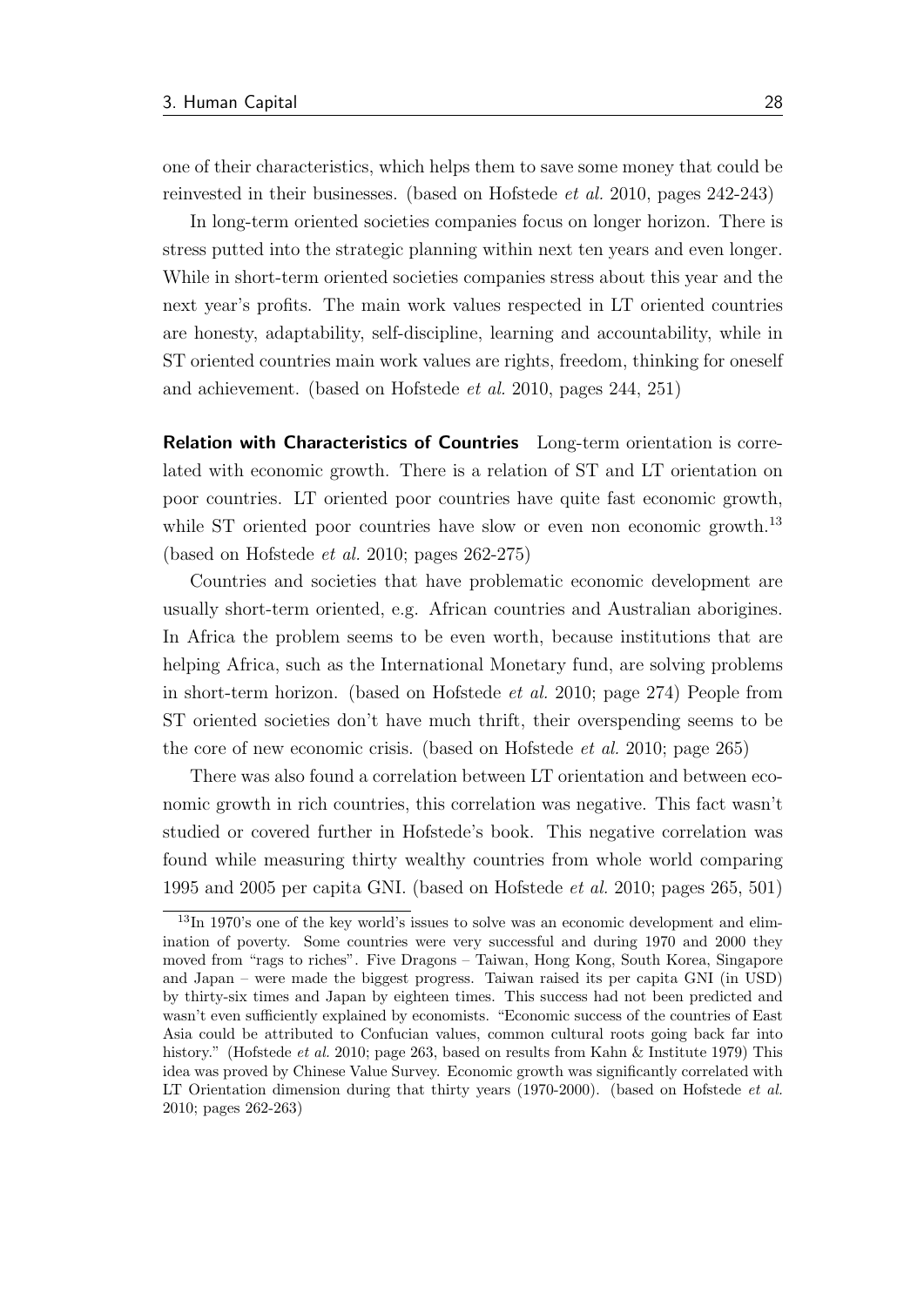one of their characteristics, which helps them to save some money that could be reinvested in their businesses. (based on Hofstede *et al.* 2010, pages 242-243)

In long-term oriented societies companies focus on longer horizon. There is stress putted into the strategic planning within next ten years and even longer. While in short-term oriented societies companies stress about this year and the next year's profits. The main work values respected in LT oriented countries are honesty, adaptability, self-discipline, learning and accountability, while in ST oriented countries main work values are rights, freedom, thinking for oneself and achievement. (based on Hofstede *et al.* 2010, pages 244, 251)

**Relation with Characteristics of Countries** Long-term orientation is correlated with economic growth. There is a relation of ST and LT orientation on poor countries. LT oriented poor countries have quite fast economic growth, while ST oriented poor countries have slow or even non economic growth.[13] (based on Hofstede *et al.* 2010; pages 262-275)

Countries and societies that have problematic economic development are usually short-term oriented, e.g. African countries and Australian aborigines. In Africa the problem seems to be even worth, because institutions that are helping Africa, such as the International Monetary fund, are solving problems in short-term horizon. (based on Hofstede *et al.* 2010; page 274) People from ST oriented societies don't have much thrift, their overspending seems to be the core of new economic crisis. (based on Hofstede *et al.* 2010; page 265)

There was also found a correlation between LT orientation and between economic growth in rich countries, this correlation was negative. This fact wasn't studied or covered further in Hofstede's book. This negative correlation was found while measuring thirty wealthy countries from whole world comparing 1995 and 2005 per capita GNI. (based on Hofstede *et al.* 2010; pages 265, 501)

[13] In 1970's one of the key world's issues to solve was an economic development and elimination of poverty. Some countries were very successful and during 1970 and 2000 they moved from "rags to riches". Five Dragons – Taiwan, Hong Kong, South Korea, Singapore and Japan – were made the biggest progress. Taiwan raised its per capita GNI (in USD) by thirty-six times and Japan by eighteen times. This success had not been predicted and wasn't even sufficiently explained by economists. "Economic success of the countries of East Asia could be attributed to Confucian values, common cultural roots going back far into history." (Hofstede *et al.* 2010; page 263, based on results from Kahn & Institute 1979) This idea was proved by Chinese Value Survey. Economic growth was significantly correlated with LT Orientation dimension during that thirty years (1970-2000). (based on Hofstede *et al.* 2010; pages 262-263)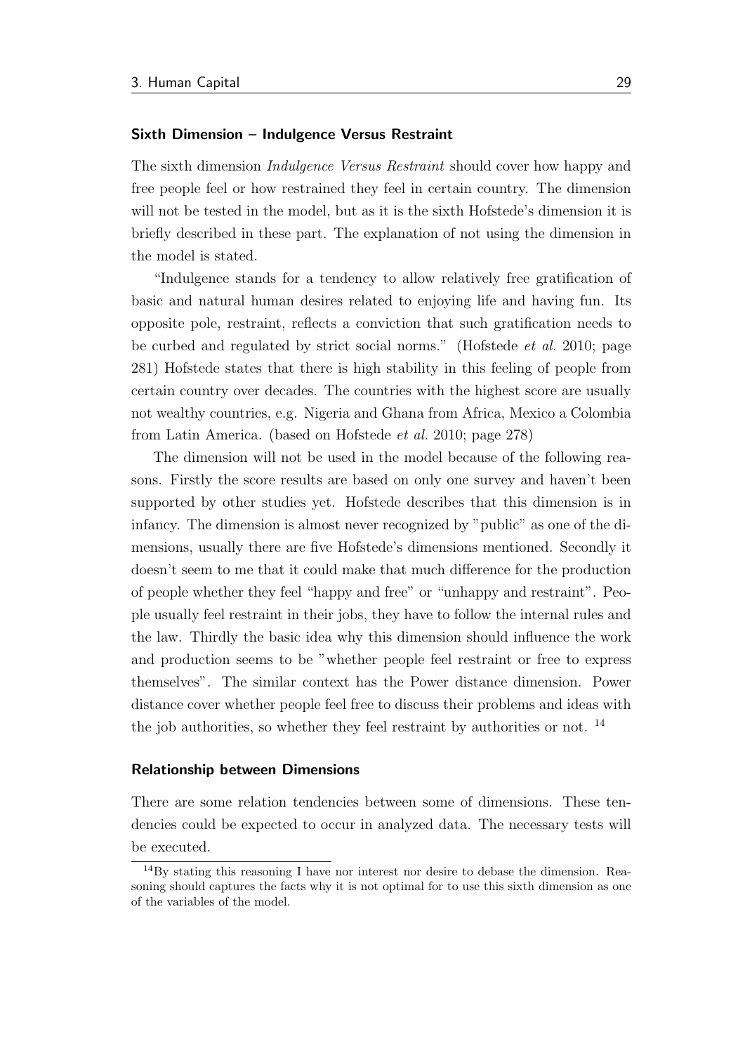### Sixth Dimension – Indulgence Versus Restraint

The sixth dimension *Indulgence Versus Restraint* should cover how happy and free people feel or how restrained they feel in certain country. The dimension will not be tested in the model, but as it is the sixth Hofstede's dimension it is briefly described in these part. The explanation of not using the dimension in the model is stated.

"Indulgence stands for a tendency to allow relatively free gratification of basic and natural human desires related to enjoying life and having fun. Its opposite pole, restraint, reflects a conviction that such gratification needs to be curbed and regulated by strict social norms." (Hofstede *et al.* 2010; page 281) Hofstede states that there is high stability in this feeling of people from certain country over decades. The countries with the highest score are usually not wealthy countries, e.g. Nigeria and Ghana from Africa, Mexico a Colombia from Latin America. (based on Hofstede *et al.* 2010; page 278)

The dimension will not be used in the model because of the following reasons. Firstly the score results are based on only one survey and haven't been supported by other studies yet. Hofstede describes that this dimension is in infancy. The dimension is almost never recognized by "public" as one of the dimensions, usually there are five Hofstede's dimensions mentioned. Secondly it doesn't seem to me that it could make that much difference for the production of people whether they feel "happy and free" or "unhappy and restraint". People usually feel restraint in their jobs, they have to follow the internal rules and the law. Thirdly the basic idea why this dimension should influence the work and production seems to be "whether people feel restraint or free to express themselves". The similar context has the Power distance dimension. Power distance cover whether people feel free to discuss their problems and ideas with the job authorities, so whether they feel restraint by authorities or not. [14]

### Relationship between Dimensions

There are some relation tendencies between some of dimensions. These tendencies could be expected to occur in analyzed data. The necessary tests will be executed.

[14] By stating this reasoning I have nor interest nor desire to debase the dimension. Reasoning should captures the facts why it is not optimal for to use this sixth dimension as one of the variables of the model.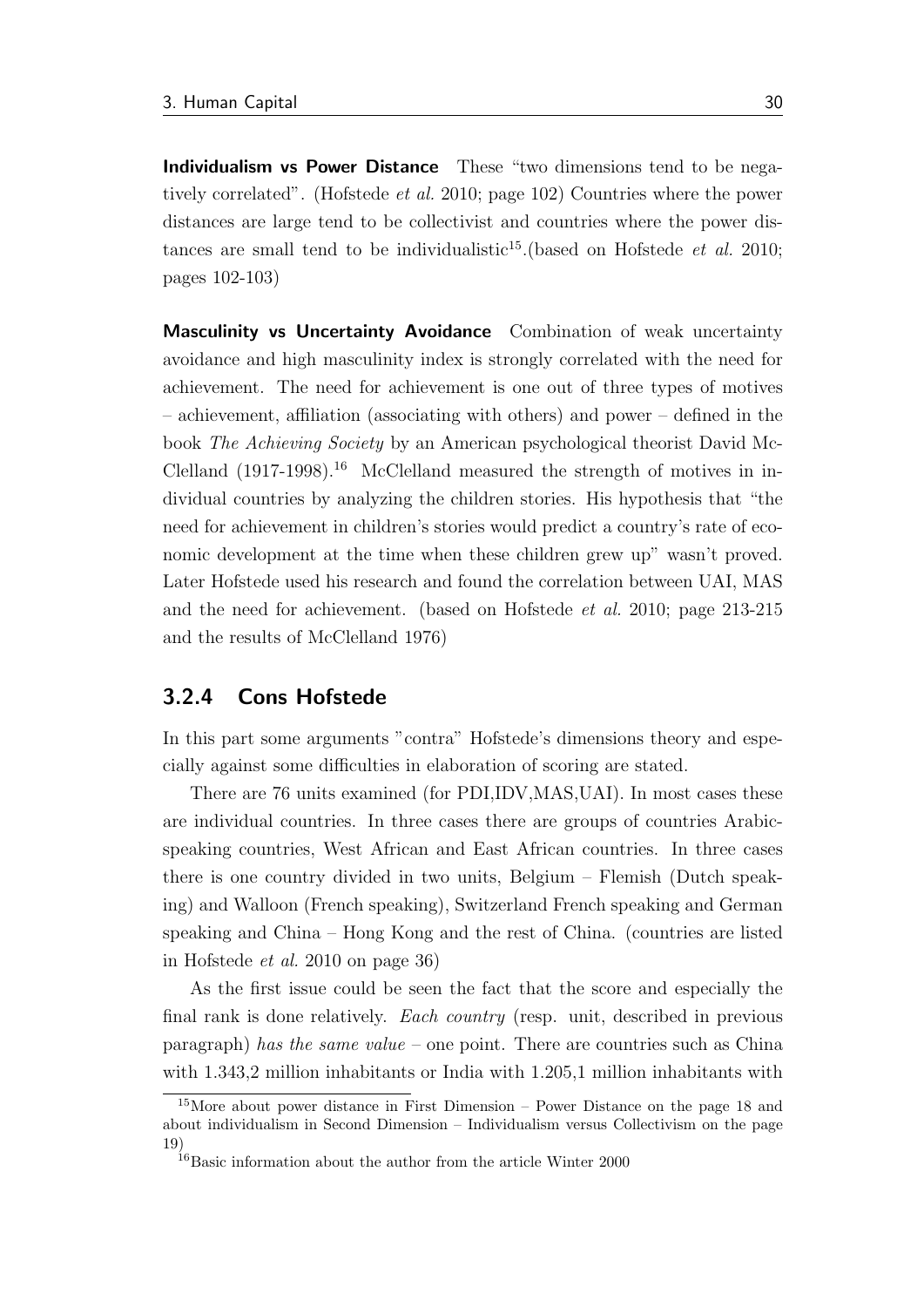**Individualism vs Power Distance** These "two dimensions tend to be negatively correlated". (Hofstede *et al.* 2010; page 102) Countries where the power distances are large tend to be collectivist and countries where the power distances are small tend to be individualistic[15].(based on Hofstede *et al.* 2010; pages 102-103)

**Masculinity vs Uncertainty Avoidance** Combination of weak uncertainty avoidance and high masculinity index is strongly correlated with the need for achievement. The need for achievement is one out of three types of motives – achievement, affiliation (associating with others) and power – defined in the book *The Achieving Society* by an American psychological theorist David McClelland (1917-1998).[16] McClelland measured the strength of motives in individual countries by analyzing the children stories. His hypothesis that "the need for achievement in children's stories would predict a country's rate of economic development at the time when these children grew up" wasn't proved. Later Hofstede used his research and found the correlation between UAI, MAS and the need for achievement. (based on Hofstede *et al.* 2010; page 213-215 and the results of McClelland 1976)

### 3.2.4 Cons Hofstede

In this part some arguments "contra" Hofstede's dimensions theory and especially against some difficulties in elaboration of scoring are stated.

There are 76 units examined (for PDI,IDV,MAS,UAI). In most cases these are individual countries. In three cases there are groups of countries Arabic-speaking countries, West African and East African countries. In three cases there is one country divided in two units, Belgium – Flemish (Dutch speaking) and Walloon (French speaking), Switzerland French speaking and German speaking and China – Hong Kong and the rest of China. (countries are listed in Hofstede *et al.* 2010 on page 36)

As the first issue could be seen the fact that the score and especially the final rank is done relatively. *Each country* (resp. unit, described in previous paragraph) *has the same value* – one point. There are countries such as China with 1.343,2 million inhabitants or India with 1.205,1 million inhabitants with

[15] More about power distance in First Dimension – Power Distance on the page 18 and about individualism in Second Dimension – Individualism versus Collectivism on the page 19)

[16] Basic information about the author from the article Winter 2000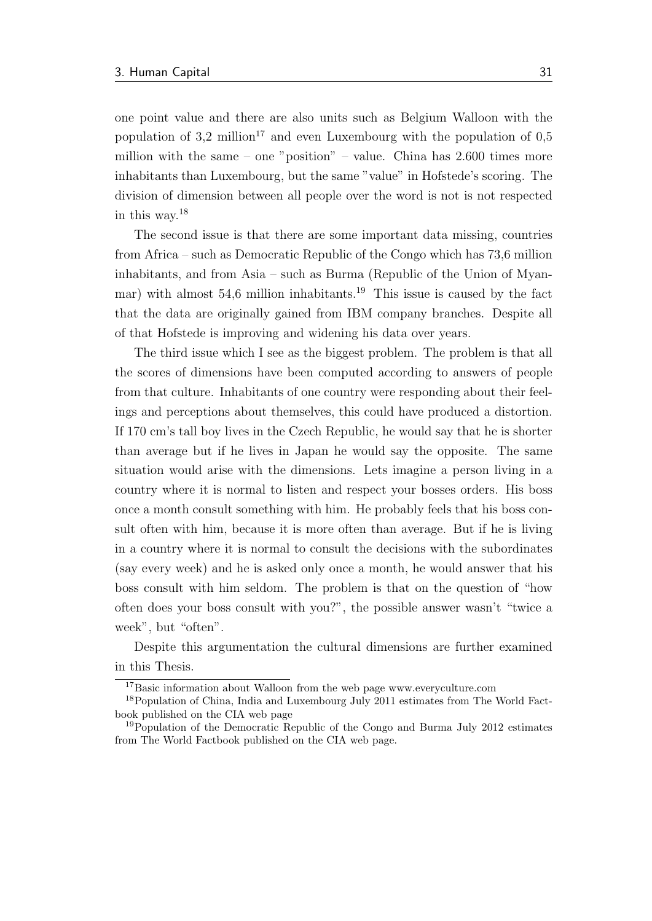one point value and there are also units such as Belgium Walloon with the population of 3,2 million[17] and even Luxembourg with the population of 0,5 million with the same – one "position" – value. China has 2.600 times more inhabitants than Luxembourg, but the same "value" in Hofstede's scoring. The division of dimension between all people over the word is not is not respected in this way.[18]

The second issue is that there are some important data missing, countries from Africa – such as Democratic Republic of the Congo which has 73,6 million inhabitants, and from Asia – such as Burma (Republic of the Union of Myanmar) with almost 54,6 million inhabitants.[19] This issue is caused by the fact that the data are originally gained from IBM company branches. Despite all of that Hofstede is improving and widening his data over years.

The third issue which I see as the biggest problem. The problem is that all the scores of dimensions have been computed according to answers of people from that culture. Inhabitants of one country were responding about their feelings and perceptions about themselves, this could have produced a distortion. If 170 cm's tall boy lives in the Czech Republic, he would say that he is shorter than average but if he lives in Japan he would say the opposite. The same situation would arise with the dimensions. Lets imagine a person living in a country where it is normal to listen and respect your bosses orders. His boss once a month consult something with him. He probably feels that his boss consult often with him, because it is more often than average. But if he is living in a country where it is normal to consult the decisions with the subordinates (say every week) and he is asked only once a month, he would answer that his boss consult with him seldom. The problem is that on the question of "how often does your boss consult with you?", the possible answer wasn't "twice a week", but "often".

Despite this argumentation the cultural dimensions are further examined in this Thesis.

---

[17] Basic information about Walloon from the web page www.everyculture.com

[18] Population of China, India and Luxembourg July 2011 estimates from The World Factbook published on the CIA web page

[19] Population of the Democratic Republic of the Congo and Burma July 2012 estimates from The World Factbook published on the CIA web page.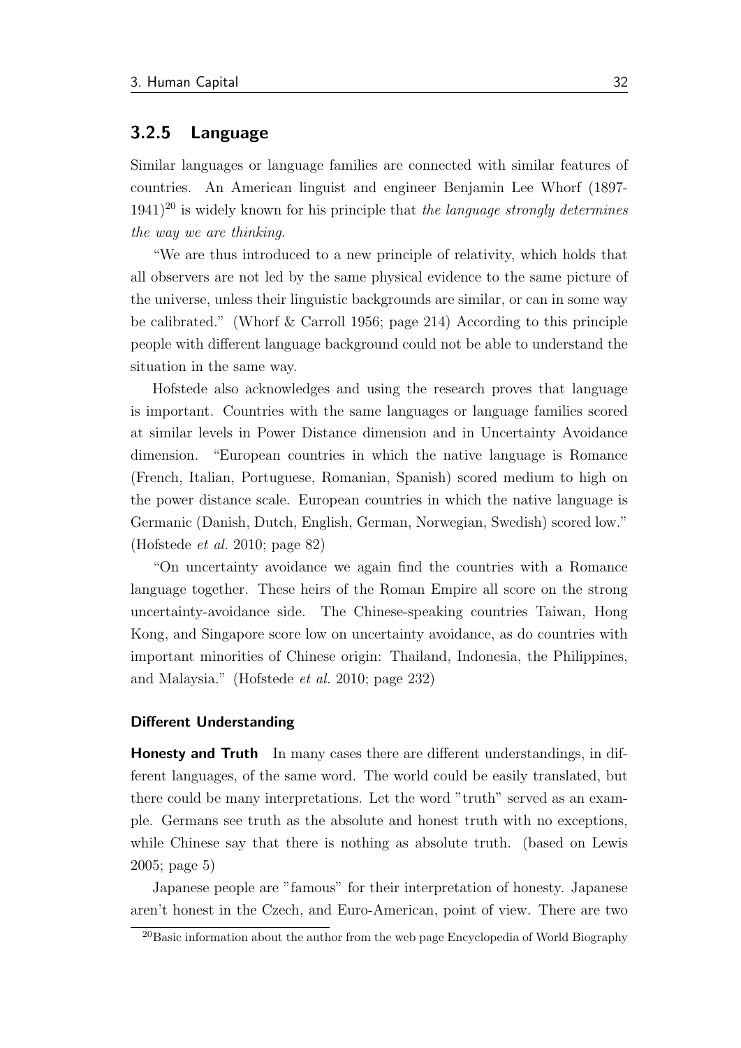### 3.2.5 Language

Similar languages or language families are connected with similar features of countries. An American linguist and engineer Benjamin Lee Whorf (1897-1941)[20] is widely known for his principle that *the language strongly determines the way we are thinking.*

"We are thus introduced to a new principle of relativity, which holds that all observers are not led by the same physical evidence to the same picture of the universe, unless their linguistic backgrounds are similar, or can in some way be calibrated." (Whorf & Carroll 1956; page 214) According to this principle people with different language background could not be able to understand the situation in the same way.

Hofstede also acknowledges and using the research proves that language is important. Countries with the same languages or language families scored at similar levels in Power Distance dimension and in Uncertainty Avoidance dimension. "European countries in which the native language is Romance (French, Italian, Portuguese, Romanian, Spanish) scored medium to high on the power distance scale. European countries in which the native language is Germanic (Danish, Dutch, English, German, Norwegian, Swedish) scored low." (Hofstede *et al.* 2010; page 82)

"On uncertainty avoidance we again find the countries with a Romance language together. These heirs of the Roman Empire all score on the strong uncertainty-avoidance side. The Chinese-speaking countries Taiwan, Hong Kong, and Singapore score low on uncertainty avoidance, as do countries with important minorities of Chinese origin: Thailand, Indonesia, the Philippines, and Malaysia." (Hofstede *et al.* 2010; page 232)

#### Different Understanding

**Honesty and Truth** In many cases there are different understandings, in different languages, of the same word. The world could be easily translated, but there could be many interpretations. Let the word "truth" served as an example. Germans see truth as the absolute and honest truth with no exceptions, while Chinese say that there is nothing as absolute truth. (based on Lewis 2005; page 5)

Japanese people are "famous" for their interpretation of honesty. Japanese aren't honest in the Czech, and Euro-American, point of view. There are two

[20] Basic information about the author from the web page Encyclopedia of World Biography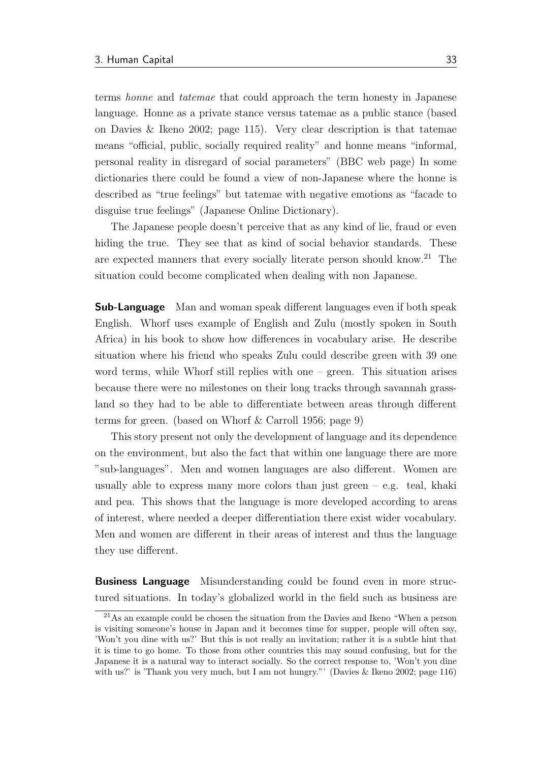terms *honne* and *tatemae* that could approach the term honesty in Japanese language. Honne as a private stance versus tatemae as a public stance (based on Davies & Ikeno 2002; page 115). Very clear description is that tatemae means "official, public, socially required reality" and honne means "informal, personal reality in disregard of social parameters" (BBC web page) In some dictionaries there could be found a view of non-Japanese where the honne is described as "true feelings" but tatemae with negative emotions as "facade to disguise true feelings" (Japanese Online Dictionary).

The Japanese people doesn't perceive that as any kind of lie, fraud or even hiding the true. They see that as kind of social behavior standards. These are expected manners that every socially literate person should know.[21] The situation could become complicated when dealing with non Japanese.

**Sub-Language** Man and woman speak different languages even if both speak English. Whorf uses example of English and Zulu (mostly spoken in South Africa) in his book to show how differences in vocabulary arise. He describe situation where his friend who speaks Zulu could describe green with 39 one word terms, while Whorf still replies with one – green. This situation arises because there were no milestones on their long tracks through savannah grassland so they had to be able to differentiate between areas through different terms for green. (based on Whorf & Carroll 1956; page 9)

This story present not only the development of language and its dependence on the environment, but also the fact that within one language there are more "sub-languages". Men and women languages are also different. Women are usually able to express many more colors than just green – e.g. teal, khaki and pea. This shows that the language is more developed according to areas of interest, where needed a deeper differentiation there exist wider vocabulary. Men and women are different in their areas of interest and thus the language they use different.

**Business Language** Misunderstanding could be found even in more structured situations. In today's globalized world in the field such as business are

[21] As an example could be chosen the situation from the Davies and Ikeno "When a person is visiting someone's house in Japan and it becomes time for supper, people will often say, 'Won't you dine with us?' But this is not really an invitation; rather it is a subtle hint that it is time to go home. To those from other countries this may sound confusing, but for the Japanese it is a natural way to interact socially. So the correct response to, 'Won't you dine with us?' is 'Thank you very much, but I am not hungry."' (Davies & Ikeno 2002; page 116)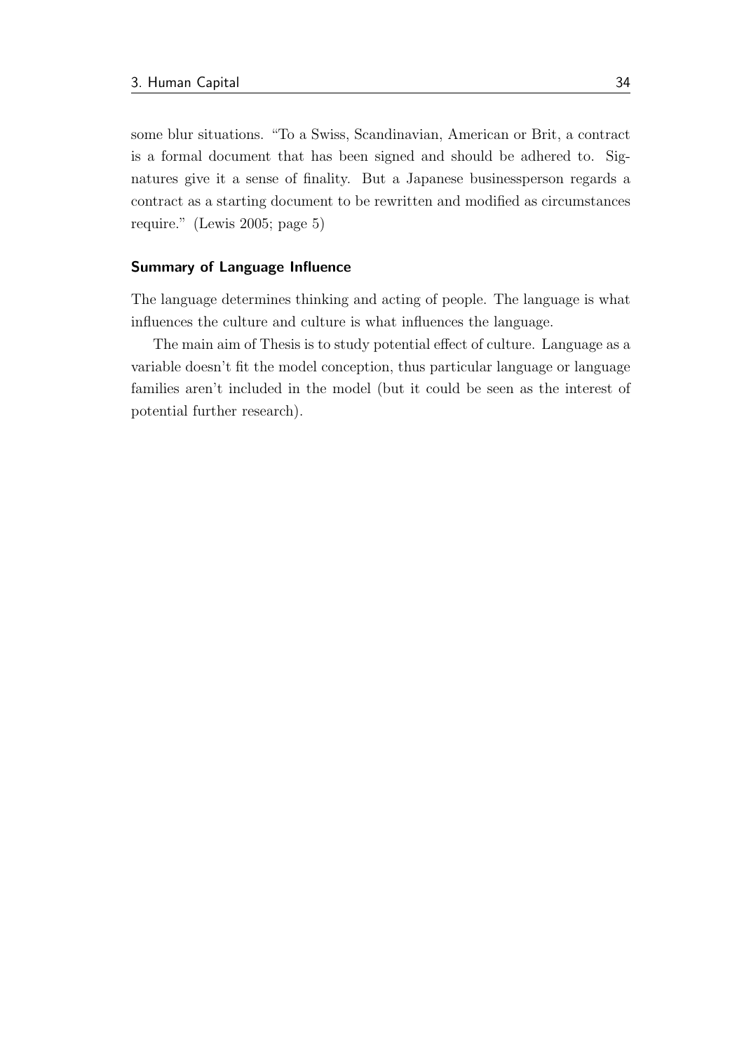some blur situations. "To a Swiss, Scandinavian, American or Brit, a contract is a formal document that has been signed and should be adhered to. Signatures give it a sense of finality. But a Japanese businessperson regards a contract as a starting document to be rewritten and modified as circumstances require." (Lewis 2005; page 5)

### Summary of Language Influence

The language determines thinking and acting of people. The language is what influences the culture and culture is what influences the language.

The main aim of Thesis is to study potential effect of culture. Language as a variable doesn't fit the model conception, thus particular language or language families aren't included in the model (but it could be seen as the interest of potential further research).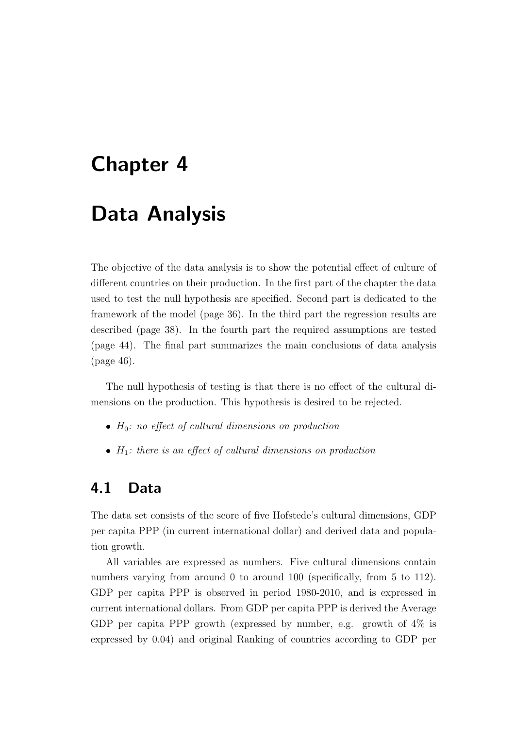# Chapter 4

# Data Analysis

The objective of the data analysis is to show the potential effect of culture of different countries on their production. In the first part of the chapter the data used to test the null hypothesis are specified. Second part is dedicated to the framework of the model (page 36). In the third part the regression results are described (page 38). In the fourth part the required assumptions are tested (page 44). The final part summarizes the main conclusions of data analysis (page 46).

The null hypothesis of testing is that there is no effect of the cultural dimensions on the production. This hypothesis is desired to be rejected.

- $H_0$: *no effect of cultural dimensions on production*
- $H_1$: *there is an effect of cultural dimensions on production*

## 4.1 Data

The data set consists of the score of five Hofstede's cultural dimensions, GDP per capita PPP (in current international dollar) and derived data and population growth.

All variables are expressed as numbers. Five cultural dimensions contain numbers varying from around 0 to around 100 (specifically, from 5 to 112). GDP per capita PPP is observed in period 1980-2010, and is expressed in current international dollars. From GDP per capita PPP is derived the Average GDP per capita PPP growth (expressed by number, e.g. growth of 4% is expressed by 0.04) and original Ranking of countries according to GDP per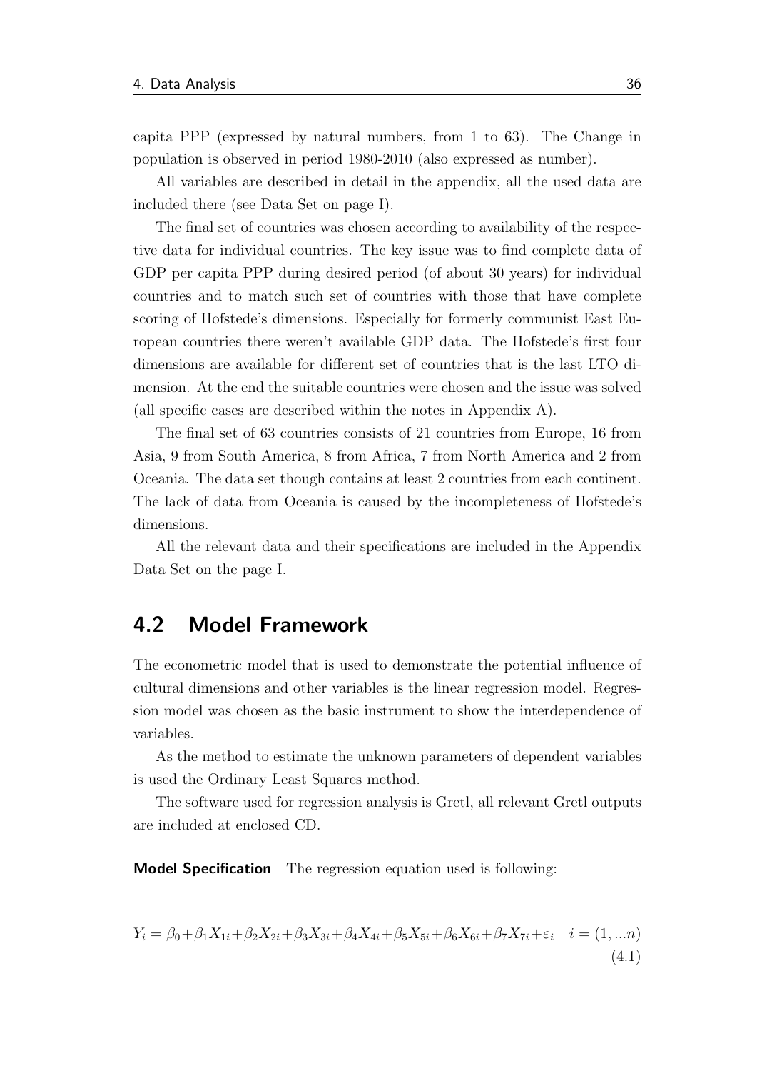capita PPP (expressed by natural numbers, from 1 to 63). The Change in population is observed in period 1980-2010 (also expressed as number).

All variables are described in detail in the appendix, all the used data are included there (see Data Set on page I).

The final set of countries was chosen according to availability of the respective data for individual countries. The key issue was to find complete data of GDP per capita PPP during desired period (of about 30 years) for individual countries and to match such set of countries with those that have complete scoring of Hofstede's dimensions. Especially for formerly communist East European countries there weren't available GDP data. The Hofstede's first four dimensions are available for different set of countries that is the last LTO dimension. At the end the suitable countries were chosen and the issue was solved (all specific cases are described within the notes in Appendix A).

The final set of 63 countries consists of 21 countries from Europe, 16 from Asia, 9 from South America, 8 from Africa, 7 from North America and 2 from Oceania. The data set though contains at least 2 countries from each continent. The lack of data from Oceania is caused by the incompleteness of Hofstede's dimensions.

All the relevant data and their specifications are included in the Appendix Data Set on the page I.

## 4.2 Model Framework

The econometric model that is used to demonstrate the potential influence of cultural dimensions and other variables is the linear regression model. Regression model was chosen as the basic instrument to show the interdependence of variables.

As the method to estimate the unknown parameters of dependent variables is used the Ordinary Least Squares method.

The software used for regression analysis is Gretl, all relevant Gretl outputs are included at enclosed CD.

**Model Specification** The regression equation used is following:

$$Y_i = \beta_0 + \beta_1 X_{1i} + \beta_2 X_{2i} + \beta_3 X_{3i} + \beta_4 X_{4i} + \beta_5 X_{5i} + \beta_6 X_{6i} + \beta_7 X_{7i} + \varepsilon_i \quad i = (1, ...n) \tag{4.1}$$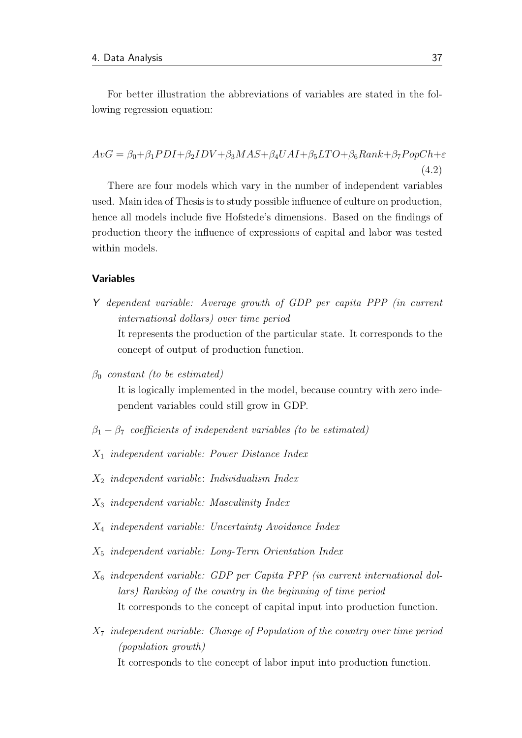For better illustration the abbreviations of variables are stated in the following regression equation:

$$AvG = \beta_0 + \beta_1 PDI + \beta_2 IDV + \beta_3 MAS + \beta_4 UAI + \beta_5 LTO + \beta_6 Rank + \beta_7 PopCh + \varepsilon \quad (4.2)$$

There are four models which vary in the number of independent variables used. Main idea of Thesis is to study possible influence of culture on production, hence all models include five Hofstede's dimensions. Based on the findings of production theory the influence of expressions of capital and labor was tested within models.

### Variables

Y *dependent variable: Average growth of GDP per capita PPP (in current international dollars) over time period*

It represents the production of the particular state. It corresponds to the concept of output of production function.

$\beta_0$ *constant (to be estimated)*

It is logically implemented in the model, because country with zero independent variables could still grow in GDP.

$\beta_1 - \beta_7$ *coefficients of independent variables (to be estimated)*

$X_1$ *independent variable: Power Distance Index*

$X_2$ *independent variable*: *Individualism Index*

$X_3$ *independent variable: Masculinity Index*

$X_4$ *independent variable: Uncertainty Avoidance Index*

$X_5$ *independent variable: Long-Term Orientation Index*

$X_6$ *independent variable: GDP per Capita PPP (in current international dollars) Ranking of the country in the beginning of time period*

It corresponds to the concept of capital input into production function.

$X_7$ *independent variable: Change of Population of the country over time period (population growth)*

It corresponds to the concept of labor input into production function.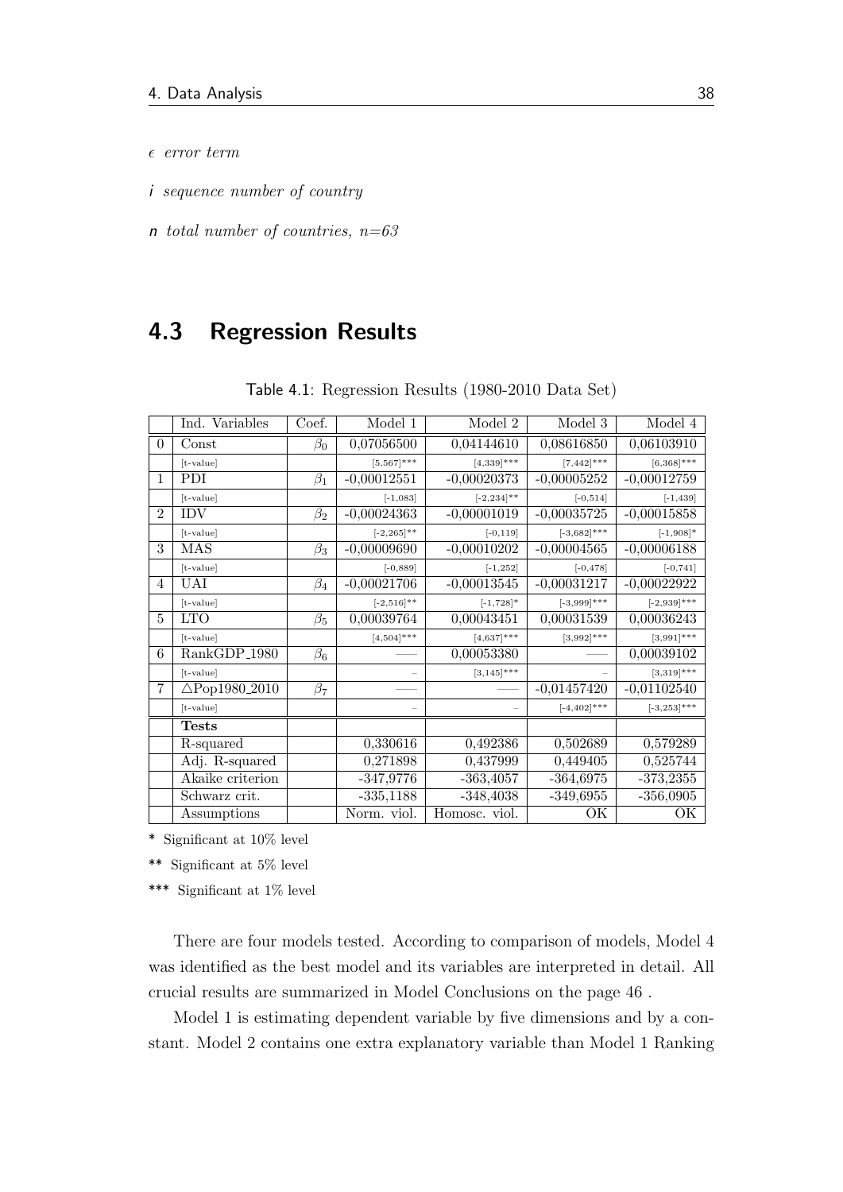$\epsilon$ *error term*

$i$ *sequence number of country*

$n$ *total number of countries, n=63*

## 4.3 Regression Results

Table 4.1: Regression Results (1980-2010 Data Set)

| | Ind. Variables | Coef. | Model 1 | Model 2 | Model 3 | Model 4 |
|---|---|---|---|---|---|---|
| 0 | Const | $\beta_0$ | 0,07056500 | 0,04144610 | 0,08616850 | 0,06103910 |
| | [t-value] | | [5,567]*** | [4,339]*** | [7,442]*** | [6,368]*** |
| 1 | PDI | $\beta_1$ | -0,00012551 | -0,00020373 | -0,00005252 | -0,00012759 |
| | [t-value] | | [-1,083] | [-2,234]** | [-0,514] | [-1,439] |
| 2 | IDV | $\beta_2$ | -0,00024363 | -0,00001019 | -0,00035725 | -0,00015858 |
| | [t-value] | | [-2,265]** | [-0,119] | [-3,682]*** | [-1,908]* |
| 3 | MAS | $\beta_3$ | -0,00009690 | -0,00010202 | -0,00004565 | -0,00006188 |
| | [t-value] | | [-0,889] | [-1,252] | [-0,478] | [-0,741] |
| 4 | UAI | $\beta_4$ | -0,00021706 | -0,00013545 | -0,00031217 | -0,00022922 |
| | [t-value] | | [-2,516]** | [-1,728]* | [-3,999]*** | [-2,939]*** |
| 5 | LTO | $\beta_5$ | 0,00039764 | 0,00043451 | 0,00031539 | 0,00036243 |
| | [t-value] | | [4,504]*** | [4,637]*** | [3,992]*** | [3,991]*** |
| 6 | RankGDP_1980 | $\beta_6$ | —— | 0,00053380 | —— | 0,00039102 |
| | [t-value] | | – | [3,145]*** | – | [3,319]*** |
| 7 | △Pop1980_2010 | $\beta_7$ | —— | —— | -0,01457420 | -0,01102540 |
| | [t-value] | | – | – | [-4,402]*** | [-3,253]*** |
| | **Tests** | | | | | |
| | R-squared | | 0,330616 | 0,492386 | 0,502689 | 0,579289 |
| | Adj. R-squared | | 0,271898 | 0,437999 | 0,449405 | 0,525744 |
| | Akaike criterion | | -347,9776 | -363,4057 | -364,6975 | -373,2355 |
| | Schwarz crit. | | -335,1188 | -348,4038 | -349,6955 | -356,0905 |
| | Assumptions | | Norm. viol. | Homosc. viol. | OK | OK |

\* Significant at 10% level

\** Significant at 5% level

\*** Significant at 1% level

There are four models tested. According to comparison of models, Model 4 was identified as the best model and its variables are interpreted in detail. All crucial results are summarized in Model Conclusions on the page 46 .

Model 1 is estimating dependent variable by five dimensions and by a constant. Model 2 contains one extra explanatory variable than Model 1 Ranking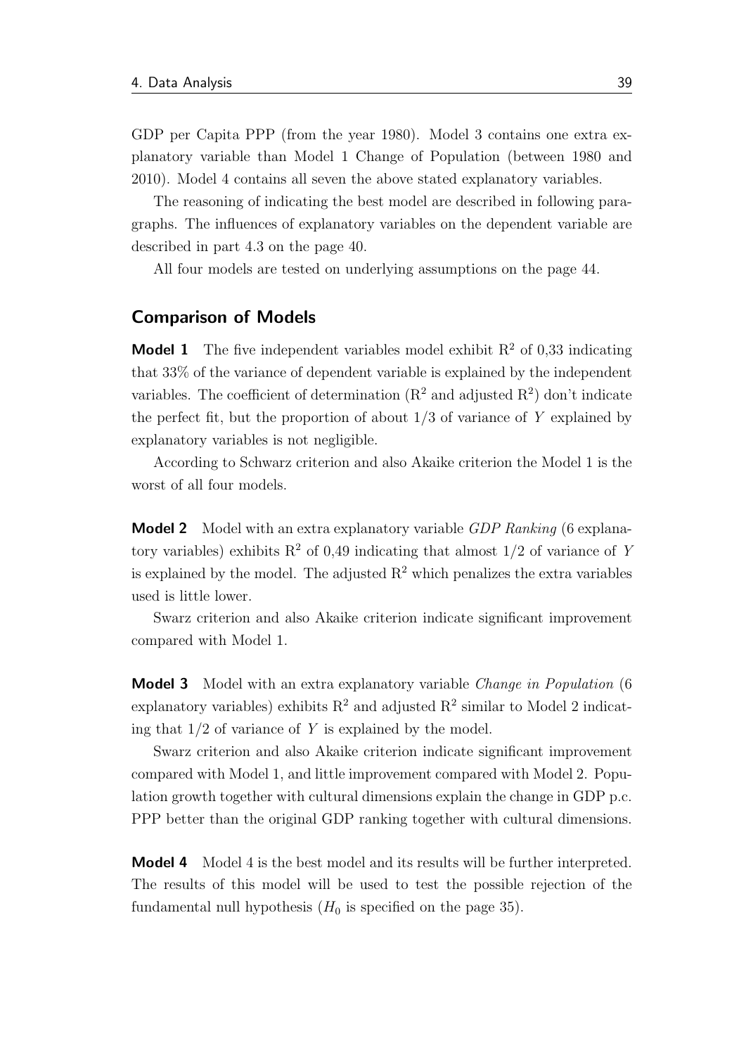GDP per Capita PPP (from the year 1980). Model 3 contains one extra explanatory variable than Model 1 Change of Population (between 1980 and 2010). Model 4 contains all seven the above stated explanatory variables.

The reasoning of indicating the best model are described in following paragraphs. The influences of explanatory variables on the dependent variable are described in part 4.3 on the page 40.

All four models are tested on underlying assumptions on the page 44.

### Comparison of Models

**Model 1** The five independent variables model exhibit $R^2$ of 0,33 indicating that 33% of the variance of dependent variable is explained by the independent variables. The coefficient of determination ($R^2$ and adjusted $R^2$) don't indicate the perfect fit, but the proportion of about $1/3$ of variance of $Y$ explained by explanatory variables is not negligible.

According to Schwarz criterion and also Akaike criterion the Model 1 is the worst of all four models.

**Model 2** Model with an extra explanatory variable *GDP Ranking* (6 explanatory variables) exhibits $R^2$ of 0,49 indicating that almost $1/2$ of variance of $Y$ is explained by the model. The adjusted $R^2$ which penalizes the extra variables used is little lower.

Swarz criterion and also Akaike criterion indicate significant improvement compared with Model 1.

**Model 3** Model with an extra explanatory variable *Change in Population* (6 explanatory variables) exhibits $R^2$ and adjusted $R^2$ similar to Model 2 indicating that $1/2$ of variance of $Y$ is explained by the model.

Swarz criterion and also Akaike criterion indicate significant improvement compared with Model 1, and little improvement compared with Model 2. Population growth together with cultural dimensions explain the change in GDP p.c. PPP better than the original GDP ranking together with cultural dimensions.

**Model 4** Model 4 is the best model and its results will be further interpreted. The results of this model will be used to test the possible rejection of the fundamental null hypothesis ($H_0$ is specified on the page 35).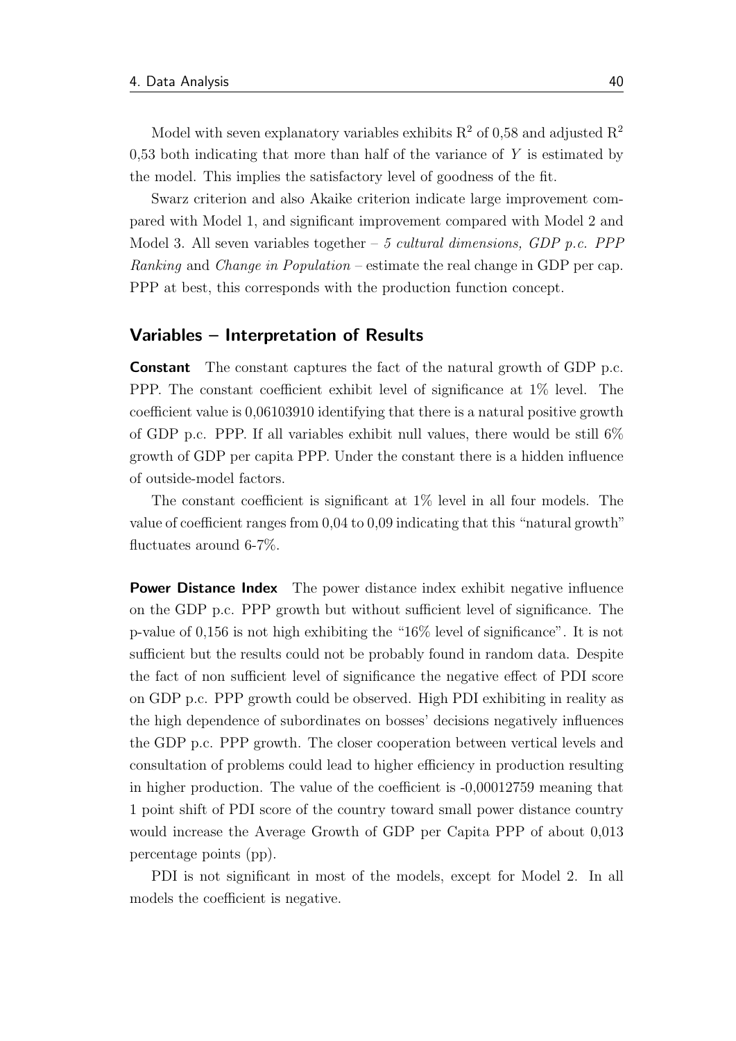Model with seven explanatory variables exhibits $R^2$ of 0,58 and adjusted $R^2$ 0,53 both indicating that more than half of the variance of $Y$ is estimated by the model. This implies the satisfactory level of goodness of the fit.

Swarz criterion and also Akaike criterion indicate large improvement compared with Model 1, and significant improvement compared with Model 2 and Model 3. All seven variables together – *5 cultural dimensions, GDP p.c. PPP Ranking* and *Change in Population* – estimate the real change in GDP per cap. PPP at best, this corresponds with the production function concept.

## Variables – Interpretation of Results

**Constant** The constant captures the fact of the natural growth of GDP p.c. PPP. The constant coefficient exhibit level of significance at 1% level. The coefficient value is 0,06103910 identifying that there is a natural positive growth of GDP p.c. PPP. If all variables exhibit null values, there would be still 6% growth of GDP per capita PPP. Under the constant there is a hidden influence of outside-model factors.

The constant coefficient is significant at 1% level in all four models. The value of coefficient ranges from 0,04 to 0,09 indicating that this "natural growth" fluctuates around 6-7%.

**Power Distance Index** The power distance index exhibit negative influence on the GDP p.c. PPP growth but without sufficient level of significance. The p-value of 0,156 is not high exhibiting the "16% level of significance". It is not sufficient but the results could not be probably found in random data. Despite the fact of non sufficient level of significance the negative effect of PDI score on GDP p.c. PPP growth could be observed. High PDI exhibiting in reality as the high dependence of subordinates on bosses' decisions negatively influences the GDP p.c. PPP growth. The closer cooperation between vertical levels and consultation of problems could lead to higher efficiency in production resulting in higher production. The value of the coefficient is -0,00012759 meaning that 1 point shift of PDI score of the country toward small power distance country would increase the Average Growth of GDP per Capita PPP of about 0,013 percentage points (pp).

PDI is not significant in most of the models, except for Model 2. In all models the coefficient is negative.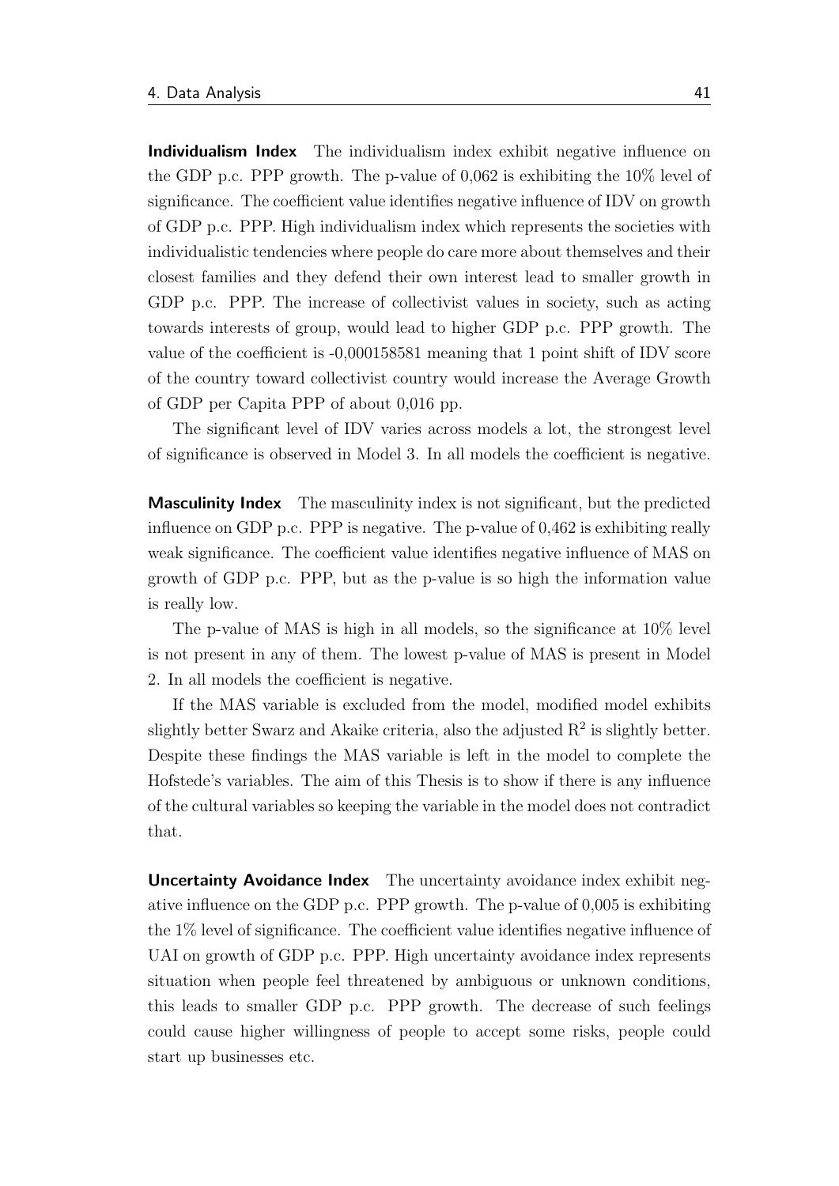**Individualism Index** The individualism index exhibit negative influence on the GDP p.c. PPP growth. The p-value of 0,062 is exhibiting the 10% level of significance. The coefficient value identifies negative influence of IDV on growth of GDP p.c. PPP. High individualism index which represents the societies with individualistic tendencies where people do care more about themselves and their closest families and they defend their own interest lead to smaller growth in GDP p.c. PPP. The increase of collectivist values in society, such as acting towards interests of group, would lead to higher GDP p.c. PPP growth. The value of the coefficient is -0,000158581 meaning that 1 point shift of IDV score of the country toward collectivist country would increase the Average Growth of GDP per Capita PPP of about 0,016 pp.

The significant level of IDV varies across models a lot, the strongest level of significance is observed in Model 3. In all models the coefficient is negative.

**Masculinity Index** The masculinity index is not significant, but the predicted influence on GDP p.c. PPP is negative. The p-value of 0,462 is exhibiting really weak significance. The coefficient value identifies negative influence of MAS on growth of GDP p.c. PPP, but as the p-value is so high the information value is really low.

The p-value of MAS is high in all models, so the significance at 10% level is not present in any of them. The lowest p-value of MAS is present in Model 2. In all models the coefficient is negative.

If the MAS variable is excluded from the model, modified model exhibits slightly better Swarz and Akaike criteria, also the adjusted $R^2$ is slightly better. Despite these findings the MAS variable is left in the model to complete the Hofstede's variables. The aim of this Thesis is to show if there is any influence of the cultural variables so keeping the variable in the model does not contradict that.

**Uncertainty Avoidance Index** The uncertainty avoidance index exhibit negative influence on the GDP p.c. PPP growth. The p-value of 0,005 is exhibiting the 1% level of significance. The coefficient value identifies negative influence of UAI on growth of GDP p.c. PPP. High uncertainty avoidance index represents situation when people feel threatened by ambiguous or unknown conditions, this leads to smaller GDP p.c. PPP growth. The decrease of such feelings could cause higher willingness of people to accept some risks, people could start up businesses etc.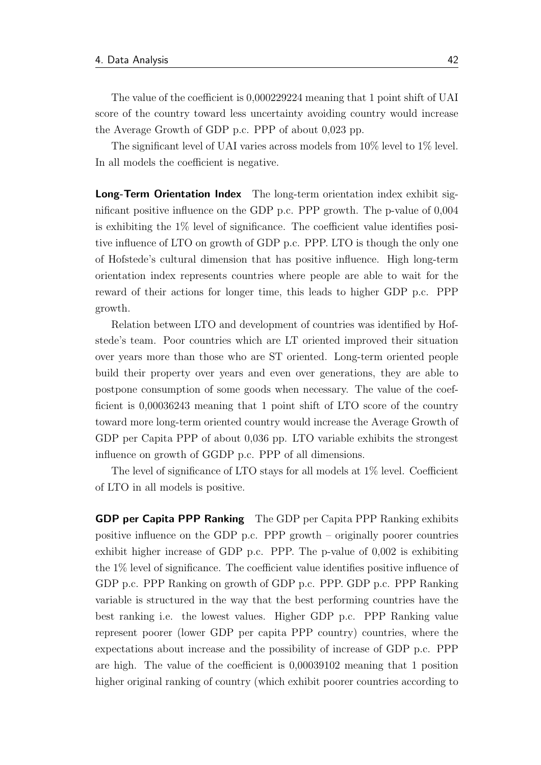The value of the coefficient is 0,000229224 meaning that 1 point shift of UAI score of the country toward less uncertainty avoiding country would increase the Average Growth of GDP p.c. PPP of about 0,023 pp.

The significant level of UAI varies across models from 10% level to 1% level. In all models the coefficient is negative.

**Long-Term Orientation Index** The long-term orientation index exhibit significant positive influence on the GDP p.c. PPP growth. The p-value of 0,004 is exhibiting the 1% level of significance. The coefficient value identifies positive influence of LTO on growth of GDP p.c. PPP. LTO is though the only one of Hofstede's cultural dimension that has positive influence. High long-term orientation index represents countries where people are able to wait for the reward of their actions for longer time, this leads to higher GDP p.c. PPP growth.

Relation between LTO and development of countries was identified by Hofstede's team. Poor countries which are LT oriented improved their situation over years more than those who are ST oriented. Long-term oriented people build their property over years and even over generations, they are able to postpone consumption of some goods when necessary. The value of the coefficient is 0,00036243 meaning that 1 point shift of LTO score of the country toward more long-term oriented country would increase the Average Growth of GDP per Capita PPP of about 0,036 pp. LTO variable exhibits the strongest influence on growth of GGDP p.c. PPP of all dimensions.

The level of significance of LTO stays for all models at 1% level. Coefficient of LTO in all models is positive.

**GDP per Capita PPP Ranking** The GDP per Capita PPP Ranking exhibits positive influence on the GDP p.c. PPP growth – originally poorer countries exhibit higher increase of GDP p.c. PPP. The p-value of 0,002 is exhibiting the 1% level of significance. The coefficient value identifies positive influence of GDP p.c. PPP Ranking on growth of GDP p.c. PPP. GDP p.c. PPP Ranking variable is structured in the way that the best performing countries have the best ranking i.e. the lowest values. Higher GDP p.c. PPP Ranking value represent poorer (lower GDP per capita PPP country) countries, where the expectations about increase and the possibility of increase of GDP p.c. PPP are high. The value of the coefficient is 0,00039102 meaning that 1 position higher original ranking of country (which exhibit poorer countries according to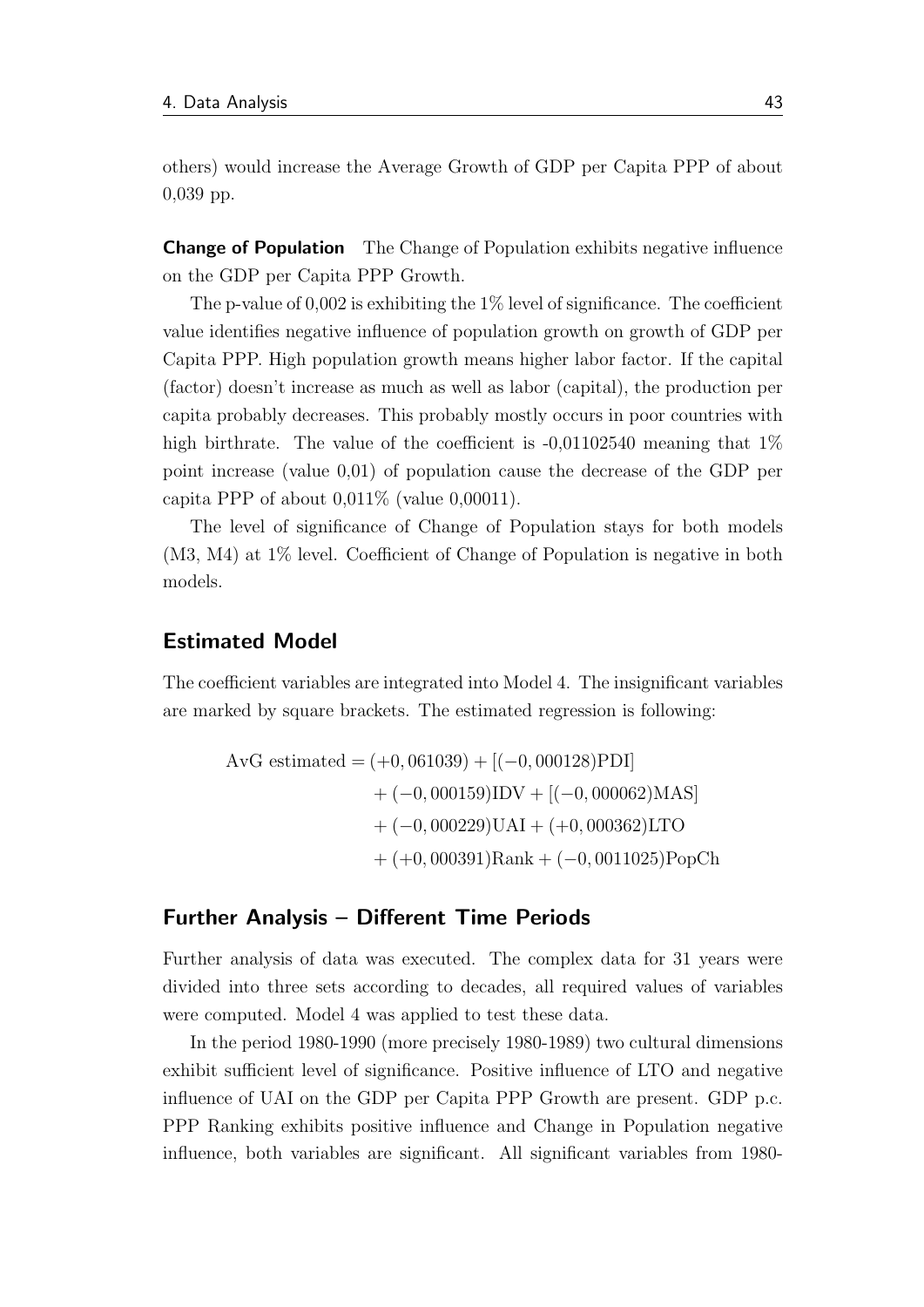others) would increase the Average Growth of GDP per Capita PPP of about 0,039 pp.

**Change of Population** The Change of Population exhibits negative influence on the GDP per Capita PPP Growth.

The p-value of 0,002 is exhibiting the 1% level of significance. The coefficient value identifies negative influence of population growth on growth of GDP per Capita PPP. High population growth means higher labor factor. If the capital (factor) doesn't increase as much as well as labor (capital), the production per capita probably decreases. This probably mostly occurs in poor countries with high birthrate. The value of the coefficient is -0,01102540 meaning that 1% point increase (value 0,01) of population cause the decrease of the GDP per capita PPP of about 0,011% (value 0,00011).

The level of significance of Change of Population stays for both models (M3, M4) at 1% level. Coefficient of Change of Population is negative in both models.

## Estimated Model

The coefficient variables are integrated into Model 4. The insignificant variables are marked by square brackets. The estimated regression is following:

$$
\begin{aligned}
\text{AvG estimated} = & (+0,061039) + [(-0,000128)\text{PDI}] \\
& + (-0,000159)\text{IDV} + [(-0,000062)\text{MAS}] \\
& + (-0,000229)\text{UAI} + (+0,000362)\text{LTO} \\
& + (+0,000391)\text{Rank} + (-0,0011025)\text{PopCh}
\end{aligned}
$$

## Further Analysis – Different Time Periods

Further analysis of data was executed. The complex data for 31 years were divided into three sets according to decades, all required values of variables were computed. Model 4 was applied to test these data.

In the period 1980-1990 (more precisely 1980-1989) two cultural dimensions exhibit sufficient level of significance. Positive influence of LTO and negative influence of UAI on the GDP per Capita PPP Growth are present. GDP p.c. PPP Ranking exhibits positive influence and Change in Population negative influence, both variables are significant. All significant variables from 1980-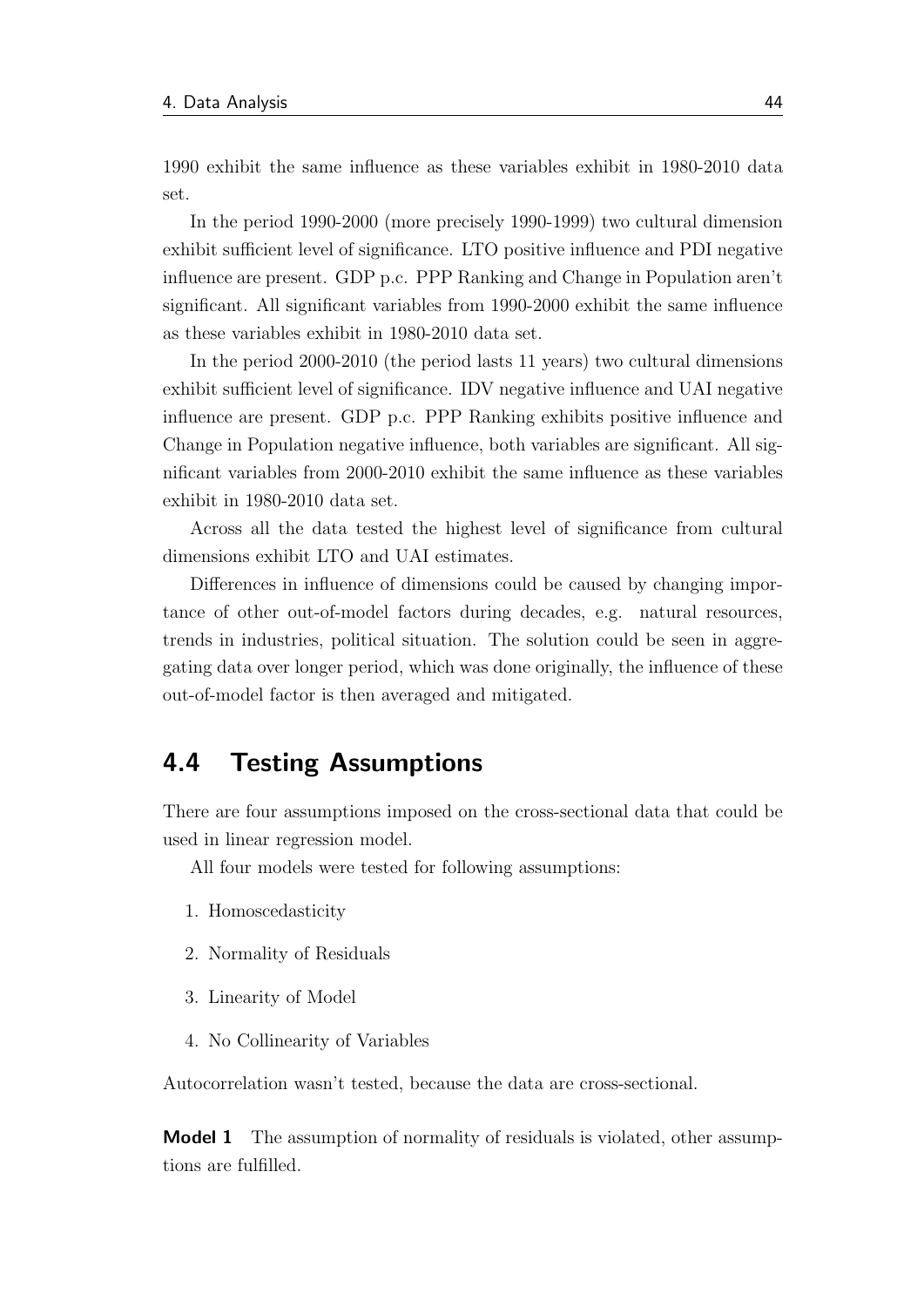1990 exhibit the same influence as these variables exhibit in 1980-2010 data set.

In the period 1990-2000 (more precisely 1990-1999) two cultural dimension exhibit sufficient level of significance. LTO positive influence and PDI negative influence are present. GDP p.c. PPP Ranking and Change in Population aren't significant. All significant variables from 1990-2000 exhibit the same influence as these variables exhibit in 1980-2010 data set.

In the period 2000-2010 (the period lasts 11 years) two cultural dimensions exhibit sufficient level of significance. IDV negative influence and UAI negative influence are present. GDP p.c. PPP Ranking exhibits positive influence and Change in Population negative influence, both variables are significant. All significant variables from 2000-2010 exhibit the same influence as these variables exhibit in 1980-2010 data set.

Across all the data tested the highest level of significance from cultural dimensions exhibit LTO and UAI estimates.

Differences in influence of dimensions could be caused by changing importance of other out-of-model factors during decades, e.g. natural resources, trends in industries, political situation. The solution could be seen in aggregating data over longer period, which was done originally, the influence of these out-of-model factor is then averaged and mitigated.

## 4.4 Testing Assumptions

There are four assumptions imposed on the cross-sectional data that could be used in linear regression model.

All four models were tested for following assumptions:

1. Homoscedasticity
2. Normality of Residuals
3. Linearity of Model
4. No Collinearity of Variables

Autocorrelation wasn't tested, because the data are cross-sectional.

**Model 1** The assumption of normality of residuals is violated, other assumptions are fulfilled.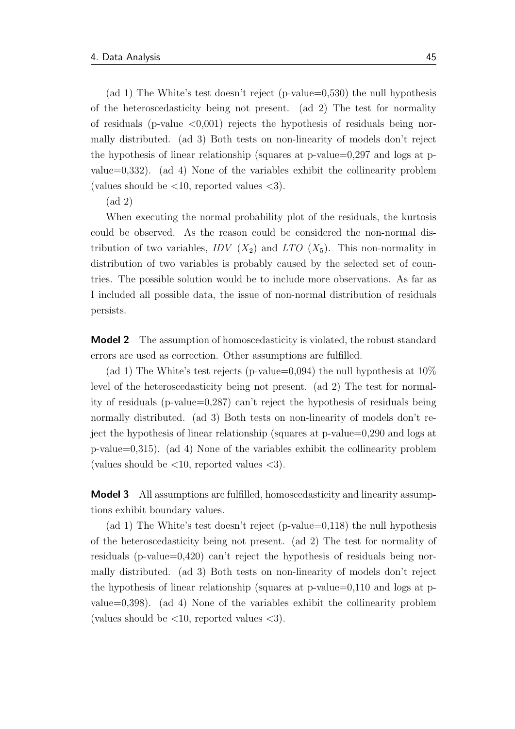(ad 1) The White's test doesn't reject (p-value=0,530) the null hypothesis of the heteroscedasticity being not present. (ad 2) The test for normality of residuals (p-value <0,001) rejects the hypothesis of residuals being normally distributed. (ad 3) Both tests on non-linearity of models don't reject the hypothesis of linear relationship (squares at p-value=0,297 and logs at p-value=0,332). (ad 4) None of the variables exhibit the collinearity problem (values should be <10, reported values <3).

(ad 2)

When executing the normal probability plot of the residuals, the kurtosis could be observed. As the reason could be considered the non-normal distribution of two variables, *IDV* ($X_2$) and *LTO* ($X_5$). This non-normality in distribution of two variables is probably caused by the selected set of countries. The possible solution would be to include more observations. As far as I included all possible data, the issue of non-normal distribution of residuals persists.

**Model 2** The assumption of homoscedasticity is violated, the robust standard errors are used as correction. Other assumptions are fulfilled.

(ad 1) The White's test rejects (p-value=0,094) the null hypothesis at 10% level of the heteroscedasticity being not present. (ad 2) The test for normality of residuals (p-value=0,287) can't reject the hypothesis of residuals being normally distributed. (ad 3) Both tests on non-linearity of models don't reject the hypothesis of linear relationship (squares at p-value=0,290 and logs at p-value=0,315). (ad 4) None of the variables exhibit the collinearity problem (values should be <10, reported values <3).

**Model 3** All assumptions are fulfilled, homoscedasticity and linearity assumptions exhibit boundary values.

(ad 1) The White's test doesn't reject (p-value=0,118) the null hypothesis of the heteroscedasticity being not present. (ad 2) The test for normality of residuals (p-value=0,420) can't reject the hypothesis of residuals being normally distributed. (ad 3) Both tests on non-linearity of models don't reject the hypothesis of linear relationship (squares at p-value=0,110 and logs at p-value=0,398). (ad 4) None of the variables exhibit the collinearity problem (values should be <10, reported values <3).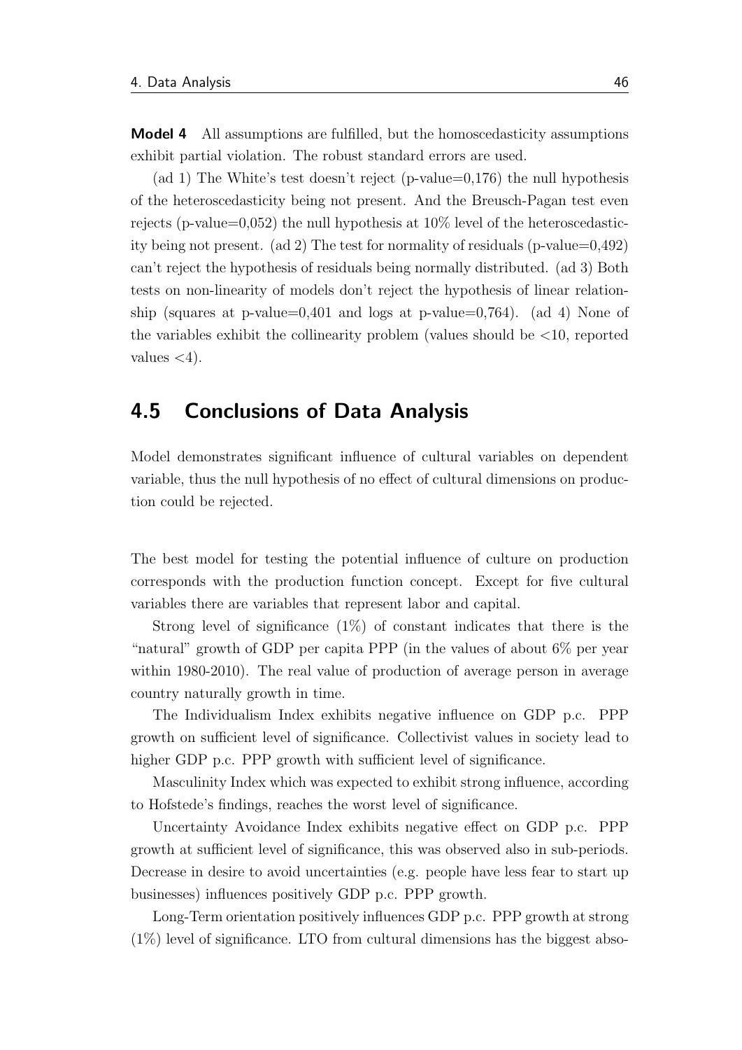**Model 4** All assumptions are fulfilled, but the homoscedasticity assumptions exhibit partial violation. The robust standard errors are used.

(ad 1) The White's test doesn't reject (p-value=0,176) the null hypothesis of the heteroscedasticity being not present. And the Breusch-Pagan test even rejects (p-value=0,052) the null hypothesis at 10% level of the heteroscedasticity being not present. (ad 2) The test for normality of residuals (p-value=0,492) can't reject the hypothesis of residuals being normally distributed. (ad 3) Both tests on non-linearity of models don't reject the hypothesis of linear relationship (squares at p-value=0,401 and logs at p-value=0,764). (ad 4) None of the variables exhibit the collinearity problem (values should be <10, reported values <4).

## 4.5 Conclusions of Data Analysis

Model demonstrates significant influence of cultural variables on dependent variable, thus the null hypothesis of no effect of cultural dimensions on production could be rejected.

The best model for testing the potential influence of culture on production corresponds with the production function concept. Except for five cultural variables there are variables that represent labor and capital.

Strong level of significance (1%) of constant indicates that there is the "natural" growth of GDP per capita PPP (in the values of about 6% per year within 1980-2010). The real value of production of average person in average country naturally growth in time.

The Individualism Index exhibits negative influence on GDP p.c. PPP growth on sufficient level of significance. Collectivist values in society lead to higher GDP p.c. PPP growth with sufficient level of significance.

Masculinity Index which was expected to exhibit strong influence, according to Hofstede's findings, reaches the worst level of significance.

Uncertainty Avoidance Index exhibits negative effect on GDP p.c. PPP growth at sufficient level of significance, this was observed also in sub-periods. Decrease in desire to avoid uncertainties (e.g. people have less fear to start up businesses) influences positively GDP p.c. PPP growth.

Long-Term orientation positively influences GDP p.c. PPP growth at strong (1%) level of significance. LTO from cultural dimensions has the biggest abso-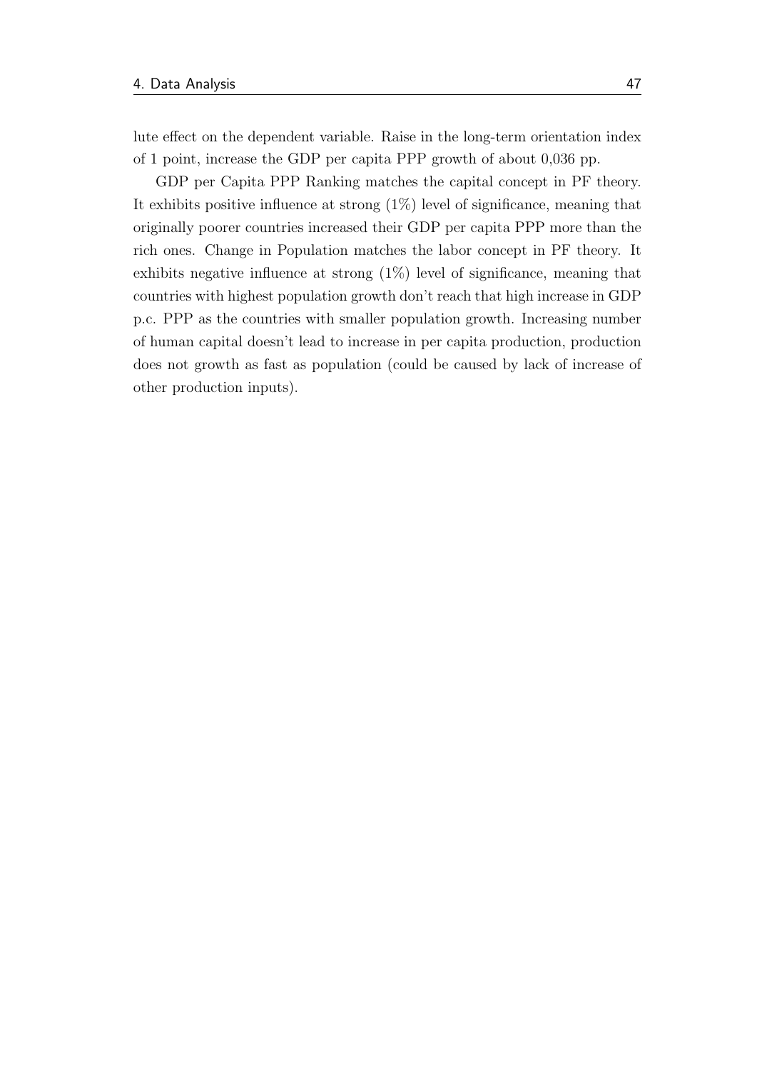lute effect on the dependent variable. Raise in the long-term orientation index of 1 point, increase the GDP per capita PPP growth of about 0,036 pp.

GDP per Capita PPP Ranking matches the capital concept in PF theory. It exhibits positive influence at strong (1%) level of significance, meaning that originally poorer countries increased their GDP per capita PPP more than the rich ones. Change in Population matches the labor concept in PF theory. It exhibits negative influence at strong (1%) level of significance, meaning that countries with highest population growth don't reach that high increase in GDP p.c. PPP as the countries with smaller population growth. Increasing number of human capital doesn't lead to increase in per capita production, production does not growth as fast as population (could be caused by lack of increase of other production inputs).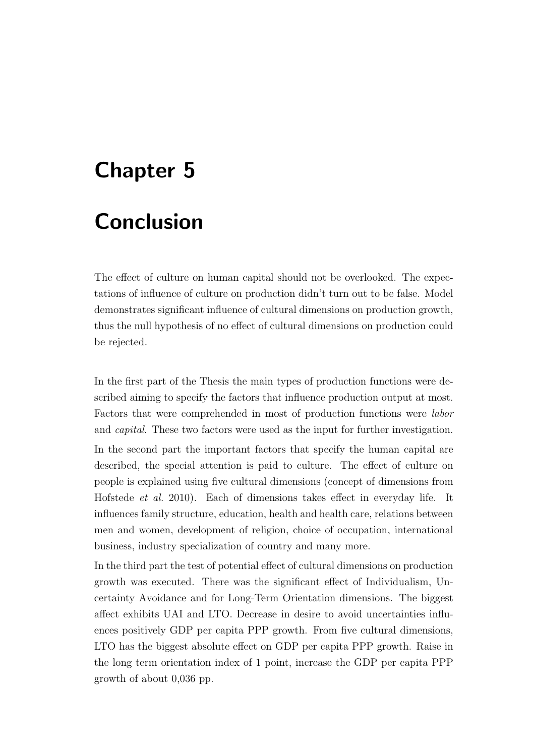# Chapter 5

# Conclusion

The effect of culture on human capital should not be overlooked. The expectations of influence of culture on production didn't turn out to be false. Model demonstrates significant influence of cultural dimensions on production growth, thus the null hypothesis of no effect of cultural dimensions on production could be rejected.

In the first part of the Thesis the main types of production functions were described aiming to specify the factors that influence production output at most. Factors that were comprehended in most of production functions were *labor* and *capital*. These two factors were used as the input for further investigation.

In the second part the important factors that specify the human capital are described, the special attention is paid to culture. The effect of culture on people is explained using five cultural dimensions (concept of dimensions from Hofstede *et al.* 2010). Each of dimensions takes effect in everyday life. It influences family structure, education, health and health care, relations between men and women, development of religion, choice of occupation, international business, industry specialization of country and many more.

In the third part the test of potential effect of cultural dimensions on production growth was executed. There was the significant effect of Individualism, Uncertainty Avoidance and for Long-Term Orientation dimensions. The biggest affect exhibits UAI and LTO. Decrease in desire to avoid uncertainties influences positively GDP per capita PPP growth. From five cultural dimensions, LTO has the biggest absolute effect on GDP per capita PPP growth. Raise in the long term orientation index of 1 point, increase the GDP per capita PPP growth of about 0,036 pp.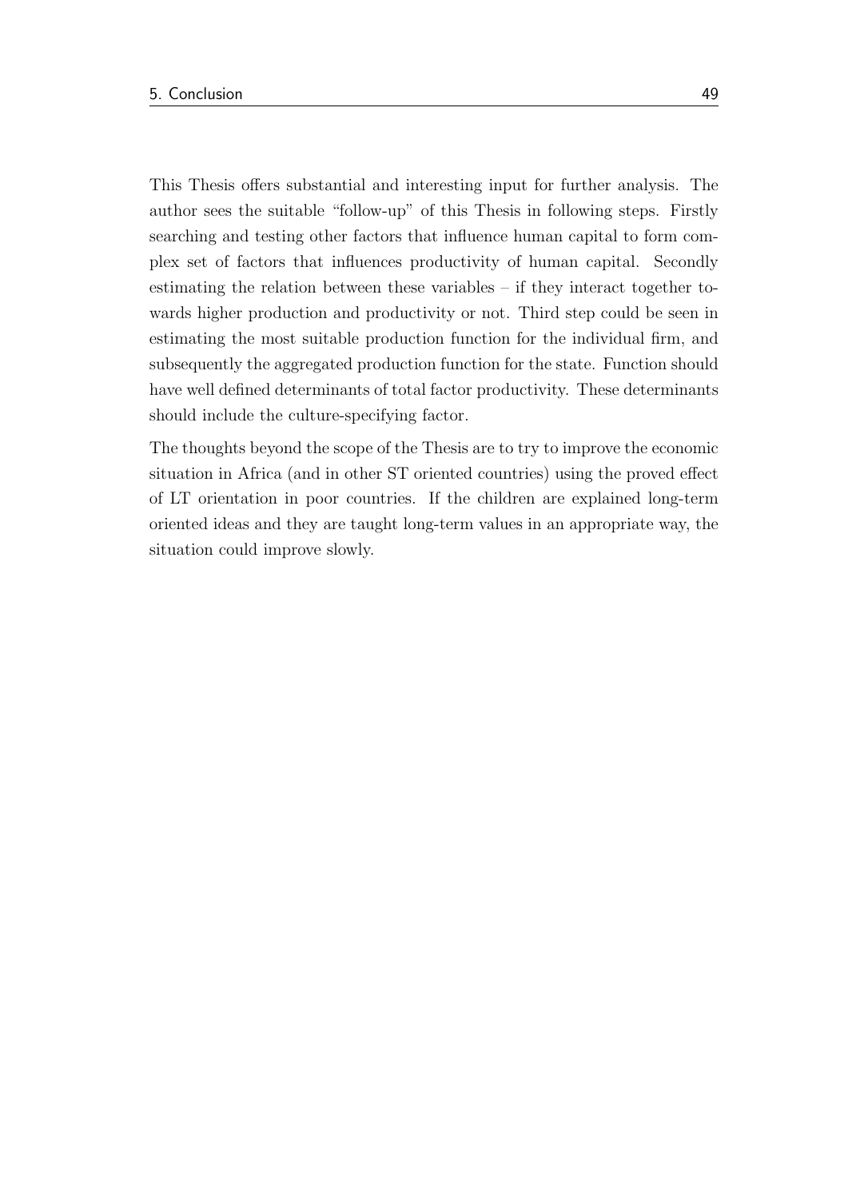This Thesis offers substantial and interesting input for further analysis. The author sees the suitable "follow-up" of this Thesis in following steps. Firstly searching and testing other factors that influence human capital to form complex set of factors that influences productivity of human capital. Secondly estimating the relation between these variables – if they interact together towards higher production and productivity or not. Third step could be seen in estimating the most suitable production function for the individual firm, and subsequently the aggregated production function for the state. Function should have well defined determinants of total factor productivity. These determinants should include the culture-specifying factor.

The thoughts beyond the scope of the Thesis are to try to improve the economic situation in Africa (and in other ST oriented countries) using the proved effect of LT orientation in poor countries. If the children are explained long-term oriented ideas and they are taught long-term values in an appropriate way, the situation could improve slowly.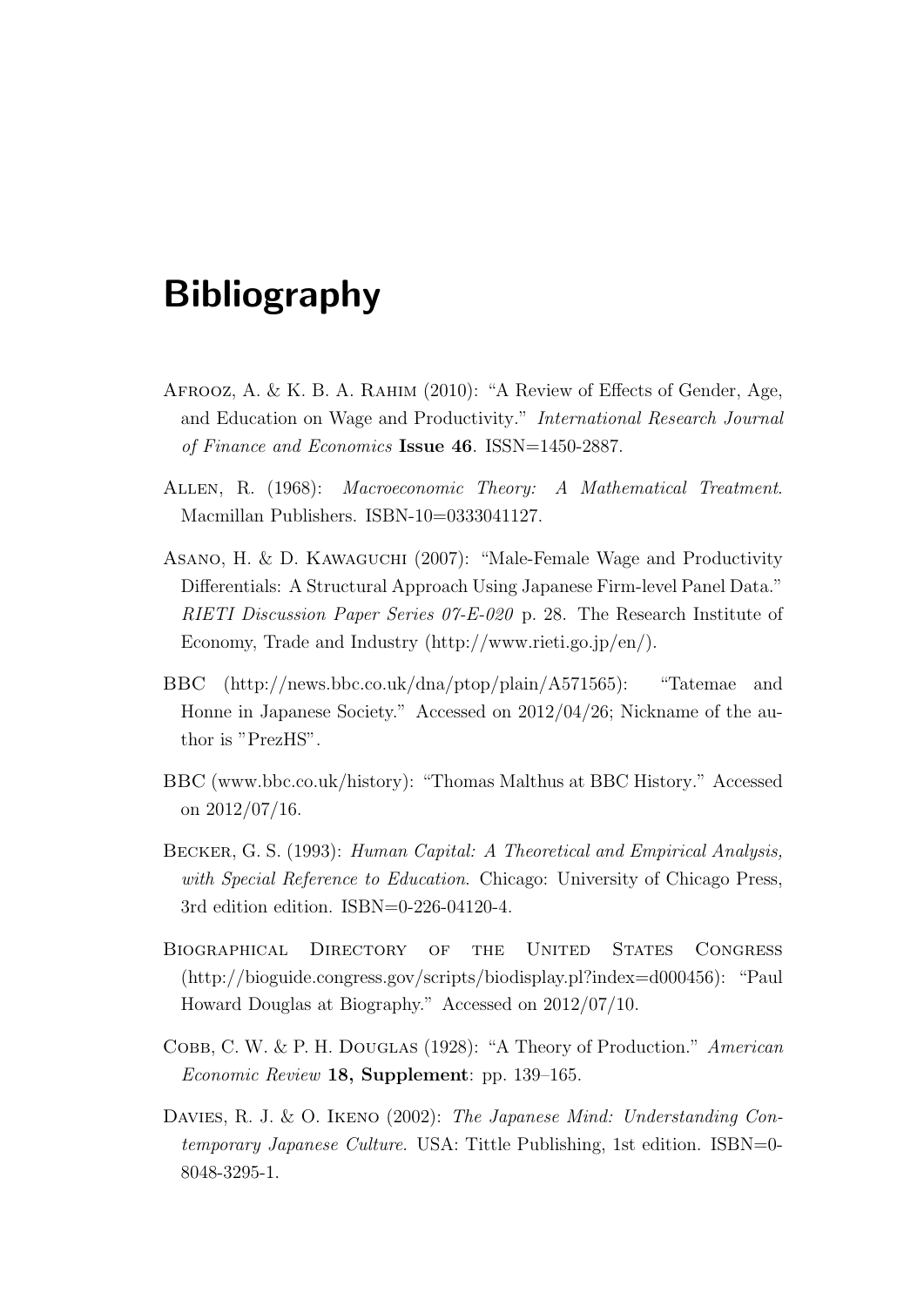# Bibliography

Afrooz, A. & K. B. A. Rahim (2010): "A Review of Effects of Gender, Age, and Education on Wage and Productivity." *International Research Journal of Finance and Economics* **Issue 46**. ISSN=1450-2887.

Allen, R. (1968): *Macroeconomic Theory: A Mathematical Treatment*. Macmillan Publishers. ISBN-10=0333041127.

Asano, H. & D. Kawaguchi (2007): "Male-Female Wage and Productivity Differentials: A Structural Approach Using Japanese Firm-level Panel Data." *RIETI Discussion Paper Series 07-E-020* p. 28. The Research Institute of Economy, Trade and Industry (http://www.rieti.go.jp/en/).

BBC (http://news.bbc.co.uk/dna/ptop/plain/A571565): "Tatemae and Honne in Japanese Society." Accessed on 2012/04/26; Nickname of the author is "PrezHS".

BBC (www.bbc.co.uk/history): "Thomas Malthus at BBC History." Accessed on 2012/07/16.

Becker, G. S. (1993): *Human Capital: A Theoretical and Empirical Analysis, with Special Reference to Education*. Chicago: University of Chicago Press, 3rd edition edition. ISBN=0-226-04120-4.

Biographical Directory of the United States Congress (http://bioguide.congress.gov/scripts/biodisplay.pl?index=d000456): "Paul Howard Douglas at Biography." Accessed on 2012/07/10.

Cobb, C. W. & P. H. Douglas (1928): "A Theory of Production." *American Economic Review* **18, Supplement**: pp. 139–165.

Davies, R. J. & O. Ikeno (2002): *The Japanese Mind: Understanding Contemporary Japanese Culture*. USA: Tittle Publishing, 1st edition. ISBN=0-8048-3295-1.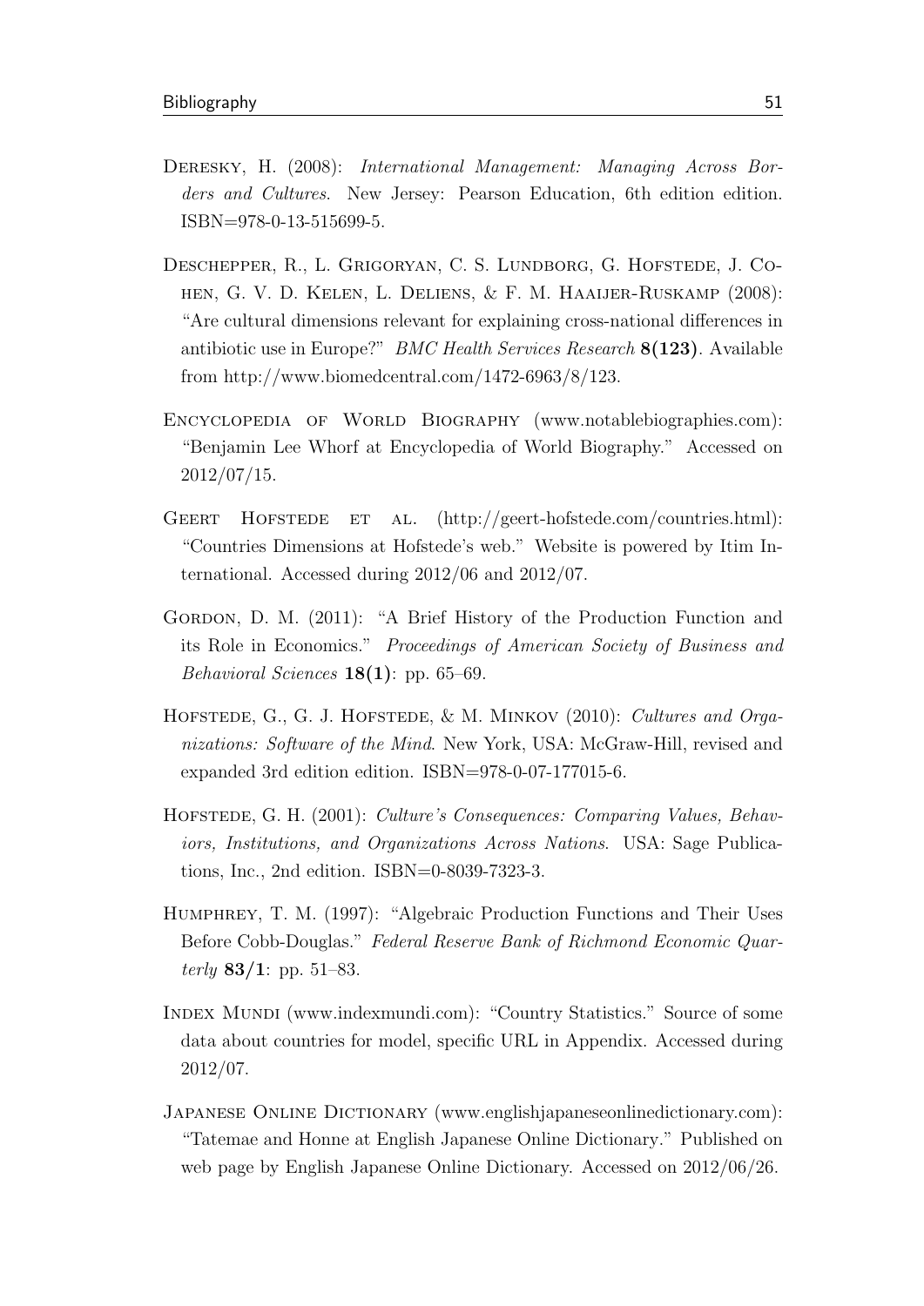Deresky, H. (2008): *International Management: Managing Across Borders and Cultures*. New Jersey: Pearson Education, 6th edition edition. ISBN=978-0-13-515699-5.

Deschepper, R., L. Grigoryan, C. S. Lundborg, G. Hofstede, J. Cohen, G. V. D. Kelen, L. Deliens, & F. M. Haaijer-Ruskamp (2008): "Are cultural dimensions relevant for explaining cross-national differences in antibiotic use in Europe?" *BMC Health Services Research* **8(123)**. Available from http://www.biomedcentral.com/1472-6963/8/123.

Encyclopedia of World Biography (www.notablebiographies.com): "Benjamin Lee Whorf at Encyclopedia of World Biography." Accessed on 2012/07/15.

Geert Hofstede et al. (http://geert-hofstede.com/countries.html): "Countries Dimensions at Hofstede's web." Website is powered by Itim International. Accessed during 2012/06 and 2012/07.

Gordon, D. M. (2011): "A Brief History of the Production Function and its Role in Economics." *Proceedings of American Society of Business and Behavioral Sciences* **18(1)**: pp. 65–69.

Hofstede, G., G. J. Hofstede, & M. Minkov (2010): *Cultures and Organizations: Software of the Mind*. New York, USA: McGraw-Hill, revised and expanded 3rd edition edition. ISBN=978-0-07-177015-6.

Hofstede, G. H. (2001): *Culture's Consequences: Comparing Values, Behaviors, Institutions, and Organizations Across Nations*. USA: Sage Publications, Inc., 2nd edition. ISBN=0-8039-7323-3.

Humphrey, T. M. (1997): "Algebraic Production Functions and Their Uses Before Cobb-Douglas." *Federal Reserve Bank of Richmond Economic Quarterly* **83/1**: pp. 51–83.

Index Mundi (www.indexmundi.com): "Country Statistics." Source of some data about countries for model, specific URL in Appendix. Accessed during 2012/07.

Japanese Online Dictionary (www.englishjapaneseonlinedictionary.com): "Tatemae and Honne at English Japanese Online Dictionary." Published on web page by English Japanese Online Dictionary. Accessed on 2012/06/26.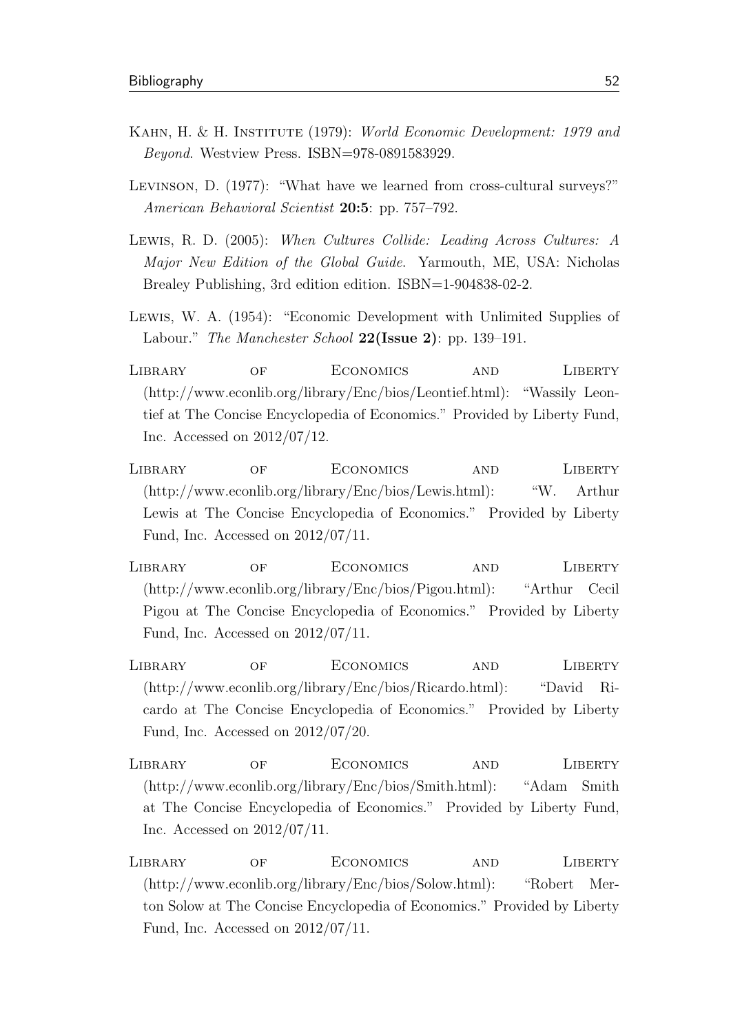Kahn, H. & H. Institute (1979): *World Economic Development: 1979 and Beyond*. Westview Press. ISBN=978-0891583929.

Levinson, D. (1977): "What have we learned from cross-cultural surveys?" *American Behavioral Scientist* **20:5**: pp. 757–792.

Lewis, R. D. (2005): *When Cultures Collide: Leading Across Cultures: A Major New Edition of the Global Guide*. Yarmouth, ME, USA: Nicholas Brealey Publishing, 3rd edition edition. ISBN=1-904838-02-2.

Lewis, W. A. (1954): "Economic Development with Unlimited Supplies of Labour." *The Manchester School* **22(Issue 2)**: pp. 139–191.

Library of Economics and Liberty (http://www.econlib.org/library/Enc/bios/Leontief.html): "Wassily Leontief at The Concise Encyclopedia of Economics." Provided by Liberty Fund, Inc. Accessed on 2012/07/12.

Library of Economics and Liberty (http://www.econlib.org/library/Enc/bios/Lewis.html): "W. Arthur Lewis at The Concise Encyclopedia of Economics." Provided by Liberty Fund, Inc. Accessed on 2012/07/11.

Library of Economics and Liberty (http://www.econlib.org/library/Enc/bios/Pigou.html): "Arthur Cecil Pigou at The Concise Encyclopedia of Economics." Provided by Liberty Fund, Inc. Accessed on 2012/07/11.

Library of Economics and Liberty (http://www.econlib.org/library/Enc/bios/Ricardo.html): "David Ricardo at The Concise Encyclopedia of Economics." Provided by Liberty Fund, Inc. Accessed on 2012/07/20.

Library of Economics and Liberty (http://www.econlib.org/library/Enc/bios/Smith.html): "Adam Smith at The Concise Encyclopedia of Economics." Provided by Liberty Fund, Inc. Accessed on 2012/07/11.

Library of Economics and Liberty (http://www.econlib.org/library/Enc/bios/Solow.html): "Robert Merton Solow at The Concise Encyclopedia of Economics." Provided by Liberty Fund, Inc. Accessed on 2012/07/11.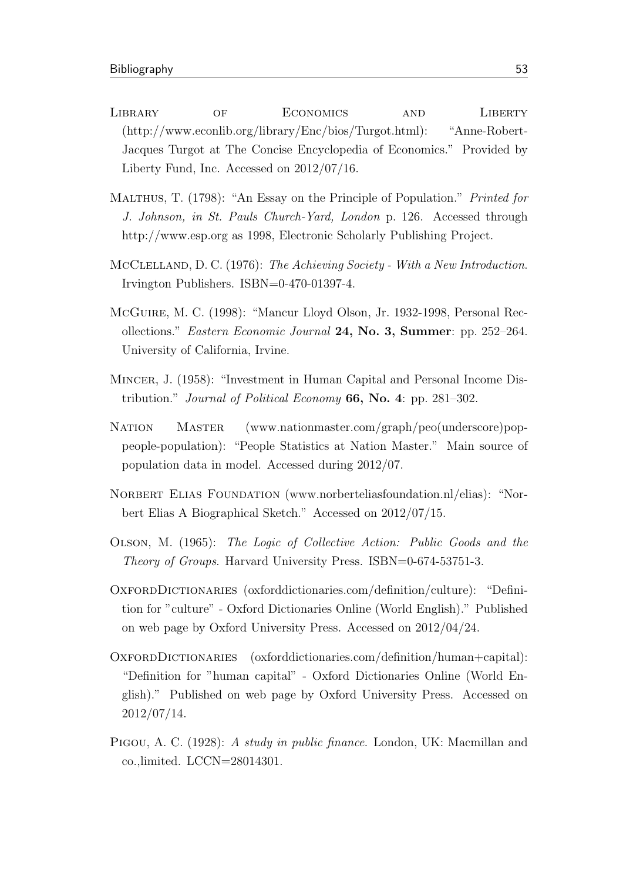Library of Economics and Liberty (http://www.econlib.org/library/Enc/bios/Turgot.html): "Anne-Robert-Jacques Turgot at The Concise Encyclopedia of Economics." Provided by Liberty Fund, Inc. Accessed on 2012/07/16.

Malthus, T. (1798): "An Essay on the Principle of Population." *Printed for J. Johnson, in St. Pauls Church-Yard, London* p. 126. Accessed through http://www.esp.org as 1998, Electronic Scholarly Publishing Project.

McClelland, D. C. (1976): *The Achieving Society - With a New Introduction*. Irvington Publishers. ISBN=0-470-01397-4.

McGuire, M. C. (1998): "Mancur Lloyd Olson, Jr. 1932-1998, Personal Recollections." *Eastern Economic Journal* **24, No. 3, Summer**: pp. 252–264. University of California, Irvine.

Mincer, J. (1958): "Investment in Human Capital and Personal Income Distribution." *Journal of Political Economy* **66, No. 4**: pp. 281–302.

Nation Master (www.nationmaster.com/graph/peo(underscore)pop-people-population): "People Statistics at Nation Master." Main source of population data in model. Accessed during 2012/07.

Norbert Elias Foundation (www.norberteliasfoundation.nl/elias): "Norbert Elias A Biographical Sketch." Accessed on 2012/07/15.

Olson, M. (1965): *The Logic of Collective Action: Public Goods and the Theory of Groups*. Harvard University Press. ISBN=0-674-53751-3.

OxfordDictionaries (oxforddictionaries.com/definition/culture): "Definition for "culture" - Oxford Dictionaries Online (World English)." Published on web page by Oxford University Press. Accessed on 2012/04/24.

OxfordDictionaries (oxforddictionaries.com/definition/human+capital): "Definition for "human capital" - Oxford Dictionaries Online (World English)." Published on web page by Oxford University Press. Accessed on 2012/07/14.

Pigou, A. C. (1928): *A study in public finance*. London, UK: Macmillan and co.,limited. LCCN=28014301.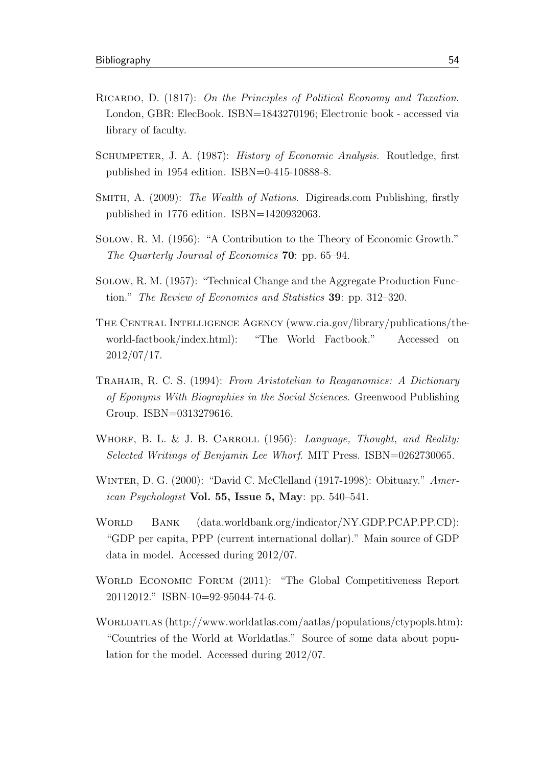Ricardo, D. (1817): *On the Principles of Political Economy and Taxation*. London, GBR: ElecBook. ISBN=1843270196; Electronic book - accessed via library of faculty.

Schumpeter, J. A. (1987): *History of Economic Analysis*. Routledge, first published in 1954 edition. ISBN=0-415-10888-8.

Smith, A. (2009): *The Wealth of Nations*. Digireads.com Publishing, firstly published in 1776 edition. ISBN=1420932063.

Solow, R. M. (1956): "A Contribution to the Theory of Economic Growth." *The Quarterly Journal of Economics* **70**: pp. 65–94.

Solow, R. M. (1957): "Technical Change and the Aggregate Production Function." *The Review of Economics and Statistics* **39**: pp. 312–320.

The Central Intelligence Agency (www.cia.gov/library/publications/the-world-factbook/index.html): "The World Factbook." Accessed on 2012/07/17.

Trahair, R. C. S. (1994): *From Aristotelian to Reaganomics: A Dictionary of Eponyms With Biographies in the Social Sciences*. Greenwood Publishing Group. ISBN=0313279616.

Whorf, B. L. & J. B. Carroll (1956): *Language, Thought, and Reality: Selected Writings of Benjamin Lee Whorf*. MIT Press. ISBN=0262730065.

Winter, D. G. (2000): "David C. McClelland (1917-1998): Obituary." *American Psychologist* **Vol. 55, Issue 5, May**: pp. 540–541.

World Bank (data.worldbank.org/indicator/NY.GDP.PCAP.PP.CD): "GDP per capita, PPP (current international dollar)." Main source of GDP data in model. Accessed during 2012/07.

World Economic Forum (2011): "The Global Competitiveness Report 20112012." ISBN-10=92-95044-74-6.

Worldatlas (http://www.worldatlas.com/aatlas/populations/ctypopls.htm): "Countries of the World at Worldatlas." Source of some data about population for the model. Accessed during 2012/07.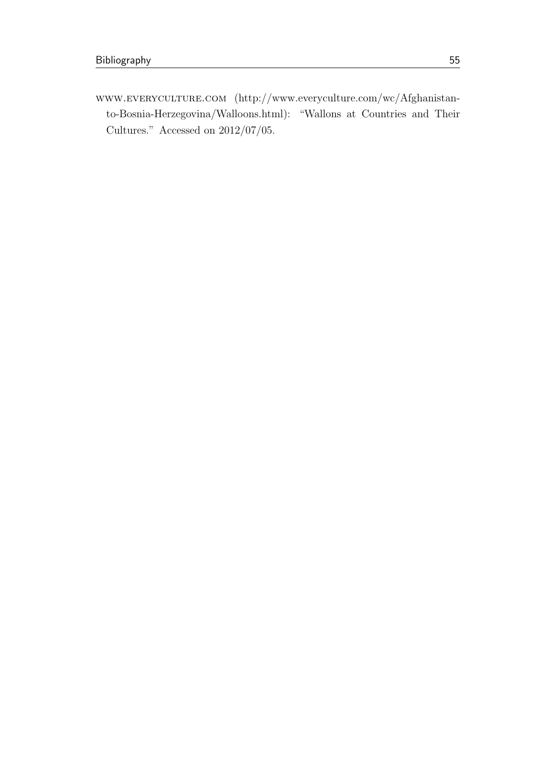www.everyculture.com (http://www.everyculture.com/wc/Afghanistan-to-Bosnia-Herzegovina/Walloons.html): "Wallons at Countries and Their Cultures." Accessed on 2012/07/05.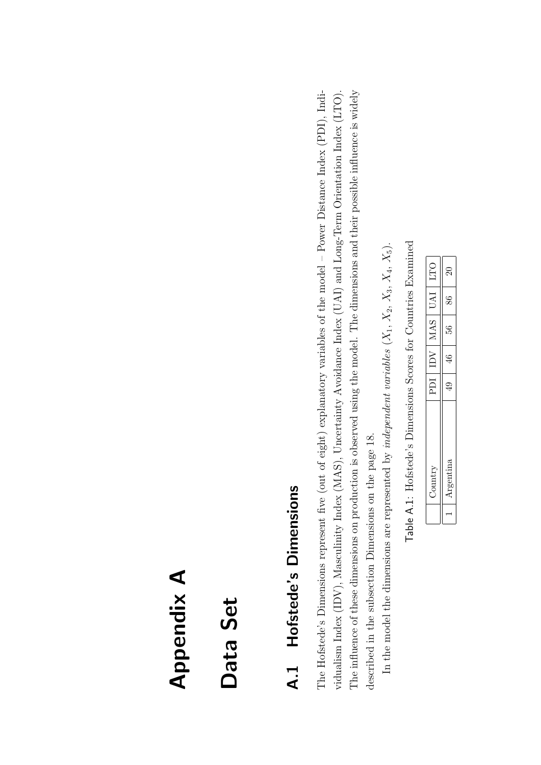# Appendix A

# Data Set

## A.1 Hofstede's Dimensions

The Hofstede's Dimensions represent five (out of eight) explanatory variables of the model – Power Distance Index (PDI), Individualism Index (IDV), Masculinity Index (MAS), Uncertainty Avoidance Index (UAI) and Long-Term Orientation Index (LTO). The influence of these dimensions on production is observed using the model. The dimensions and their possible influence is widely described in the subsection Dimensions on the page 18.

In the model the dimensions are represented by *independent variables* ($X_1$, $X_2$, $X_3$, $X_4$, $X_5$).

Table A.1: Hofstede's Dimensions Scores for Countries Examined

| | Country | PDI | IDV | MAS | UAI | LTO |
|---|---|---|---|---|---|---|
| 1 | Argentina | 49 | 46 | 56 | 86 | 20 |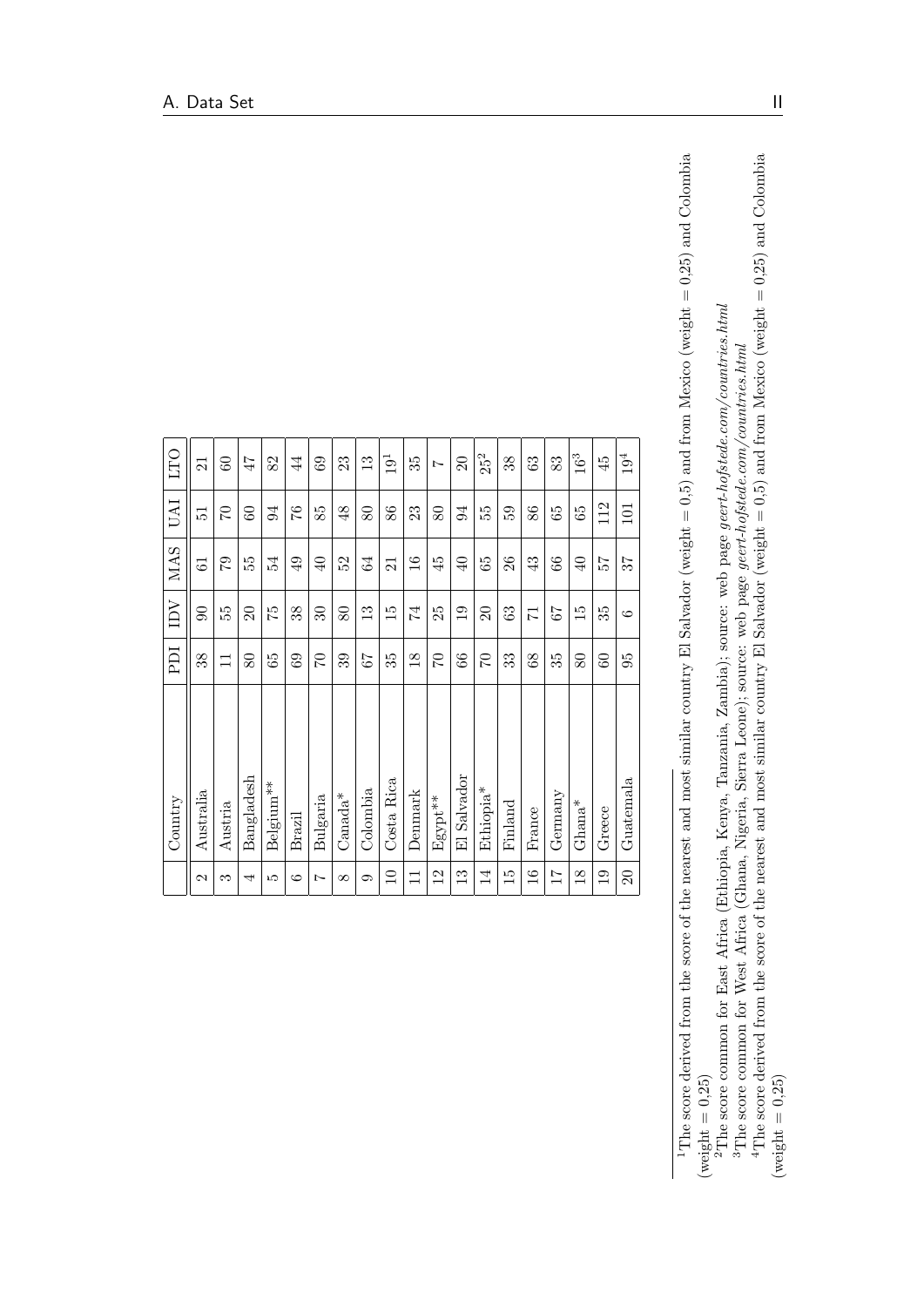|  | Country | PDI | IDV | MAS | UAI | LTO |
|---|---|---|---|---|---|---|
| 2 | Australia | 38 | 90 | 61 | 51 | 21 |
| 3 | Austria | 11 | 55 | 79 | 70 | 60 |
| 4 | Bangladesh | 80 | 20 | 55 | 60 | 47 |
| 5 | Belgium** | 65 | 75 | 54 | 94 | 82 |
| 6 | Brazil | 69 | 38 | 49 | 76 | 44 |
| 7 | Bulgaria | 70 | 30 | 40 | 85 | 69 |
| 8 | Canada* | 39 | 80 | 52 | 48 | 23 |
| 9 | Colombia | 67 | 13 | 64 | 80 | 13 |
| 10 | Costa Rica | 35 | 15 | 21 | 86 | 19[1] |
| 11 | Denmark | 18 | 74 | 16 | 23 | 35 |
| 12 | Egypt** | 70 | 25 | 45 | 80 | 7 |
| 13 | El Salvador | 66 | 19 | 40 | 94 | 20 |
| 14 | Ethiopia* | 70 | 20 | 65 | 55 | 25[2] |
| 15 | Finland | 33 | 63 | 26 | 59 | 38 |
| 16 | France | 68 | 71 | 43 | 86 | 63 |
| 17 | Germany | 35 | 67 | 66 | 65 | 83 |
| 18 | Ghana* | 80 | 15 | 40 | 65 | 16[3] |
| 19 | Greece | 60 | 35 | 57 | 112 | 45 |
| 20 | Guatemala | 95 | 6 | 37 | 101 | 19[4] |

[1]The score derived from the score of the nearest and most similar country El Salvador (weight = 0,5) and from Mexico (weight = 0,25) and Colombia (weight = 0,25)

[2]The score common for East Africa (Ethiopia, Kenya, Tanzania, Zambia); source: web page *geert-hofstede.com/countries.html*

[3]The score common for West Africa (Ghana, Nigeria, Sierra Leone); source: web page *geert-hofstede.com/countries.html*

[4]The score derived from the score of the nearest and most similar country El Salvador (weight = 0,5) and from Mexico (weight = 0,25) and Colombia (weight = 0,25)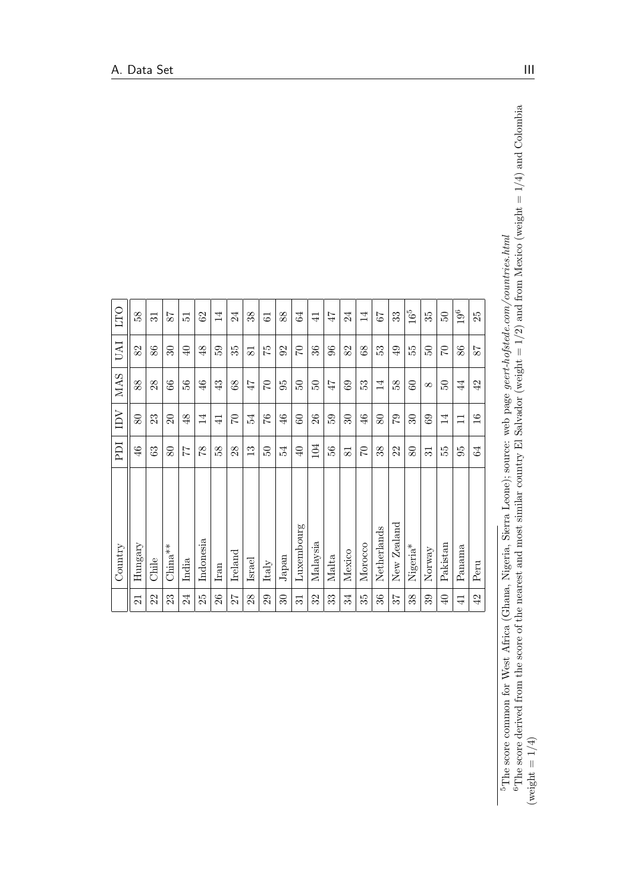|  | Country | PDI | IDV | MAS | UAI | LTO |
|---|---|---|---|---|---|---|
| 21 | Hungary | 46 | 80 | 88 | 82 | 58 |
| 22 | Chile | 63 | 23 | 28 | 86 | 31 |
| 23 | China** | 80 | 20 | 66 | 30 | 87 |
| 24 | India | 77 | 48 | 56 | 40 | 51 |
| 25 | Indonesia | 78 | 14 | 46 | 48 | 62 |
| 26 | Iran | 58 | 41 | 43 | 59 | 14 |
| 27 | Ireland | 28 | 70 | 68 | 35 | 24 |
| 28 | Israel | 13 | 54 | 47 | 81 | 38 |
| 29 | Italy | 50 | 76 | 70 | 75 | 61 |
| 30 | Japan | 54 | 46 | 95 | 92 | 88 |
| 31 | Luxembourg | 40 | 60 | 50 | 70 | 64 |
| 32 | Malaysia | 104 | 26 | 50 | 36 | 41 |
| 33 | Malta | 56 | 59 | 47 | 96 | 47 |
| 34 | Mexico | 81 | 30 | 69 | 82 | 24 |
| 35 | Morocco | 70 | 46 | 53 | 68 | 14 |
| 36 | Netherlands | 38 | 80 | 14 | 53 | 67 |
| 37 | New Zealand | 22 | 79 | 58 | 49 | 33 |
| 38 | Nigeria* | 80 | 30 | 60 | 55 | 16[5] |
| 39 | Norway | 31 | 69 | 8 | 50 | 35 |
| 40 | Pakistan | 55 | 14 | 50 | 70 | 50 |
| 41 | Panama | 95 | 11 | 44 | 86 | 19[6] |
| 42 | Peru | 64 | 16 | 42 | 87 | 25 |

[5]The score common for West Africa (Ghana, Nigeria, Sierra Leone); source: web page *geert-hofstede.com/countries.html*

[6]The score derived from the score of the nearest and most similar country El Salvador (weight = 1/2) and from Mexico (weight = 1/4) and Colombia (weight = 1/4)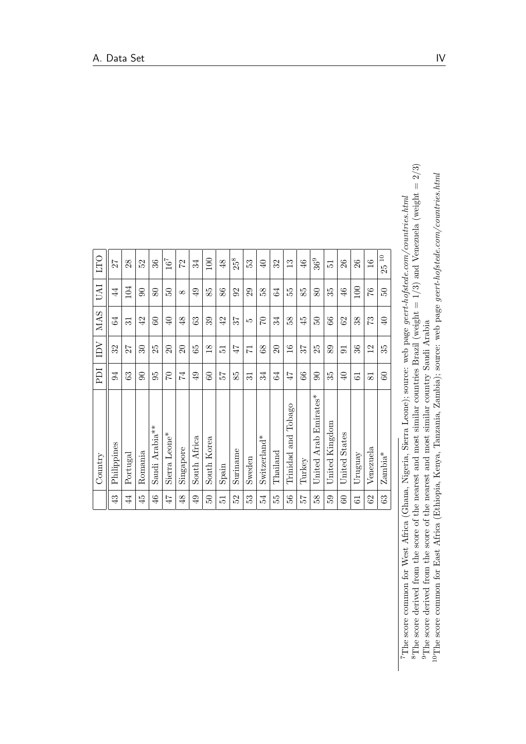|  | Country | PDI | IDV | MAS | UAI | LTO |
|---|---|---|---|---|---|---|
| 43 | Philippines | 94 | 32 | 64 | 44 | 27 |
| 44 | Portugal | 63 | 27 | 31 | 104 | 28 |
| 45 | Romania | 90 | 30 | 42 | 90 | 52 |
| 46 | Saudi Arabia** | 95 | 25 | 60 | 80 | 36 |
| 47 | Sierra Leone* | 70 | 20 | 40 | 50 | 16[7] |
| 48 | Singapore | 74 | 20 | 48 | 8 | 72 |
| 49 | South Africa | 49 | 65 | 63 | 49 | 34 |
| 50 | South Korea | 60 | 18 | 39 | 85 | 100 |
| 51 | Spain | 57 | 51 | 42 | 86 | 48 |
| 52 | Suriname | 85 | 47 | 37 | 92 | 25[8] |
| 53 | Sweden | 31 | 71 | 5 | 29 | 53 |
| 54 | Switzerland* | 34 | 68 | 70 | 58 | 40 |
| 55 | Thailand | 64 | 20 | 34 | 64 | 32 |
| 56 | Trinidad and Tobago | 47 | 16 | 58 | 55 | 13 |
| 57 | Turkey | 66 | 37 | 45 | 85 | 46 |
| 58 | United Arab Emirates* | 90 | 25 | 50 | 80 | 36[9] |
| 59 | United Kingdom | 35 | 89 | 66 | 35 | 51 |
| 60 | United States | 40 | 91 | 62 | 46 | 26 |
| 61 | Uruguay | 61 | 36 | 38 | 100 | 26 |
| 62 | Venezuela | 81 | 12 | 73 | 76 | 16 |
| 63 | Zambia* | 60 | 35 | 40 | 50 | 25[10] |

[7] The score common for West Africa (Ghana, Nigeria, Sierra Leone); source: web page *geert-hofstede.com/countries.html*

[8] The score derived from the score of the nearest and most similar countries Brazil (weight = 1/3) and Venezuela (weight = 2/3)

[9] The score derived from the score of the nearest and most similar country Saudi Arabia

[10] The score common for East Africa (Ethiopia, Kenya, Tanzania, Zambia); source: web page *geert-hofstede.com/countries.html*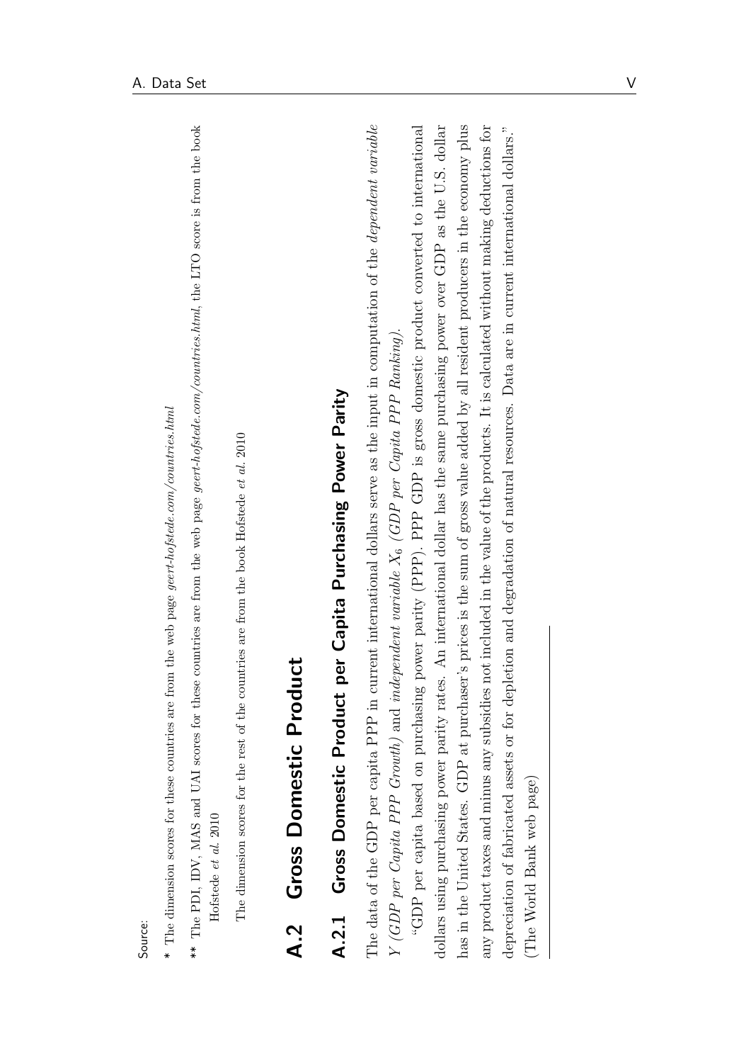Source:

\* The dimension scores for these countries are from the web page *geert-hofstede.com/countries.html*

\*\* The PDI, IDV, MAS and UAI scores for these countries are from the web page *geert-hofstede.com/countries.html*, the LTO score is from the book Hofstede *et al.* 2010

The dimension scores for the rest of the countries are from the book Hofstede *et al.* 2010

## A.2 Gross Domestic Product

### A.2.1 Gross Domestic Product per Capita Purchasing Power Parity

The data of the GDP per capita PPP in current international dollars serve as the input in computation of the *dependent variable* $Y$ *(GDP per Capita PPP Growth)* and *independent variable* $X_6$ *(GDP per Capita PPP Ranking)*.

"GDP per capita based on purchasing power parity (PPP). PPP GDP is gross domestic product converted to international dollars using purchasing power parity rates. An international dollar has the same purchasing power over GDP as the U.S. dollar has in the United States. GDP at purchaser's prices is the sum of gross value added by all resident producers in the economy plus any product taxes and minus any subsidies not included in the value of the products. It is calculated without making deductions for depreciation of fabricated assets or for depletion and degradation of natural resources. Data are in current international dollars." (The World Bank web page)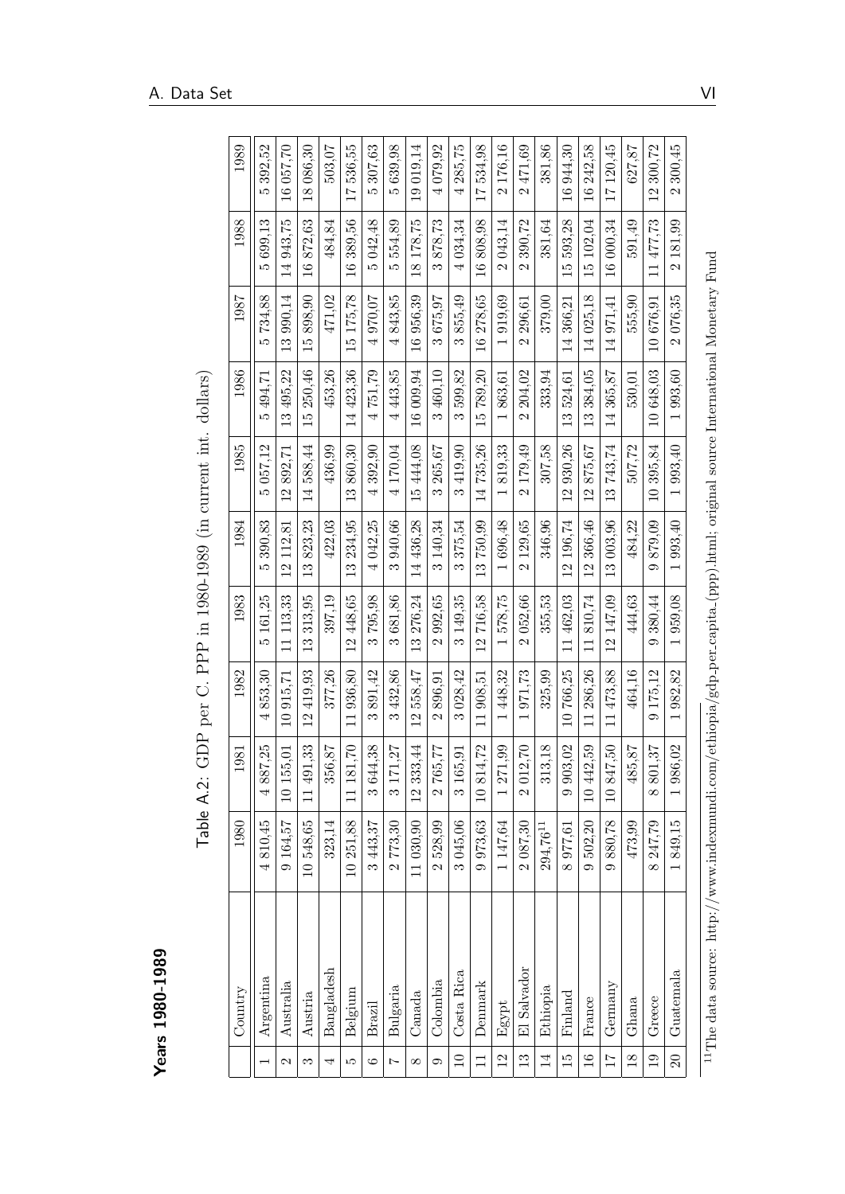## Years 1980-1989

Table A.2: GDP per C. PPP in 1980-1989 (in current int. dollars)

| | Country | 1980 | 1981 | 1982 | 1983 | 1984 | 1985 | 1986 | 1987 | 1988 | 1989 |
|---|---|---|---|---|---|---|---|---|---|---|---|
| 1 | Argentina | 4 810,45 | 4 887,25 | 4 853,30 | 5 161,25 | 5 390,83 | 5 057,12 | 5 494,71 | 5 734,88 | 5 699,13 | 5 392,52 |
| 2 | Australia | 9 164,57 | 10 155,01 | 10 915,71 | 11 113,33 | 12 112,81 | 12 892,71 | 13 495,22 | 13 990,14 | 14 943,75 | 16 057,70 |
| 3 | Austria | 10 548,65 | 11 491,33 | 12 419,93 | 13 313,95 | 13 823,23 | 14 588,44 | 15 250,46 | 15 898,90 | 16 872,63 | 18 086,30 |
| 4 | Bangladesh | 323,14 | 356,87 | 377,26 | 397,19 | 422,03 | 436,99 | 453,26 | 471,02 | 484,84 | 503,07 |
| 5 | Belgium | 10 251,88 | 11 181,70 | 11 936,80 | 12 448,65 | 13 234,95 | 13 860,30 | 14 423,36 | 15 175,78 | 16 389,56 | 17 536,55 |
| 6 | Brazil | 3 443,37 | 3 644,38 | 3 891,42 | 3 795,98 | 4 042,25 | 4 392,90 | 4 751,79 | 4 970,07 | 5 042,48 | 5 307,63 |
| 7 | Bulgaria | 2 773,30 | 3 171,27 | 3 432,86 | 3 681,86 | 3 940,66 | 4 170,04 | 4 443,85 | 4 843,85 | 5 554,89 | 5 639,98 |
| 8 | Canada | 11 030,90 | 12 333,44 | 12 558,47 | 13 276,24 | 14 436,28 | 15 444,08 | 16 009,94 | 16 956,39 | 18 178,75 | 19 019,14 |
| 9 | Colombia | 2 528,99 | 2 765,77 | 2 896,91 | 2 992,65 | 3 140,34 | 3 265,67 | 3 460,10 | 3 675,97 | 3 878,73 | 4 079,92 |
| 10 | Costa Rica | 3 045,06 | 3 165,91 | 3 028,42 | 3 149,35 | 3 375,54 | 3 419,90 | 3 599,82 | 3 855,49 | 4 034,34 | 4 285,75 |
| 11 | Denmark | 9 973,63 | 10 814,72 | 11 908,51 | 12 716,58 | 13 750,99 | 14 735,26 | 15 789,20 | 16 278,65 | 16 808,98 | 17 534,98 |
| 12 | Egypt | 1 147,64 | 1 271,99 | 1 448,32 | 1 578,75 | 1 696,48 | 1 819,33 | 1 863,61 | 1 919,69 | 2 043,14 | 2 176,16 |
| 13 | El Salvador | 2 087,30 | 2 012,70 | 1 971,73 | 2 052,66 | 2 129,65 | 2 179,49 | 2 204,02 | 2 296,61 | 2 390,72 | 2 471,69 |
| 14 | Ethiopia | 294,76[11] | 313,18 | 325,99 | 355,53 | 346,96 | 307,58 | 333,94 | 379,00 | 381,64 | 381,86 |
| 15 | Finland | 8 977,61 | 9 903,02 | 10 766,25 | 11 462,03 | 12 196,74 | 12 930,26 | 13 524,61 | 14 366,21 | 15 593,28 | 16 944,30 |
| 16 | France | 9 502,20 | 10 442,59 | 11 286,26 | 11 810,74 | 12 366,46 | 12 875,67 | 13 384,05 | 14 025,18 | 15 102,04 | 16 242,58 |
| 17 | Germany | 9 880,78 | 10 847,50 | 11 473,88 | 12 147,09 | 13 003,96 | 13 743,74 | 14 365,87 | 14 971,41 | 16 000,34 | 17 120,45 |
| 18 | Ghana | 473,99 | 485,87 | 464,16 | 444,63 | 484,22 | 507,72 | 530,01 | 555,90 | 591,49 | 627,87 |
| 19 | Greece | 8 247,79 | 8 801,37 | 9 175,12 | 9 380,44 | 9 879,09 | 10 395,84 | 10 648,03 | 10 676,91 | 11 477,73 | 12 300,72 |
| 20 | Guatemala | 1 849,15 | 1 986,02 | 1 982,82 | 1 959,08 | 1 993,40 | 1 993,40 | 1 993,60 | 2 076,35 | 2 181,99 | 2 300,45 |

[11] The data source: http://www.indexmundi.com/ethiopia/gdp_per_capita_(ppp).html; original source International Monetary Fund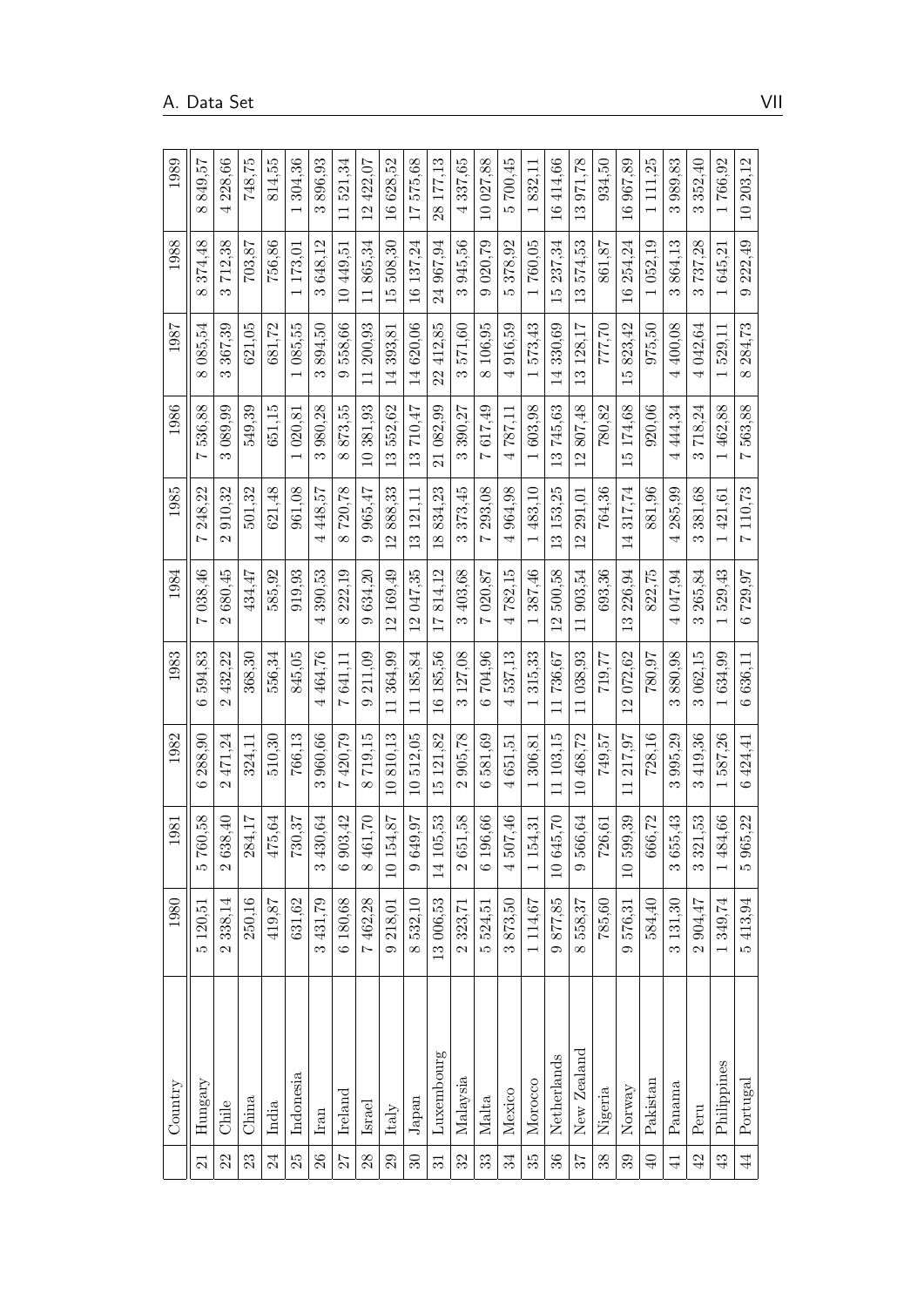|  | Country | 1980 | 1981 | 1982 | 1983 | 1984 | 1985 | 1986 | 1987 | 1988 | 1989 |
|---|---|---|---|---|---|---|---|---|---|---|---|
| 21 | Hungary | 5 120,51 | 5 760,58 | 6 288,90 | 6 594,83 | 7 038,46 | 7 248,22 | 7 536,88 | 8 085,54 | 8 374,48 | 8 849,57 |
| 22 | Chile | 2 338,14 | 2 638,40 | 2 471,24 | 2 432,22 | 2 680,45 | 2 910,32 | 3 089,99 | 3 367,39 | 3 712,38 | 4 228,66 |
| 23 | China | 250,16 | 284,17 | 324,11 | 368,30 | 434,47 | 501,32 | 549,39 | 621,05 | 703,87 | 748,75 |
| 24 | India | 419,87 | 475,64 | 510,30 | 556,34 | 585,92 | 621,48 | 651,15 | 681,72 | 756,86 | 814,55 |
| 25 | Indonesia | 631,62 | 730,37 | 766,13 | 845,05 | 919,93 | 961,08 | 1 020,81 | 1 085,55 | 1 173,01 | 1 304,36 |
| 26 | Iran | 3 431,79 | 3 430,64 | 3 960,66 | 4 464,76 | 4 390,53 | 4 448,57 | 3 980,28 | 3 894,50 | 3 648,12 | 3 896,93 |
| 27 | Ireland | 6 180,68 | 6 903,42 | 7 420,79 | 7 641,11 | 8 222,19 | 8 720,78 | 8 873,55 | 9 558,66 | 10 449,51 | 11 521,34 |
| 28 | Israel | 7 462,28 | 8 461,70 | 8 719,15 | 9 211,09 | 9 634,20 | 9 965,47 | 10 381,93 | 11 200,93 | 11 865,34 | 12 422,07 |
| 29 | Italy | 9 218,01 | 10 154,87 | 10 810,13 | 11 364,99 | 12 169,49 | 12 888,33 | 13 552,62 | 14 393,81 | 15 508,30 | 16 628,52 |
| 30 | Japan | 8 532,10 | 9 649,97 | 10 512,05 | 11 185,84 | 12 047,35 | 13 121,11 | 13 710,47 | 14 620,06 | 16 137,24 | 17 575,68 |
| 31 | Luxembourg | 13 006,53 | 14 105,53 | 15 121,82 | 16 185,56 | 17 814,12 | 18 834,23 | 21 082,99 | 22 412,85 | 24 967,94 | 28 177,13 |
| 32 | Malaysia | 2 323,71 | 2 651,58 | 2 905,78 | 3 127,08 | 3 403,68 | 3 373,45 | 3 390,27 | 3 571,60 | 3 945,56 | 4 337,65 |
| 33 | Malta | 5 524,51 | 6 196,66 | 6 581,69 | 6 704,96 | 7 020,87 | 7 293,08 | 7 617,49 | 8 106,95 | 9 020,79 | 10 027,88 |
| 34 | Mexico | 3 873,50 | 4 507,46 | 4 651,51 | 4 537,13 | 4 782,15 | 4 964,98 | 4 787,11 | 4 916,59 | 5 378,92 | 5 700,45 |
| 35 | Morocco | 1 114,67 | 1 154,31 | 1 306,81 | 1 315,33 | 1 387,46 | 1 483,10 | 1 603,98 | 1 573,43 | 1 760,05 | 1 832,11 |
| 36 | Netherlands | 9 877,85 | 10 645,70 | 11 103,15 | 11 736,67 | 12 500,58 | 13 153,25 | 13 745,63 | 14 330,69 | 15 237,34 | 16 414,66 |
| 37 | New Zealand | 8 558,37 | 9 566,64 | 10 468,72 | 11 038,93 | 11 903,54 | 12 291,01 | 12 807,48 | 13 128,17 | 13 574,53 | 13 971,78 |
| 38 | Nigeria | 785,60 | 726,61 | 749,57 | 719,77 | 693,36 | 764,36 | 780,82 | 777,70 | 861,87 | 934,50 |
| 39 | Norway | 9 576,31 | 10 599,39 | 11 217,97 | 12 072,62 | 13 226,94 | 14 317,74 | 15 174,68 | 15 823,42 | 16 254,24 | 16 967,89 |
| 40 | Pakistan | 584,40 | 666,72 | 728,16 | 780,97 | 822,75 | 881,96 | 920,06 | 975,50 | 1 052,19 | 1 111,25 |
| 41 | Panama | 3 131,30 | 3 655,43 | 3 995,29 | 3 880,98 | 4 047,94 | 4 285,99 | 4 444,34 | 4 400,08 | 3 864,13 | 3 989,83 |
| 42 | Peru | 2 904,47 | 3 321,53 | 3 419,36 | 3 062,15 | 3 265,84 | 3 381,68 | 3 718,24 | 4 042,64 | 3 737,28 | 3 352,40 |
| 43 | Philippines | 1 349,74 | 1 484,66 | 1 587,26 | 1 634,99 | 1 529,43 | 1 421,61 | 1 462,88 | 1 529,11 | 1 645,21 | 1 766,92 |
| 44 | Portugal | 5 413,94 | 5 965,22 | 6 424,41 | 6 636,11 | 6 729,97 | 7 110,73 | 7 563,88 | 8 284,73 | 9 222,49 | 10 203,12 |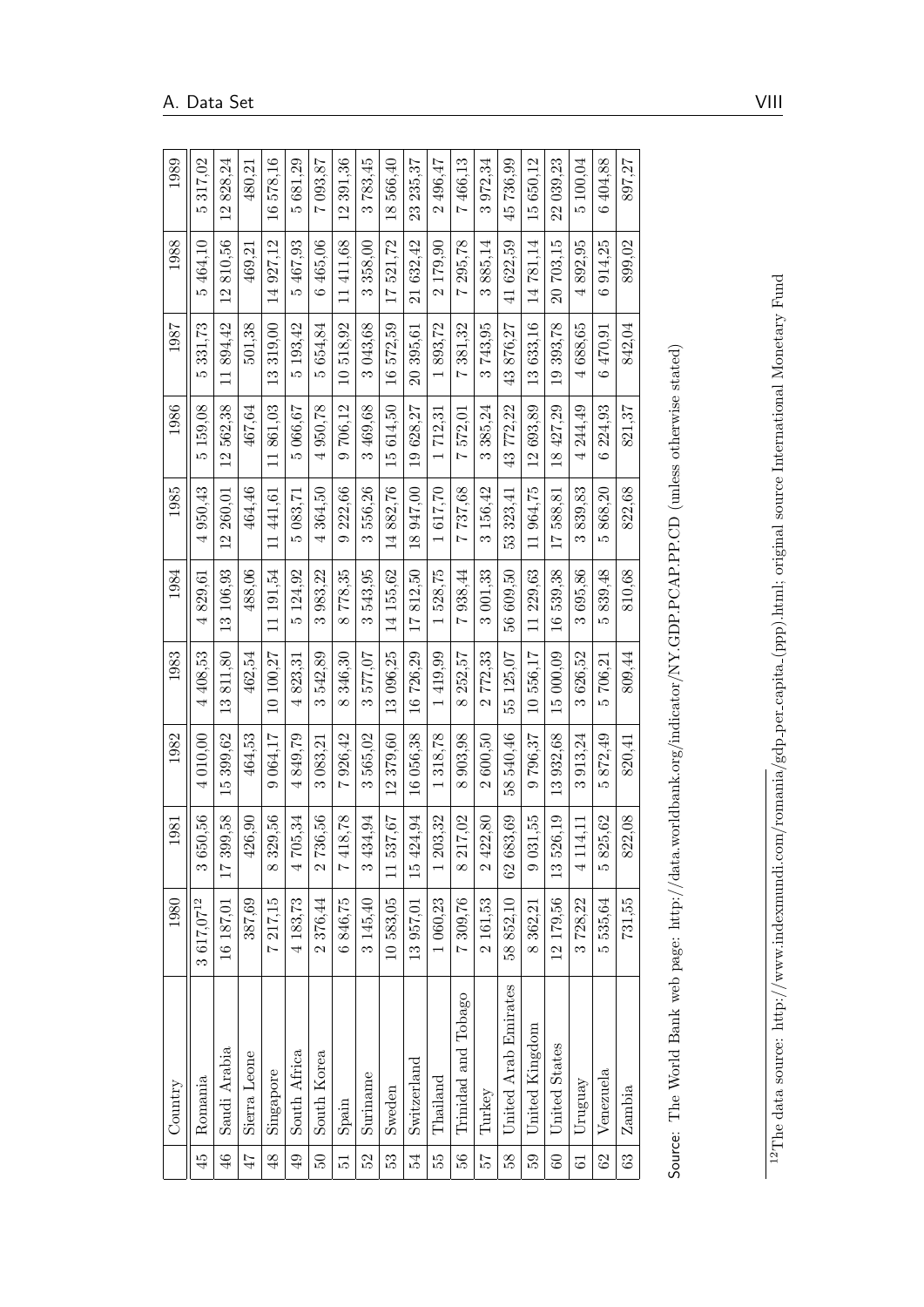|  | Country | 1980 | 1981 | 1982 | 1983 | 1984 | 1985 | 1986 | 1987 | 1988 | 1989 |
|---|---|---|---|---|---|---|---|---|---|---|---|
| 45 | Romania | 3 617,07[12] | 3 650,56 | 4 010,00 | 4 408,53 | 4 829,61 | 4 950,43 | 5 159,08 | 5 331,73 | 5 464,10 | 5 317,02 |
| 46 | Saudi Arabia | 16 187,01 | 17 399,58 | 15 399,62 | 13 811,80 | 13 106,93 | 12 260,01 | 12 562,38 | 11 894,42 | 12 810,56 | 12 828,24 |
| 47 | Sierra Leone | 387,69 | 426,90 | 464,53 | 462,54 | 488,06 | 464,46 | 467,64 | 501,38 | 469,21 | 480,21 |
| 48 | Singapore | 7 217,15 | 8 329,56 | 9 064,17 | 10 100,27 | 11 191,54 | 11 441,61 | 11 861,03 | 13 319,00 | 14 927,12 | 16 578,16 |
| 49 | South Africa | 4 183,73 | 4 705,34 | 4 849,79 | 4 823,31 | 5 124,92 | 5 083,71 | 5 066,67 | 5 193,42 | 5 467,93 | 5 681,29 |
| 50 | South Korea | 2 376,44 | 2 736,56 | 3 083,21 | 3 542,89 | 3 983,22 | 4 364,50 | 4 950,78 | 5 654,84 | 6 465,06 | 7 093,87 |
| 51 | Spain | 6 846,75 | 7 418,78 | 7 926,42 | 8 346,30 | 8 778,35 | 9 222,66 | 9 706,12 | 10 518,92 | 11 411,68 | 12 391,36 |
| 52 | Suriname | 3 145,40 | 3 434,94 | 3 565,02 | 3 577,07 | 3 543,95 | 3 556,26 | 3 469,68 | 3 043,68 | 3 358,00 | 3 783,45 |
| 53 | Sweden | 10 583,05 | 11 537,67 | 12 379,60 | 13 096,25 | 14 155,62 | 14 882,76 | 15 614,50 | 16 572,59 | 17 521,72 | 18 566,40 |
| 54 | Switzerland | 13 957,01 | 15 424,94 | 16 056,38 | 16 726,29 | 17 812,50 | 18 947,00 | 19 628,27 | 20 395,61 | 21 632,42 | 23 235,37 |
| 55 | Thailand | 1 060,23 | 1 203,32 | 1 318,78 | 1 419,99 | 1 528,75 | 1 617,70 | 1 712,31 | 1 893,72 | 2 179,90 | 2 496,47 |
| 56 | Trinidad and Tobago | 7 309,76 | 8 217,02 | 8 903,98 | 8 252,57 | 7 938,44 | 7 737,68 | 7 572,01 | 7 381,32 | 7 295,78 | 7 466,13 |
| 57 | Turkey | 2 161,53 | 2 422,80 | 2 600,50 | 2 772,33 | 3 001,33 | 3 156,42 | 3 385,24 | 3 743,95 | 3 885,14 | 3 972,34 |
| 58 | United Arab Emirates | 58 852,10 | 62 683,69 | 58 540,46 | 55 125,07 | 56 609,50 | 53 323,41 | 43 772,22 | 43 876,27 | 41 622,59 | 45 736,99 |
| 59 | United Kingdom | 8 362,21 | 9 031,55 | 9 796,37 | 10 556,17 | 11 229,63 | 11 964,75 | 12 693,89 | 13 633,16 | 14 781,14 | 15 650,12 |
| 60 | United States | 12 179,56 | 13 526,19 | 13 932,68 | 15 000,09 | 16 539,38 | 17 588,81 | 18 427,29 | 19 393,78 | 20 703,15 | 22 039,23 |
| 61 | Uruguay | 3 728,22 | 4 114,11 | 3 913,24 | 3 626,52 | 3 695,86 | 3 839,83 | 4 244,49 | 4 688,65 | 4 892,95 | 5 100,04 |
| 62 | Venezuela | 5 535,64 | 5 825,62 | 5 872,49 | 5 706,21 | 5 839,48 | 5 868,20 | 6 224,93 | 6 470,91 | 6 914,25 | 6 404,88 |
| 63 | Zambia | 731,55 | 822,08 | 820,41 | 809,44 | 810,68 | 822,68 | 821,37 | 842,04 | 899,02 | 897,27 |

Source: The World Bank web page: http://data.worldbank.org/indicator/NY.GDP.PCAP.PP.CD (unless otherwise stated)

[12] The data source: http://www.indexmundi.com/romania/gdp_per_capita_(ppp).html; original source International Monetary Fund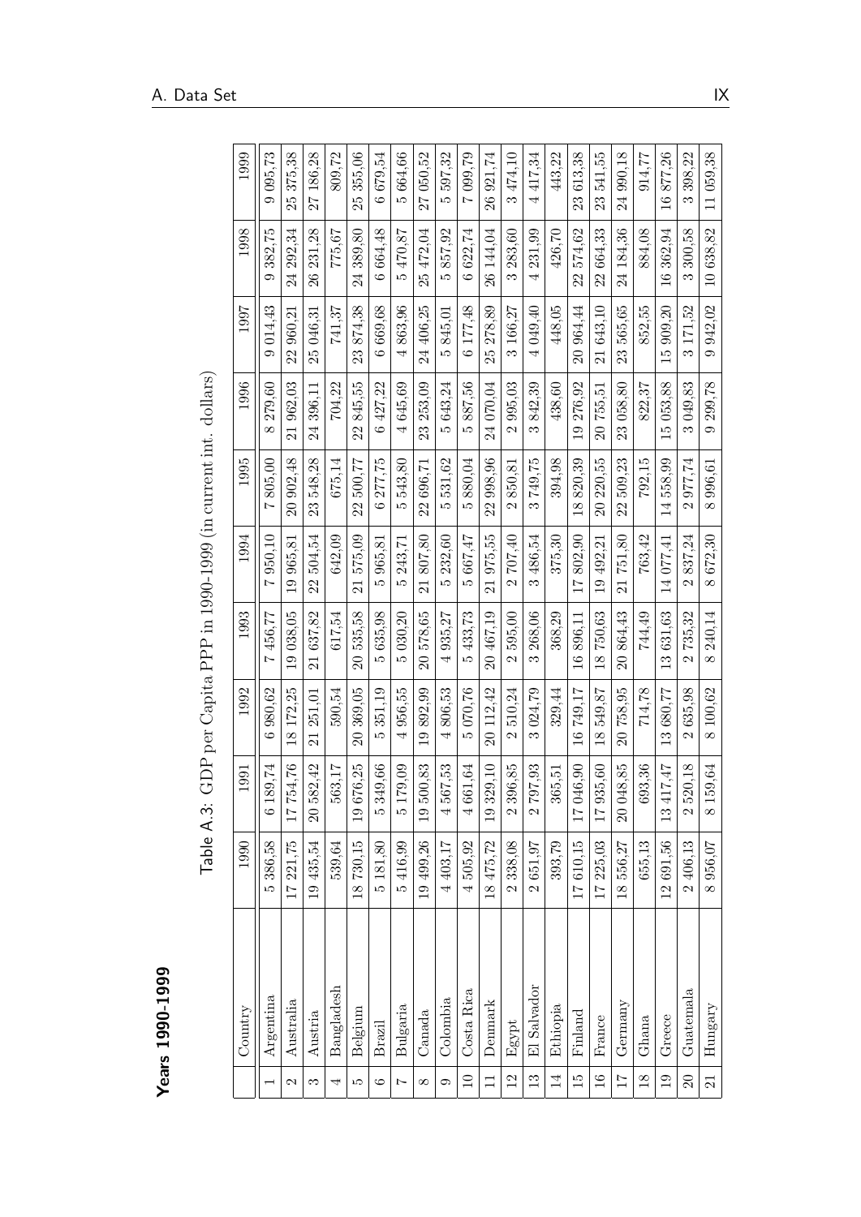## Years 1990-1999

Table A.3: GDP per Capita PPP in 1990-1999 (in current int. dollars)

| | Country | 1990 | 1991 | 1992 | 1993 | 1994 | 1995 | 1996 | 1997 | 1998 | 1999 |
|---|---|---|---|---|---|---|---|---|---|---|---|
| 1 | Argentina | 5 386,58 | 6 189,74 | 6 980,62 | 7 456,77 | 7 950,10 | 7 805,00 | 8 279,60 | 9 014,43 | 9 382,75 | 9 095,73 |
| 2 | Australia | 17 221,75 | 17 754,76 | 18 172,25 | 19 038,05 | 19 965,81 | 20 902,48 | 21 962,03 | 22 960,21 | 24 292,34 | 25 375,38 |
| 3 | Austria | 19 435,54 | 20 582,42 | 21 251,01 | 21 637,82 | 22 504,54 | 23 548,28 | 24 396,11 | 25 046,31 | 26 231,28 | 27 186,28 |
| 4 | Bangladesh | 539,64 | 563,17 | 590,54 | 617,54 | 642,09 | 675,14 | 704,22 | 741,37 | 775,67 | 809,72 |
| 5 | Belgium | 18 730,15 | 19 676,25 | 20 369,05 | 20 535,58 | 21 575,09 | 22 500,77 | 22 845,55 | 23 874,38 | 24 389,80 | 25 355,06 |
| 6 | Brazil | 5 181,80 | 5 349,66 | 5 351,19 | 5 635,98 | 5 965,81 | 6 277,75 | 6 427,22 | 6 669,68 | 6 664,48 | 6 679,54 |
| 7 | Bulgaria | 5 416,99 | 5 179,09 | 4 956,55 | 5 030,20 | 5 243,71 | 5 543,80 | 4 645,69 | 4 863,96 | 5 470,87 | 5 664,66 |
| 8 | Canada | 19 499,26 | 19 500,83 | 19 892,99 | 20 578,65 | 21 807,80 | 22 696,71 | 23 253,09 | 24 406,25 | 25 472,04 | 27 050,52 |
| 9 | Colombia | 4 403,17 | 4 567,53 | 4 806,53 | 4 935,27 | 5 232,60 | 5 531,62 | 5 643,24 | 5 845,01 | 5 857,92 | 5 597,32 |
| 10 | Costa Rica | 4 505,92 | 4 661,64 | 5 070,76 | 5 433,73 | 5 667,47 | 5 880,04 | 5 887,56 | 6 177,48 | 6 622,74 | 7 099,79 |
| 11 | Denmark | 18 475,72 | 19 329,10 | 20 112,42 | 20 467,19 | 21 975,55 | 22 998,96 | 24 070,04 | 25 278,89 | 26 144,04 | 26 921,74 |
| 12 | Egypt | 2 338,08 | 2 396,85 | 2 510,24 | 2 595,00 | 2 707,40 | 2 850,81 | 2 995,03 | 3 166,27 | 3 283,60 | 3 474,10 |
| 13 | El Salvador | 2 651,97 | 2 797,93 | 3 024,79 | 3 268,06 | 3 486,54 | 3 749,75 | 3 842,39 | 4 049,40 | 4 231,99 | 4 417,34 |
| 14 | Ethiopia | 393,79 | 365,51 | 329,44 | 368,29 | 375,30 | 394,98 | 438,60 | 448,05 | 426,70 | 443,22 |
| 15 | Finland | 17 610,15 | 17 046,90 | 16 749,17 | 16 896,11 | 17 802,90 | 18 820,39 | 19 276,92 | 20 964,44 | 22 574,62 | 23 613,38 |
| 16 | France | 17 225,03 | 17 935,60 | 18 549,87 | 18 750,63 | 19 492,21 | 20 220,55 | 20 755,51 | 21 643,10 | 22 664,33 | 23 541,55 |
| 17 | Germany | 18 556,27 | 20 048,85 | 20 758,95 | 20 864,43 | 21 751,80 | 22 509,23 | 23 058,80 | 23 565,65 | 24 184,36 | 24 990,18 |
| 18 | Ghana | 655,13 | 693,36 | 714,78 | 744,49 | 763,42 | 792,15 | 822,37 | 852,55 | 884,08 | 914,77 |
| 19 | Greece | 12 691,56 | 13 417,47 | 13 680,77 | 13 631,63 | 14 077,41 | 14 558,99 | 15 053,88 | 15 909,20 | 16 362,94 | 16 877,26 |
| 20 | Guatemala | 2 406,13 | 2 520,18 | 2 635,98 | 2 735,32 | 2 837,24 | 2 977,74 | 3 049,83 | 3 171,52 | 3 300,58 | 3 398,22 |
| 21 | Hungary | 8 956,07 | 8 159,64 | 8 100,62 | 8 240,14 | 8 672,30 | 8 996,61 | 9 299,78 | 9 942,02 | 10 638,82 | 11 059,38 |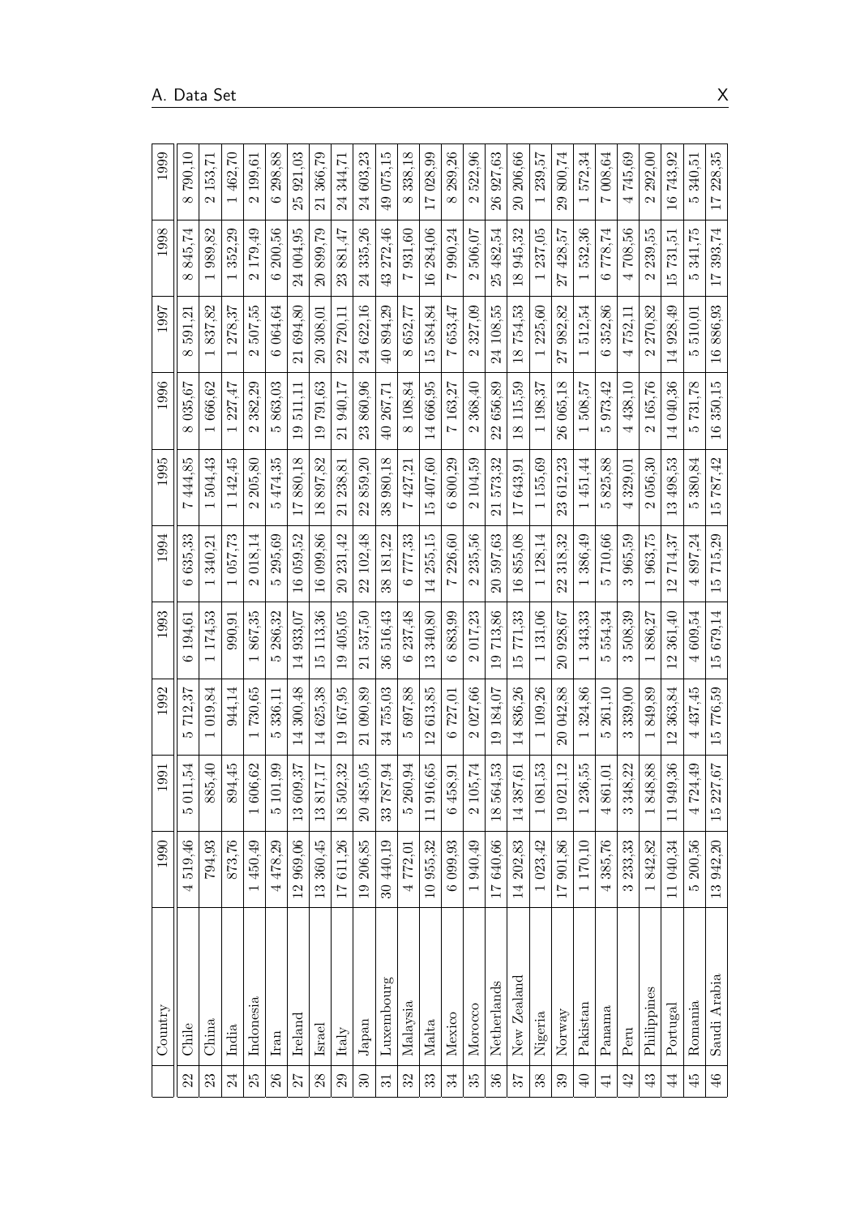|  | Country | 1990 | 1991 | 1992 | 1993 | 1994 | 1995 | 1996 | 1997 | 1998 | 1999 |
|---|---|---|---|---|---|---|---|---|---|---|---|
| 22 | Chile | 4 519,46 | 5 011,54 | 5 712,37 | 6 194,61 | 6 635,33 | 7 444,85 | 8 035,67 | 8 591,21 | 8 845,74 | 8 790,10 |
| 23 | China | 794,93 | 885,40 | 1 019,84 | 1 174,53 | 1 340,21 | 1 504,43 | 1 666,62 | 1 837,82 | 1 989,82 | 2 153,71 |
| 24 | India | 873,76 | 894,45 | 944,14 | 990,91 | 1 057,73 | 1 142,45 | 1 227,47 | 1 278,37 | 1 352,29 | 1 462,70 |
| 25 | Indonesia | 1 450,49 | 1 606,62 | 1 730,65 | 1 867,35 | 2 018,14 | 2 205,80 | 2 382,29 | 2 507,55 | 2 179,49 | 2 199,61 |
| 26 | Iran | 4 478,29 | 5 101,99 | 5 336,11 | 5 286,32 | 5 295,69 | 5 474,35 | 5 863,03 | 6 064,64 | 6 200,56 | 6 298,88 |
| 27 | Ireland | 12 969,06 | 13 609,37 | 14 300,48 | 14 933,07 | 16 059,52 | 17 880,18 | 19 511,11 | 21 694,80 | 24 004,95 | 25 921,03 |
| 28 | Israel | 13 360,45 | 13 817,17 | 14 625,38 | 15 113,36 | 16 099,86 | 18 897,82 | 19 791,63 | 20 308,01 | 20 899,79 | 21 366,79 |
| 29 | Italy | 17 611,26 | 18 502,32 | 19 167,95 | 19 405,05 | 20 231,42 | 21 238,81 | 21 940,17 | 22 720,11 | 23 881,47 | 24 344,71 |
| 30 | Japan | 19 206,85 | 20 485,05 | 21 090,89 | 21 537,50 | 22 102,48 | 22 859,20 | 23 860,96 | 24 622,16 | 24 335,26 | 24 603,23 |
| 31 | Luxembourg | 30 440,19 | 33 787,94 | 34 755,03 | 36 516,43 | 38 181,22 | 38 980,18 | 40 267,71 | 40 894,29 | 43 272,46 | 49 075,15 |
| 32 | Malaysia | 4 772,01 | 5 260,94 | 5 697,88 | 6 237,48 | 6 777,33 | 7 427,21 | 8 108,84 | 8 652,77 | 7 931,60 | 8 338,18 |
| 33 | Malta | 10 955,32 | 11 916,65 | 12 613,85 | 13 340,80 | 14 255,15 | 15 407,60 | 14 666,95 | 15 584,84 | 16 284,06 | 17 028,99 |
| 34 | Mexico | 6 099,93 | 6 458,91 | 6 727,01 | 6 883,99 | 7 226,60 | 6 800,29 | 7 163,27 | 7 653,47 | 7 990,24 | 8 289,26 |
| 35 | Morocco | 1 940,49 | 2 105,74 | 2 027,66 | 2 017,23 | 2 235,56 | 2 104,59 | 2 368,40 | 2 327,09 | 2 506,07 | 2 522,96 |
| 36 | Netherlands | 17 640,66 | 18 564,53 | 19 184,07 | 19 713,86 | 20 597,63 | 21 573,32 | 22 656,89 | 24 108,55 | 25 482,54 | 26 927,63 |
| 37 | New Zealand | 14 202,83 | 14 387,61 | 14 836,26 | 15 771,33 | 16 855,08 | 17 643,91 | 18 115,59 | 18 754,53 | 18 945,32 | 20 206,66 |
| 38 | Nigeria | 1 023,42 | 1 081,53 | 1 109,26 | 1 131,06 | 1 128,14 | 1 155,69 | 1 198,37 | 1 225,60 | 1 237,05 | 1 239,57 |
| 39 | Norway | 17 901,86 | 19 021,12 | 20 042,88 | 20 928,67 | 22 318,32 | 23 612,23 | 26 065,18 | 27 982,82 | 27 428,57 | 29 800,74 |
| 40 | Pakistan | 1 170,10 | 1 236,55 | 1 324,86 | 1 343,33 | 1 386,49 | 1 451,44 | 1 508,57 | 1 512,54 | 1 532,36 | 1 572,34 |
| 41 | Panama | 4 385,76 | 4 861,01 | 5 261,10 | 5 554,34 | 5 710,66 | 5 825,88 | 5 973,42 | 6 352,86 | 6 778,74 | 7 008,64 |
| 42 | Peru | 3 233,33 | 3 348,22 | 3 339,00 | 3 508,39 | 3 965,59 | 4 329,01 | 4 438,10 | 4 752,11 | 4 708,56 | 4 745,69 |
| 43 | Philippines | 1 842,82 | 1 848,88 | 1 849,89 | 1 886,27 | 1 963,75 | 2 056,30 | 2 165,76 | 2 270,82 | 2 239,55 | 2 292,00 |
| 44 | Portugal | 11 040,34 | 11 949,36 | 12 363,84 | 12 361,40 | 12 714,37 | 13 498,53 | 14 040,36 | 14 928,49 | 15 731,51 | 16 743,92 |
| 45 | Romania | 5 200,56 | 4 724,49 | 4 437,45 | 4 609,54 | 4 897,24 | 5 380,84 | 5 731,78 | 5 510,01 | 5 341,75 | 5 340,51 |
| 46 | Saudi Arabia | 13 942,20 | 15 227,67 | 15 776,59 | 15 679,14 | 15 715,29 | 15 787,42 | 16 350,15 | 16 886,93 | 17 393,74 | 17 228,35 |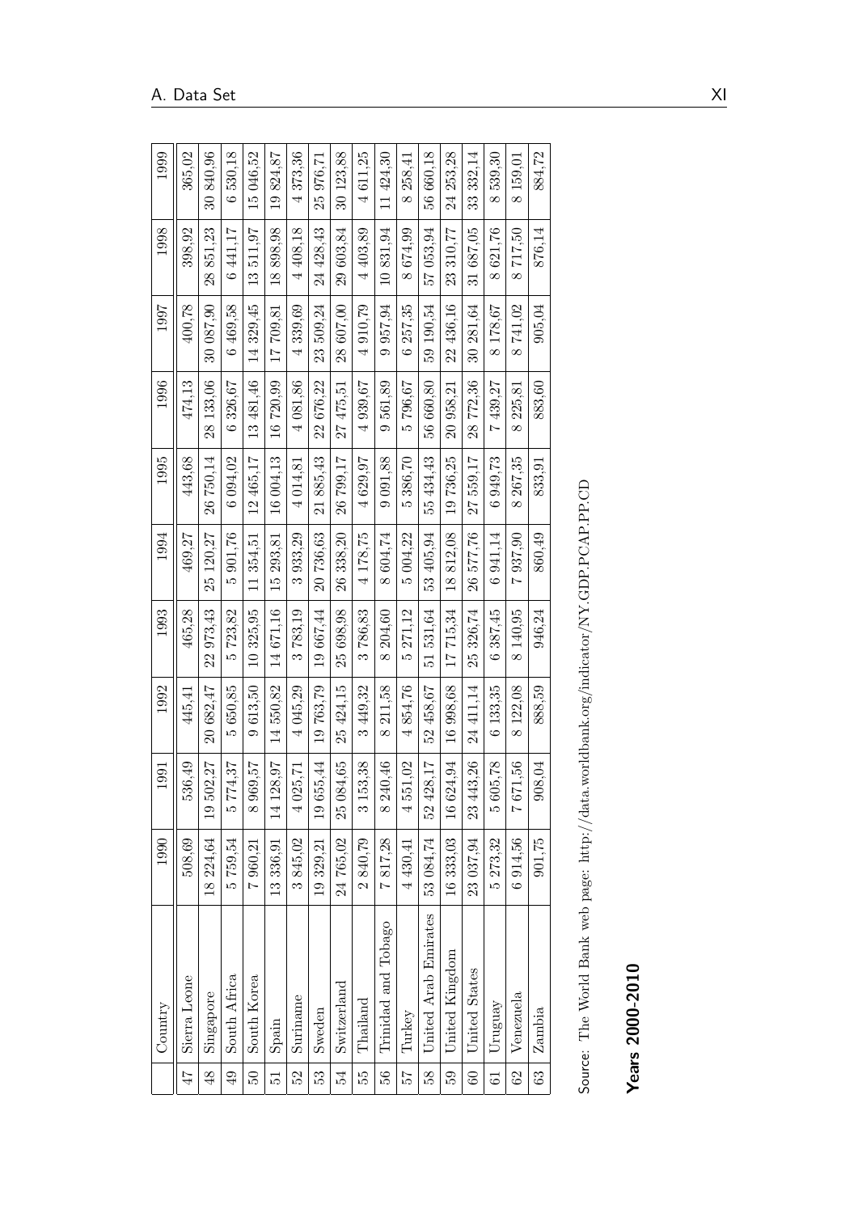| | Country | 1990 | 1991 | 1992 | 1993 | 1994 | 1995 | 1996 | 1997 | 1998 | 1999 |
|---|---|---|---|---|---|---|---|---|---|---|---|
| 47 | Sierra Leone | 508,69 | 536,49 | 445,41 | 465,28 | 469,27 | 443,68 | 474,13 | 400,78 | 398,92 | 365,02 |
| 48 | Singapore | 18 224,64 | 19 502,27 | 20 682,47 | 22 973,43 | 25 120,27 | 26 750,14 | 28 133,06 | 30 087,90 | 28 851,23 | 30 840,96 |
| 49 | South Africa | 5 759,54 | 5 774,37 | 5 650,85 | 5 723,82 | 5 901,76 | 6 094,02 | 6 326,67 | 6 469,58 | 6 441,17 | 6 530,18 |
| 50 | South Korea | 7 960,21 | 8 969,57 | 9 613,50 | 10 325,95 | 11 354,51 | 12 465,17 | 13 481,46 | 14 329,45 | 13 511,97 | 15 046,52 |
| 51 | Spain | 13 336,91 | 14 128,97 | 14 550,82 | 14 671,16 | 15 293,81 | 16 004,13 | 16 720,99 | 17 709,81 | 18 898,98 | 19 824,87 |
| 52 | Suriname | 3 845,02 | 4 025,71 | 4 045,29 | 3 783,19 | 3 933,29 | 4 014,81 | 4 081,86 | 4 339,69 | 4 408,18 | 4 373,36 |
| 53 | Sweden | 19 329,21 | 19 655,44 | 19 763,79 | 19 667,44 | 20 736,63 | 21 885,43 | 22 676,22 | 23 509,24 | 24 428,43 | 25 976,71 |
| 54 | Switzerland | 24 765,02 | 25 084,65 | 25 424,15 | 25 698,98 | 26 338,20 | 26 799,17 | 27 475,51 | 28 607,00 | 29 603,84 | 30 123,88 |
| 55 | Thailand | 2 840,79 | 3 153,38 | 3 449,32 | 3 786,83 | 4 178,75 | 4 629,97 | 4 939,67 | 4 910,79 | 4 403,89 | 4 611,25 |
| 56 | Trinidad and Tobago | 7 817,28 | 8 240,46 | 8 211,58 | 8 204,60 | 8 604,74 | 9 091,88 | 9 561,89 | 9 957,94 | 10 831,94 | 11 424,30 |
| 57 | Turkey | 4 430,41 | 4 551,02 | 4 854,76 | 5 271,12 | 5 004,22 | 5 386,70 | 5 796,67 | 6 257,35 | 8 674,99 | 8 258,41 |
| 58 | United Arab Emirates | 53 084,74 | 52 428,17 | 52 458,67 | 51 531,64 | 53 405,94 | 55 434,43 | 56 660,80 | 59 190,54 | 57 053,94 | 56 660,18 |
| 59 | United Kingdom | 16 333,03 | 16 624,94 | 16 998,68 | 17 715,34 | 18 812,08 | 19 736,25 | 20 958,21 | 22 436,16 | 23 310,77 | 24 253,28 |
| 60 | United States | 23 037,94 | 23 443,26 | 24 411,14 | 25 326,74 | 26 577,76 | 27 559,17 | 28 772,36 | 30 281,64 | 31 687,05 | 33 332,14 |
| 61 | Uruguay | 5 273,32 | 5 605,78 | 6 133,35 | 6 387,45 | 6 941,14 | 6 949,73 | 7 439,27 | 8 178,67 | 8 621,76 | 8 539,30 |
| 62 | Venezuela | 6 914,56 | 7 671,56 | 8 122,08 | 8 140,95 | 7 937,90 | 8 267,35 | 8 225,81 | 8 741,02 | 8 717,50 | 8 159,01 |
| 63 | Zambia | 901,75 | 908,04 | 888,59 | 946,24 | 860,49 | 833,91 | 883,60 | 905,04 | 876,14 | 884,72 |

Source: The World Bank web page: http://data.worldbank.org/indicator/NY.GDP.PCAP.PP.CD

## Years 2000-2010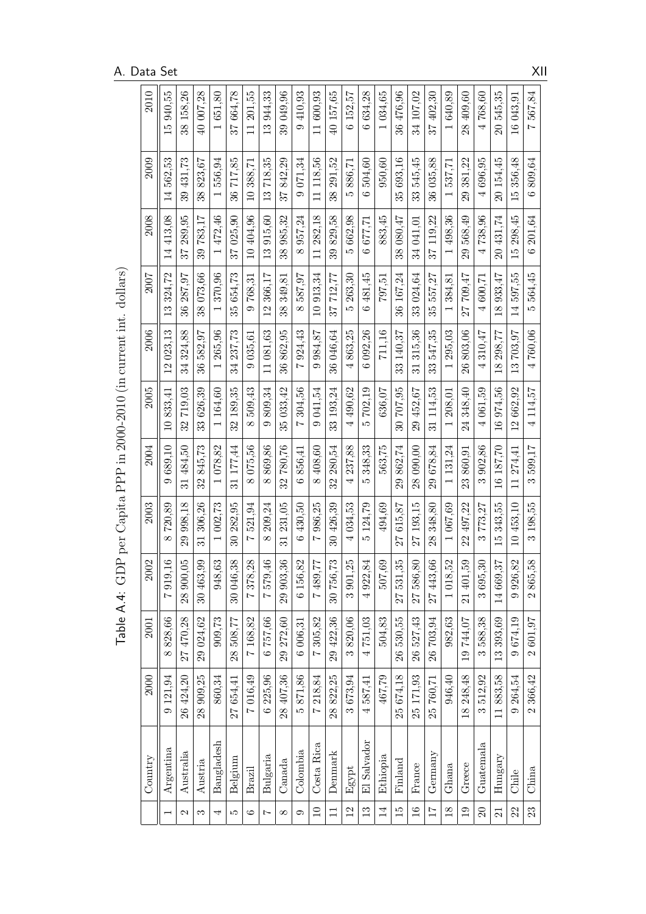Table A.4: GDP per Capita PPP in 2000-2010 (in current int. dollars)

| | Country | 2000 | 2001 | 2002 | 2003 | 2004 | 2005 | 2006 | 2007 | 2008 | 2009 | 2010 |
|---|---|---|---|---|---|---|---|---|---|---|---|---|
| 1 | Argentina | 9 121,94 | 8 828,66 | 7 919,16 | 8 720,89 | 9 689,10 | 10 833,41 | 12 023,13 | 13 324,72 | 14 413,08 | 14 562,53 | 15 940,55 |
| 2 | Australia | 26 424,20 | 27 470,28 | 28 900,05 | 29 998,18 | 31 484,50 | 32 719,03 | 34 324,88 | 36 287,97 | 37 289,95 | 39 431,73 | 38 158,26 |
| 3 | Austria | 28 909,25 | 29 024,62 | 30 463,99 | 31 306,26 | 32 845,73 | 33 626,39 | 36 582,97 | 38 073,66 | 39 783,17 | 38 823,67 | 40 007,28 |
| 4 | Bangladesh | 860,34 | 909,73 | 948,63 | 1 002,73 | 1 078,82 | 1 164,60 | 1 265,96 | 1 370,96 | 1 472,46 | 1 556,94 | 1 651,80 |
| 5 | Belgium | 27 654,41 | 28 508,77 | 30 046,38 | 30 282,95 | 31 177,44 | 32 189,35 | 34 237,73 | 35 654,73 | 37 025,90 | 36 717,85 | 37 664,78 |
| 6 | Brazil | 7 016,49 | 7 168,82 | 7 378,28 | 7 521,94 | 8 075,56 | 8 509,43 | 9 035,61 | 9 768,31 | 10 404,96 | 10 388,71 | 11 201,55 |
| 7 | Bulgaria | 6 225,96 | 6 757,66 | 7 579,46 | 8 209,24 | 8 869,86 | 9 809,34 | 11 081,63 | 12 366,17 | 13 915,60 | 13 718,35 | 13 944,33 |
| 8 | Canada | 28 407,36 | 29 272,60 | 29 903,36 | 31 231,05 | 32 780,76 | 35 033,42 | 36 862,95 | 38 349,81 | 38 985,32 | 37 842,29 | 39 049,96 |
| 9 | Colombia | 5 871,86 | 6 006,31 | 6 156,82 | 6 430,50 | 6 856,41 | 7 304,56 | 7 924,43 | 8 587,97 | 8 957,24 | 9 071,34 | 9 410,93 |
| 10 | Costa Rica | 7 218,84 | 7 305,82 | 7 489,77 | 7 986,25 | 8 408,60 | 9 041,54 | 9 984,87 | 10 913,34 | 11 282,18 | 11 118,56 | 11 600,93 |
| 11 | Denmark | 28 822,25 | 29 422,36 | 30 756,73 | 30 426,39 | 32 280,54 | 33 193,24 | 36 046,64 | 37 712,77 | 39 829,58 | 38 291,52 | 40 157,65 |
| 12 | Egypt | 3 673,94 | 3 820,06 | 3 901,25 | 4 034,53 | 4 237,88 | 4 490,62 | 4 863,25 | 5 263,30 | 5 662,98 | 5 886,71 | 6 152,57 |
| 13 | El Salvador | 4 587,41 | 4 751,03 | 4 922,84 | 5 124,79 | 5 348,33 | 5 702,19 | 6 092,26 | 6 481,45 | 6 677,71 | 6 504,60 | 6 634,28 |
| 14 | Ethiopia | 467,79 | 504,83 | 507,69 | 494,69 | 563,75 | 636,07 | 711,16 | 797,51 | 883,45 | 950,60 | 1 034,65 |
| 15 | Finland | 25 674,18 | 26 530,55 | 27 531,35 | 27 615,87 | 29 862,74 | 30 707,95 | 33 140,37 | 36 167,24 | 38 080,47 | 35 693,16 | 36 476,96 |
| 16 | France | 25 171,93 | 26 527,43 | 27 586,80 | 27 193,15 | 28 090,00 | 29 452,67 | 31 315,36 | 33 024,64 | 34 041,01 | 33 545,45 | 34 107,02 |
| 17 | Germany | 25 760,71 | 26 703,94 | 27 443,66 | 28 348,80 | 29 678,84 | 31 114,53 | 33 547,35 | 35 557,27 | 37 119,22 | 36 035,88 | 37 402,30 |
| 18 | Ghana | 946,40 | 982,63 | 1 018,52 | 1 067,69 | 1 131,24 | 1 208,01 | 1 295,03 | 1 384,81 | 1 498,36 | 1 537,71 | 1 640,89 |
| 19 | Greece | 18 248,48 | 19 744,07 | 21 401,59 | 22 497,22 | 23 860,91 | 24 348,40 | 26 803,06 | 27 709,47 | 29 568,49 | 29 381,22 | 28 409,60 |
| 20 | Guatemala | 3 512,92 | 3 588,38 | 3 695,30 | 3 773,27 | 3 902,86 | 4 061,59 | 4 310,47 | 4 600,71 | 4 738,96 | 4 696,95 | 4 768,60 |
| 21 | Hungary | 11 883,58 | 13 393,69 | 14 669,37 | 15 343,55 | 16 187,70 | 16 974,56 | 18 298,77 | 18 933,47 | 20 431,74 | 20 154,45 | 20 545,35 |
| 22 | Chile | 9 264,54 | 9 674,19 | 9 926,82 | 10 453,10 | 11 274,41 | 12 662,92 | 13 703,97 | 14 597,55 | 15 298,45 | 15 356,48 | 16 043,91 |
| 23 | China | 2 366,42 | 2 601,97 | 2 865,58 | 3 198,55 | 3 599,17 | 4 114,57 | 4 760,06 | 5 564,45 | 6 201,64 | 6 809,64 | 7 567,84 |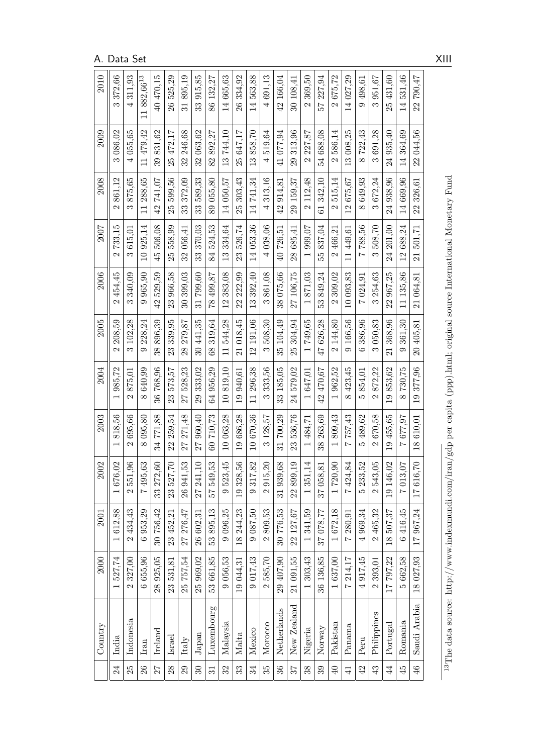| | Country | 2000 | 2001 | 2002 | 2003 | 2004 | 2005 | 2006 | 2007 | 2008 | 2009 | 2010 |
|---|---|---|---|---|---|---|---|---|---|---|---|---|
| 24 | India | 1 527,74 | 1 612,88 | 1 676,02 | 1 818,56 | 1 985,72 | 2 208,59 | 2 454,45 | 2 733,15 | 2 861,12 | 3 086,02 | 3 372,66 |
| 25 | Indonesia | 2 327,00 | 2 434,43 | 2 551,96 | 2 695,66 | 2 875,01 | 3 102,28 | 3 340,09 | 3 615,01 | 3 875,65 | 4 055,65 | 4 311,93 |
| 26 | Iran | 6 655,96 | 6 953,29 | 7 495,63 | 8 095,80 | 8 640,99 | 9 228,24 | 9 965,90 | 10 925,14 | 11 288,65 | 11 479,42 | 11 882,66[13] |
| 27 | Ireland | 28 925,05 | 30 756,42 | 33 272,60 | 34 771,88 | 36 768,96 | 38 896,39 | 42 529,59 | 45 506,08 | 42 741,07 | 39 831,62 | 40 470,15 |
| 28 | Israel | 23 531,81 | 23 452,21 | 23 527,70 | 22 259,54 | 23 573,57 | 23 339,95 | 23 966,58 | 25 558,99 | 25 599,56 | 25 472,17 | 26 525,29 |
| 29 | Italy | 25 757,54 | 27 276,47 | 26 941,53 | 27 271,48 | 27 528,23 | 28 279,87 | 30 399,03 | 32 056,41 | 33 372,09 | 32 246,68 | 31 895,19 |
| 30 | Japan | 25 969,02 | 26 602,31 | 27 241,10 | 27 960,40 | 29 333,02 | 30 441,35 | 31 799,60 | 33 370,03 | 33 589,33 | 32 063,62 | 33 915,85 |
| 31 | Luxembourg | 53 661,85 | 53 895,13 | 57 549,53 | 60 710,73 | 64 956,29 | 68 319,64 | 78 499,87 | 84 524,53 | 89 055,80 | 82 892,27 | 86 132,27 |
| 32 | Malaysia | 9 056,53 | 9 096,25 | 9 523,45 | 10 063,28 | 10 819,10 | 11 544,28 | 12 383,08 | 13 334,64 | 14 050,57 | 13 744,10 | 14 665,63 |
| 33 | Malta | 19 044,31 | 18 244,23 | 19 328,56 | 19 686,28 | 19 940,61 | 21 018,45 | 22 222,99 | 23 526,74 | 25 303,43 | 25 647,17 | 26 334,92 |
| 34 | Mexico | 9 017,43 | 9 087,50 | 9 317,82 | 10 670,36 | 11 296,38 | 12 191,06 | 13 392,40 | 14 053,36 | 14 741,34 | 13 858,70 | 14 563,88 |
| 35 | Morocco | 2 585,70 | 2 809,53 | 2 915,20 | 3 128,57 | 3 333,56 | 3 508,30 | 3 861,08 | 4 038,06 | 4 313,16 | 4 519,64 | 4 691,13 |
| 36 | Netherlands | 29 407,90 | 30 776,53 | 31 939,68 | 31 700,29 | 33 185,05 | 35 104,49 | 38 075,66 | 40 726,51 | 42 914,81 | 41 077,94 | 42 166,04 |
| 37 | New Zealand | 21 091,55 | 22 127,67 | 22 899,19 | 23 536,76 | 24 579,02 | 25 304,94 | 27 106,75 | 28 685,41 | 29 159,37 | 29 313,96 | 30 108,41 |
| 38 | Nigeria | 1 303,43 | 1 341,59 | 1 351,14 | 1 484,71 | 1 647,01 | 1 749,65 | 1 871,03 | 1 999,07 | 2 112,48 | 2 227,87 | 2 369,50 |
| 39 | Norway | 36 136,85 | 37 078,77 | 37 058,81 | 38 263,69 | 42 470,67 | 47 626,28 | 53 849,24 | 55 837,04 | 61 342,10 | 54 688,08 | 57 227,94 |
| 40 | Pakistan | 1 637,00 | 1 672,18 | 1 720,90 | 1 809,43 | 1 962,52 | 2 144,80 | 2 309,02 | 2 466,21 | 2 515,14 | 2 586,14 | 2 675,72 |
| 41 | Panama | 7 214,17 | 7 280,91 | 7 424,84 | 7 757,43 | 8 423,45 | 9 166,56 | 10 093,83 | 11 449,61 | 12 675,67 | 13 008,25 | 14 027,29 |
| 42 | Peru | 4 917,45 | 4 969,34 | 5 233,52 | 5 489,62 | 5 854,01 | 6 386,96 | 7 024,91 | 7 788,56 | 8 649,93 | 8 722,43 | 9 498,61 |
| 43 | Philippines | 2 393,01 | 2 465,32 | 2 543,05 | 2 670,58 | 2 872,22 | 3 050,83 | 3 254,63 | 3 508,70 | 3 672,24 | 3 691,28 | 3 951,67 |
| 44 | Portugal | 17 797,22 | 18 507,37 | 19 146,02 | 19 455,65 | 19 853,62 | 21 368,96 | 22 967,25 | 24 201,00 | 24 938,96 | 24 935,40 | 25 431,60 |
| 45 | Romania | 5 662,58 | 6 416,45 | 7 013,07 | 7 677,97 | 8 730,75 | 9 361,30 | 11 135,86 | 12 688,24 | 14 669,96 | 14 364,69 | 14 531,46 |
| 46 | Saudi Arabia | 18 027,93 | 17 967,24 | 17 616,70 | 18 610,01 | 19 377,96 | 20 405,81 | 21 064,81 | 21 501,71 | 22 326,61 | 22 044,56 | 22 790,47 |

[13] The data source: http://www.indexmundi.com/iran/gdp per capita (ppp).html; original source International Monetary Fund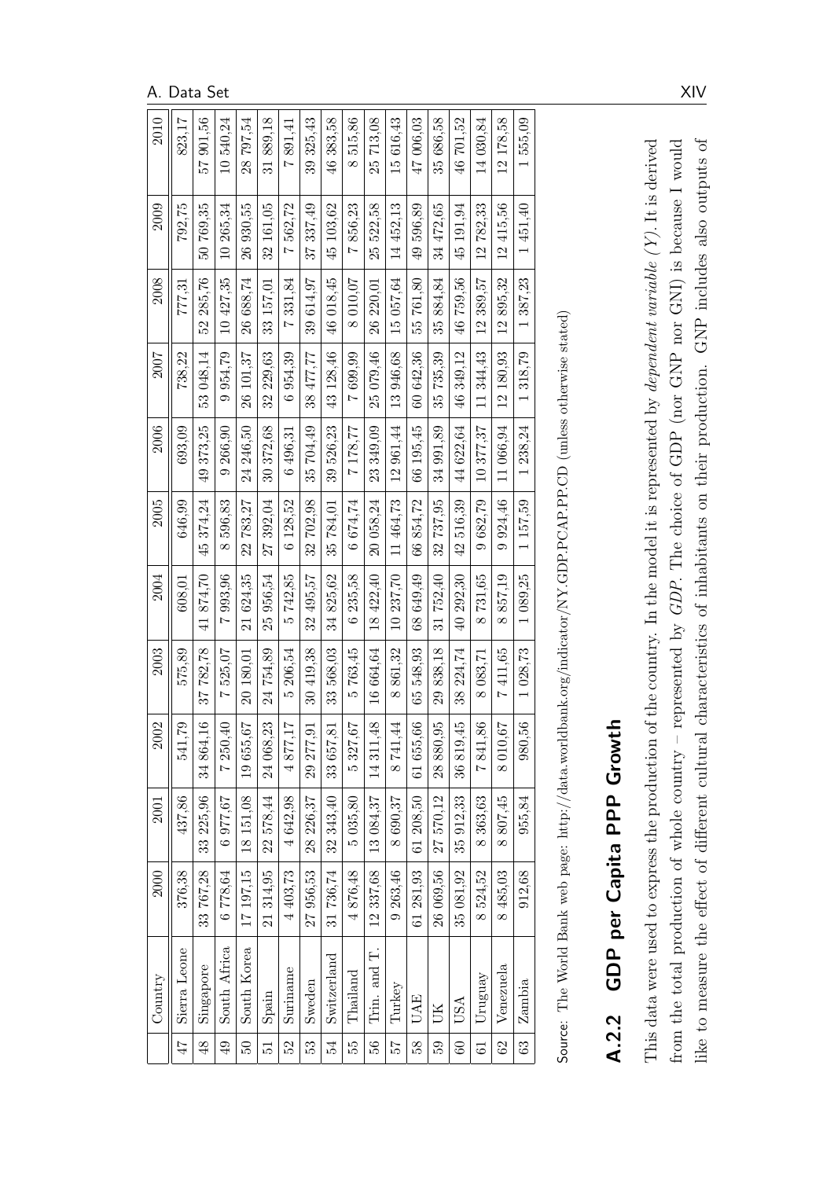|  | Country | 2000 | 2001 | 2002 | 2003 | 2004 | 2005 | 2006 | 2007 | 2008 | 2009 | 2010 |
|---|---|---|---|---|---|---|---|---|---|---|---|---|
| 47 | Sierra Leone | 376,38 | 437,86 | 541,79 | 575,89 | 608,01 | 646,99 | 693,09 | 738,22 | 777,31 | 792,75 | 823,17 |
| 48 | Singapore | 33 767,28 | 33 225,96 | 34 864,16 | 37 782,78 | 41 874,70 | 45 374,24 | 49 373,25 | 53 048,14 | 52 285,76 | 50 769,35 | 57 901,56 |
| 49 | South Africa | 6 778,64 | 6 977,67 | 7 250,40 | 7 525,07 | 7 993,96 | 8 596,83 | 9 266,90 | 9 954,79 | 10 427,35 | 10 265,34 | 10 540,24 |
| 50 | South Korea | 17 197,15 | 18 151,08 | 19 655,67 | 20 180,01 | 21 624,35 | 22 783,27 | 24 246,50 | 26 101,37 | 26 688,74 | 26 930,55 | 28 797,54 |
| 51 | Spain | 21 314,95 | 22 578,44 | 24 068,23 | 24 754,89 | 25 956,54 | 27 392,04 | 30 372,68 | 32 229,63 | 33 157,01 | 32 161,05 | 31 889,18 |
| 52 | Suriname | 4 403,73 | 4 642,98 | 4 877,17 | 5 206,54 | 5 742,85 | 6 128,52 | 6 496,31 | 6 954,39 | 7 331,84 | 7 562,72 | 7 891,41 |
| 53 | Sweden | 27 956,53 | 28 226,37 | 29 277,91 | 30 419,38 | 32 495,57 | 32 702,98 | 35 704,49 | 38 477,77 | 39 614,97 | 37 337,49 | 39 325,43 |
| 54 | Switzerland | 31 736,74 | 32 343,40 | 33 657,81 | 33 568,03 | 34 825,62 | 35 784,01 | 39 526,23 | 43 128,46 | 46 018,45 | 45 103,62 | 46 383,58 |
| 55 | Thailand | 4 876,48 | 5 035,80 | 5 327,67 | 5 763,45 | 6 235,58 | 6 674,74 | 7 178,77 | 7 699,99 | 8 010,07 | 7 856,23 | 8 515,86 |
| 56 | Trin. and T. | 12 337,68 | 13 084,37 | 14 311,48 | 16 664,64 | 18 422,40 | 20 058,24 | 23 349,09 | 25 079,46 | 26 220,01 | 25 522,58 | 25 713,08 |
| 57 | Turkey | 9 263,46 | 8 690,37 | 8 741,44 | 8 861,32 | 10 237,70 | 11 464,73 | 12 961,44 | 13 946,68 | 15 057,64 | 14 452,13 | 15 616,43 |
| 58 | UAE | 61 281,93 | 61 208,50 | 61 655,66 | 65 548,93 | 68 649,49 | 66 854,72 | 66 195,45 | 60 642,36 | 55 761,80 | 49 596,89 | 47 006,03 |
| 59 | UK | 26 069,56 | 27 570,12 | 28 880,95 | 29 838,18 | 31 752,40 | 32 737,95 | 34 991,89 | 35 735,39 | 35 884,84 | 34 472,65 | 35 686,58 |
| 60 | USA | 35 081,92 | 35 912,33 | 36 819,45 | 38 224,74 | 40 292,30 | 42 516,39 | 44 622,64 | 46 349,12 | 46 759,56 | 45 191,94 | 46 701,52 |
| 61 | Uruguay | 8 524,52 | 8 363,63 | 7 841,86 | 8 083,71 | 8 731,65 | 9 682,79 | 10 377,37 | 11 344,43 | 12 389,57 | 12 782,33 | 14 030,84 |
| 62 | Venezuela | 8 485,03 | 8 807,45 | 8 010,67 | 7 411,65 | 8 857,19 | 9 924,46 | 11 066,94 | 12 180,93 | 12 895,32 | 12 415,56 | 12 178,58 |
| 63 | Zambia | 912,68 | 955,84 | 980,56 | 1 028,73 | 1 089,25 | 1 157,59 | 1 238,24 | 1 318,79 | 1 387,23 | 1 451,40 | 1 555,09 |

Source: The World Bank web page: http://data.worldbank.org/indicator/NY.GDP.PCAP.PP.CD (unless otherwise stated)

### A.2.2 GDP per Capita PPP Growth

This data were used to express the production of the country. In the model it is represented by *dependent variable* ($Y$). It is derived from the total production of whole country – represented by *GDP*. The choice of GDP (nor GNP nor GNI) is because I would like to measure the effect of different cultural characteristics of inhabitants on their production. GNP includes also outputs of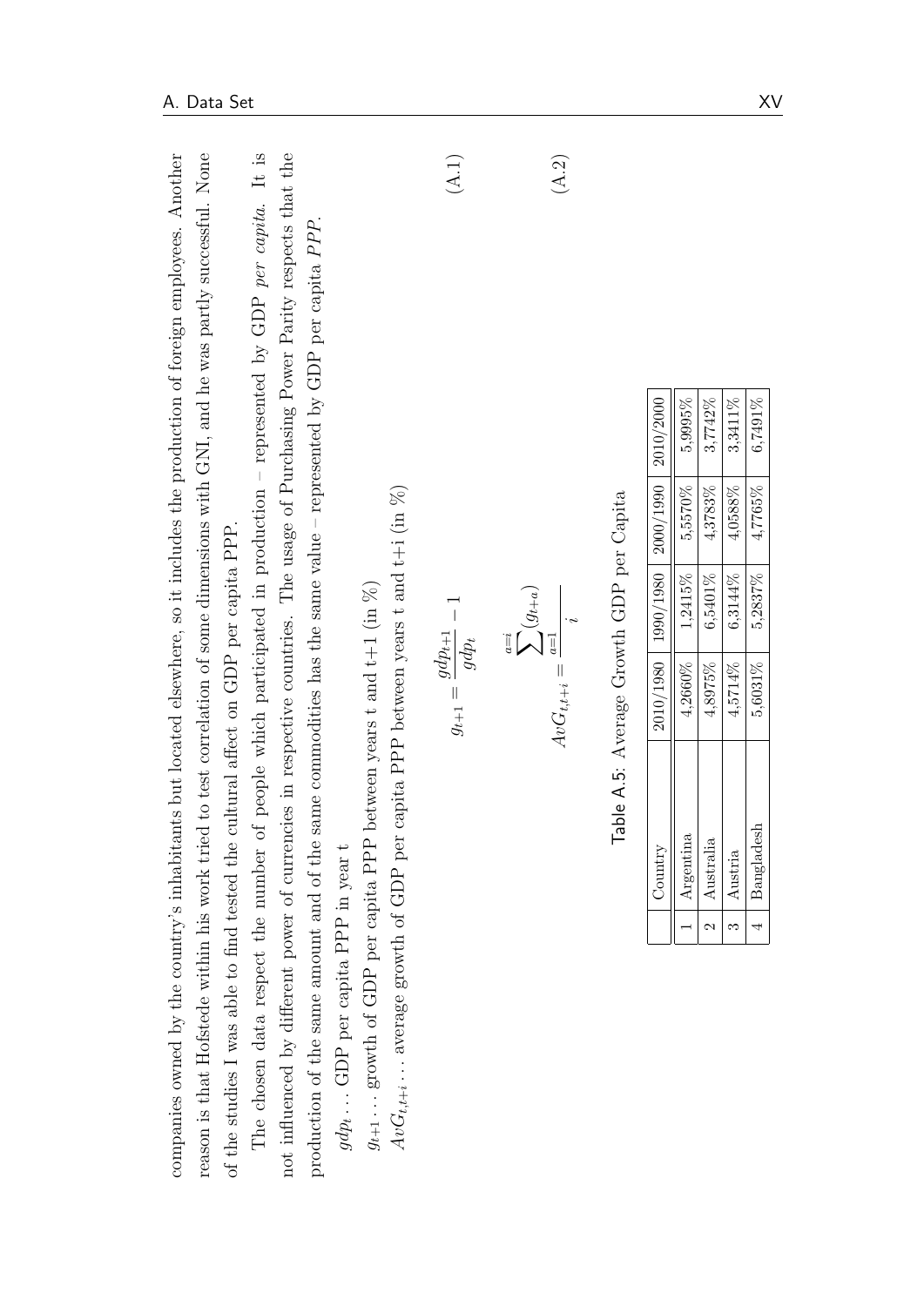companies owned by the country's inhabitants but located elsewhere, so it includes the production of foreign employees. Another reason is that Hofstede within his work tried to test correlation of some dimensions with GNI, and he was partly successful. None of the studies I was able to find tested the cultural affect on GDP per capita PPP.

The chosen data respect the number of people which participated in production – represented by GDP *per capita*. It is not influenced by different power of currencies in respective countries. The usage of Purchasing Power Parity respects that the production of the same amount and of the same commodities has the same value – represented by GDP per capita *PPP*.

$gdp_t \ldots$ GDP per capita PPP in year t

$g_{t+1} \ldots$ growth of GDP per capita PPP between years t and t+1 (in %)

$AvG_{t,t+i} \ldots$ average growth of GDP per capita PPP between years t and t+i (in %)

$$g_{t+1} = \frac{gdp_{t+1}}{gdp_t} - 1 \tag{A.1}$$

$$AvG_{t,t+i} = \frac{\sum_{a=1}^{a=i} (g_{t+a})}{i} \tag{A.2}$$

Table A.5: Average Growth GDP per Capita

| | Country | 2010/1980 | 1990/1980 | 2000/1990 | 2010/2000 |
|---|---|---|---|---|---|
| 1 | Argentina | 4,2660% | 1,2415% | 5,5570% | 5,9995% |
| 2 | Australia | 4,8975% | 6,5401% | 4,3783% | 3,7742% |
| 3 | Austria | 4,5714% | 6,3144% | 4,0588% | 3,3411% |
| 4 | Bangladesh | 5,6031% | 5,2837% | 4,7765% | 6,7491% |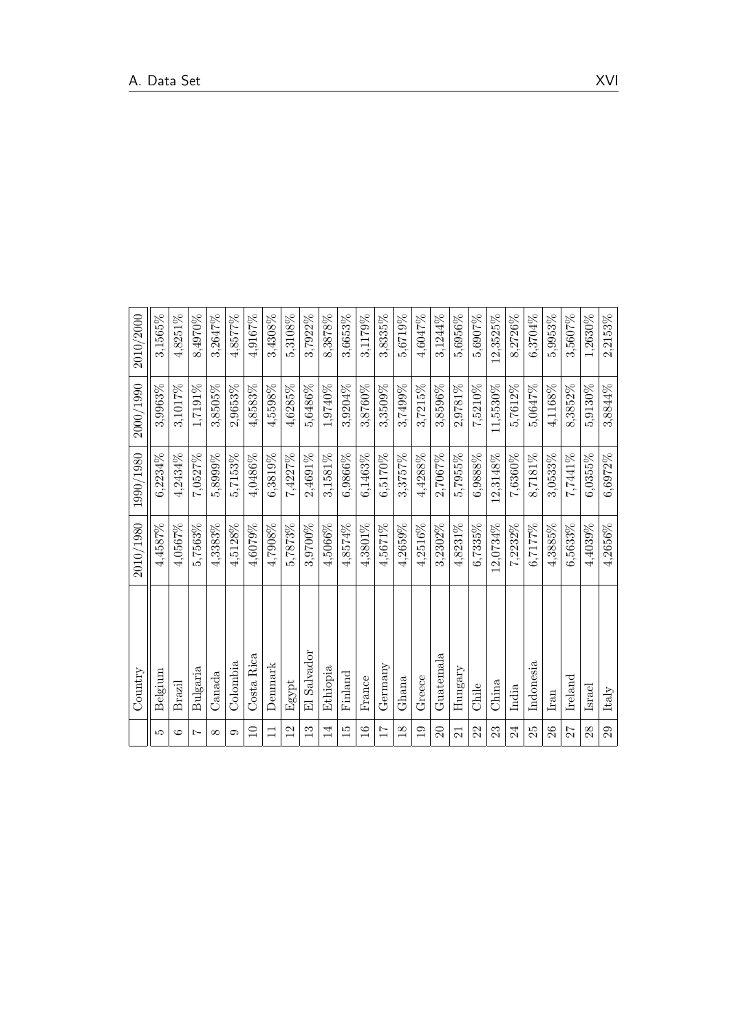| | Country | 2010/1980 | 1990/1980 | 2000/1990 | 2010/2000 |
|---|---|---|---|---|---|
| 5 | Belgium | 4,4587% | 6,2234% | 3,9963% | 3,1565% |
| 6 | Brazil | 4,0567% | 4,2434% | 3,1017% | 4,8251% |
| 7 | Bulgaria | 5,7563% | 7,0527% | 1,7191% | 8,4970% |
| 8 | Canada | 4,3383% | 5,8999% | 3,8505% | 3,2647% |
| 9 | Colombia | 4,5128% | 5,7153% | 2,9653% | 4,8577% |
| 10 | Costa Rica | 4,6079% | 4,0486% | 4,8583% | 4,9167% |
| 11 | Denmark | 4,7908% | 6,3819% | 4,5598% | 3,4308% |
| 12 | Egypt | 5,7873% | 7,4227% | 4,6285% | 5,3108% |
| 13 | El Salvador | 3,9700% | 2,4691% | 5,6486% | 3,7922% |
| 14 | Ethiopia | 4,5066% | 3,1581% | 1,9740% | 8,3878% |
| 15 | Finland | 4,8574% | 6,9866% | 3,9204% | 3,6653% |
| 16 | France | 4,3801% | 6,1463% | 3,8760% | 3,1179% |
| 17 | Germany | 4,5671% | 6,5170% | 3,3509% | 3,8335% |
| 18 | Ghana | 4,2659% | 3,3757% | 3,7499% | 5,6719% |
| 19 | Greece | 4,2516% | 4,4288% | 3,7215% | 4,6047% |
| 20 | Guatemala | 3,2302% | 2,7067% | 3,8596% | 3,1244% |
| 21 | Hungary | 4,8231% | 5,7955% | 2,9781% | 5,6956% |
| 22 | Chile | 6,7335% | 6,9888% | 7,5210% | 5,6907% |
| 23 | China | 12,0734% | 12,3148% | 11,5530% | 12,3525% |
| 24 | India | 7,2232% | 7,6360% | 5,7612% | 8,2726% |
| 25 | Indonesia | 6,7177% | 8,7181% | 5,0647% | 6,3704% |
| 26 | Iran | 4,3885% | 3,0533% | 4,1168% | 5,9953% |
| 27 | Ireland | 6,5633% | 7,7441% | 8,3852% | 3,5607% |
| 28 | Israel | 4,4039% | 6,0355% | 5,9130% | 1,2630% |
| 29 | Italy | 4,2656% | 6,6972% | 3,8844% | 2,2153% |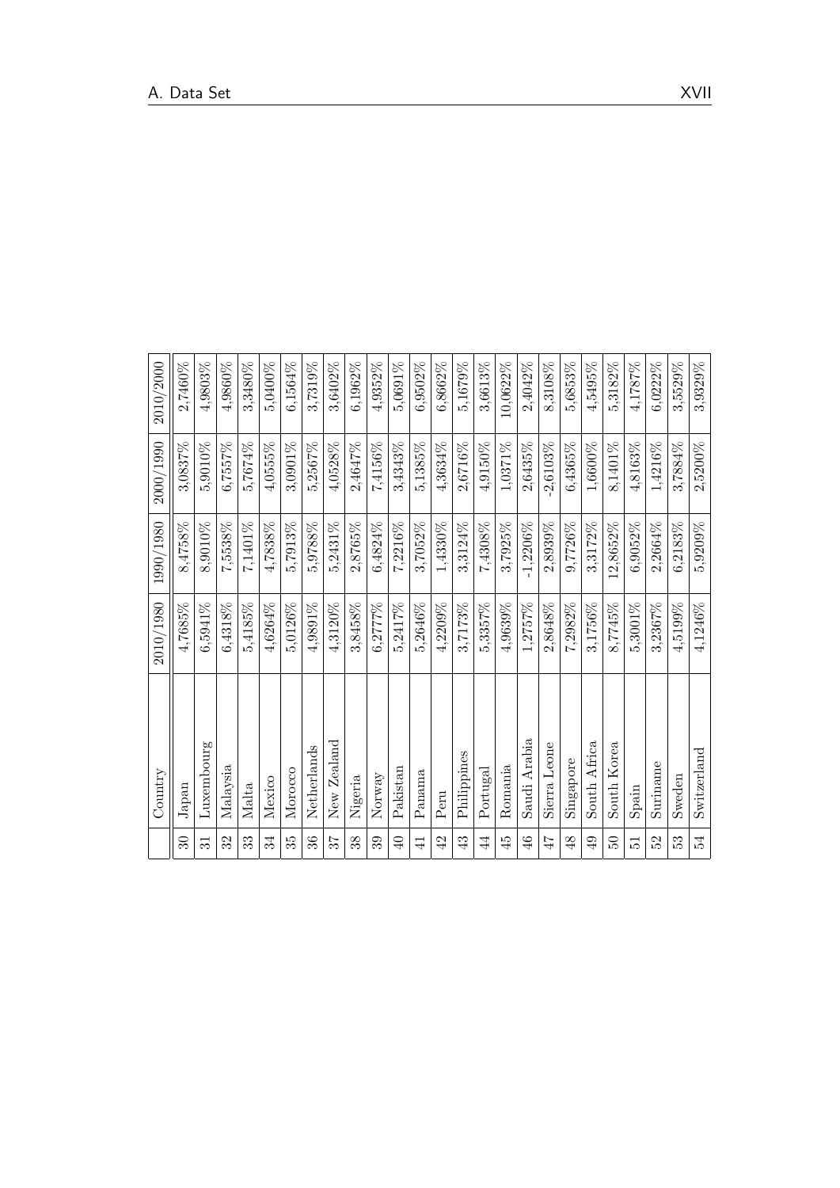| | Country | 2010/1980 | 1990/1980 | 2000/1990 | 2010/2000 |
|---|---|---|---|---|---|
| 30 | Japan | 4,7685% | 8,4758% | 3,0837% | 2,7460% |
| 31 | Luxembourg | 6,5941% | 8,9010% | 5,9010% | 4,9803% |
| 32 | Malaysia | 6,4318% | 7,5538% | 6,7557% | 4,9860% |
| 33 | Malta | 5,4185% | 7,1401% | 5,7674% | 3,3480% |
| 34 | Mexico | 4,6264% | 4,7838% | 4,0555% | 5,0400% |
| 35 | Morocco | 5,0126% | 5,7913% | 3,0901% | 6,1564% |
| 36 | Netherlands | 4,9891% | 5,9788% | 5,2567% | 3,7319% |
| 37 | New Zealand | 4,3120% | 5,2431% | 4,0528% | 3,6402% |
| 38 | Nigeria | 3,8458% | 2,8765% | 2,4647% | 6,1962% |
| 39 | Norway | 6,2777% | 6,4824% | 7,4156% | 4,9352% |
| 40 | Pakistan | 5,2417% | 7,2216% | 3,4343% | 5,0691% |
| 41 | Panama | 5,2646% | 3,7052% | 5,1385% | 6,9502% |
| 42 | Peru | 4,2209% | 1,4330% | 4,3634% | 6,8662% |
| 43 | Philippines | 3,7173% | 3,3124% | 2,6716% | 5,1679% |
| 44 | Portugal | 5,3357% | 7,4308% | 4,9150% | 3,6613% |
| 45 | Romania | 4,9639% | 3,7925% | 1,0371% | 10,0622% |
| 46 | Saudi Arabia | 1,2757% | -1,2206% | 2,6435% | 2,4042% |
| 47 | Sierra Leone | 2,8648% | 2,8939% | -2,6103% | 8,3108% |
| 48 | Singapore | 7,2982% | 9,7726% | 6,4365% | 5,6853% |
| 49 | South Africa | 3,1756% | 3,3172% | 1,6600% | 4,5495% |
| 50 | South Korea | 8,7745% | 12,8652% | 8,1401% | 5,3182% |
| 51 | Spain | 5,3001% | 6,9052% | 4,8163% | 4,1787% |
| 52 | Suriname | 3,2367% | 2,2664% | 1,4216% | 6,0222% |
| 53 | Sweden | 4,5199% | 6,2183% | 3,7884% | 3,5529% |
| 54 | Switzerland | 4,1246% | 5,9209% | 2,5200% | 3,9329% |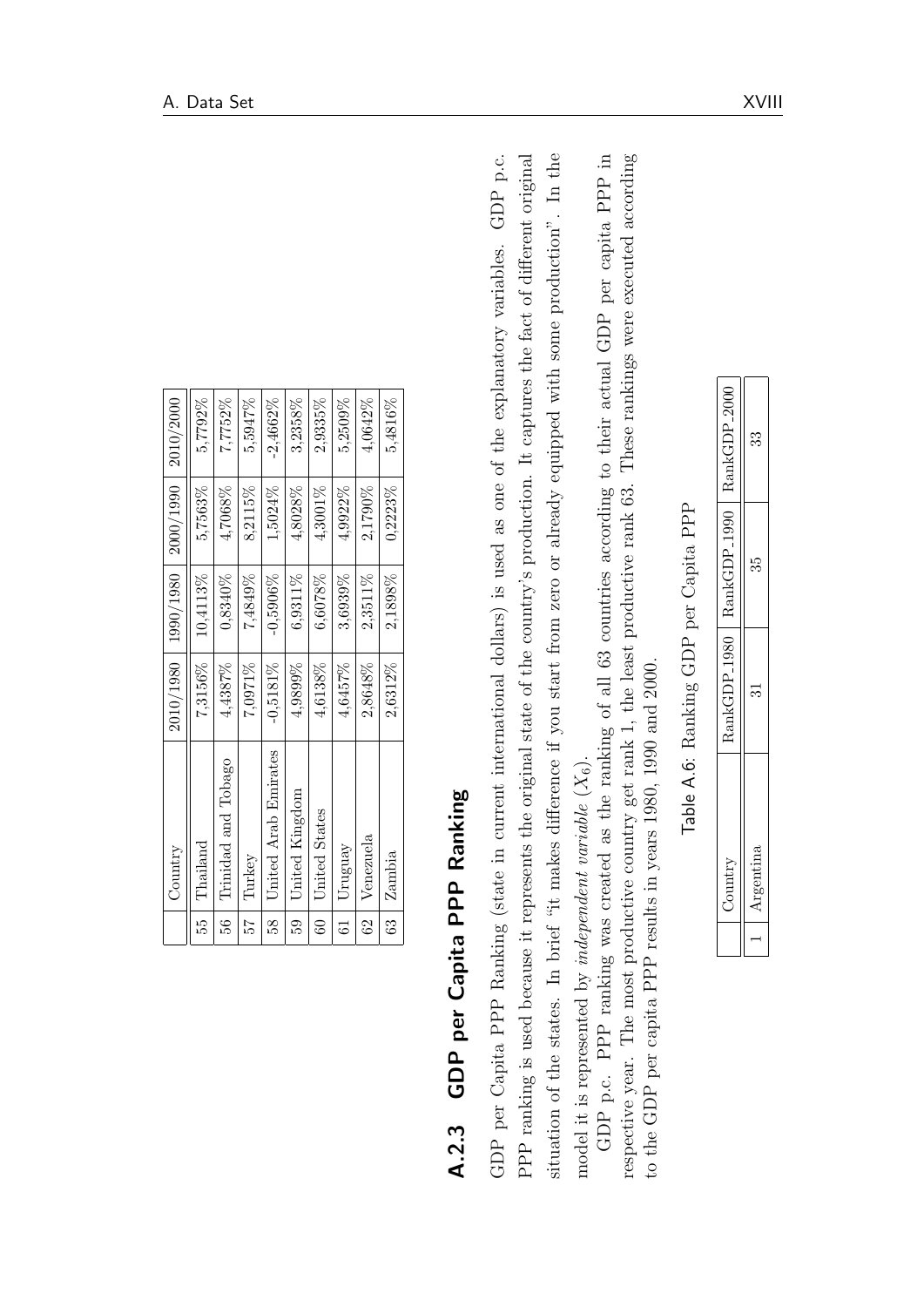| | Country | 2010/1980 | 1990/1980 | 2000/1990 | 2010/2000 |
|---|---|---|---|---|---|
| 55 | Thailand | 7,3156% | 10,4113% | 5,7563% | 5,7792% |
| 56 | Trinidad and Tobago | 4,4387% | 0,8340% | 4,7068% | 7,7752% |
| 57 | Turkey | 7,0971% | 7,4849% | 8,2115% | 5,5947% |
| 58 | United Arab Emirates | -0,5181% | -0,5906% | 1,5024% | -2,4662% |
| 59 | United Kingdom | 4,9899% | 6,9311% | 4,8028% | 3,2358% |
| 60 | United States | 4,6138% | 6,6078% | 4,3001% | 2,9335% |
| 61 | Uruguay | 4,6457% | 3,6939% | 4,9922% | 5,2509% |
| 62 | Venezuela | 2,8648% | 2,3511% | 2,1790% | 4,0642% |
| 63 | Zambia | 2,6312% | 2,1898% | 0,2223% | 5,4816% |

### A.2.3 GDP per Capita PPP Ranking

GDP per Capita PPP Ranking (state in current international dollars) is used as one of the explanatory variables. GDP p.c. PPP ranking is used because it represents the original state of the country's production. It captures the fact of different original situation of the states. In brief "it makes difference if you start from zero or already equipped with some production". In the model it is represented by *independent variable* ($X_6$).

GDP p.c. PPP ranking was created as the ranking of all 63 countries according to their actual GDP per capita PPP in respective year. The most productive country get rank 1, the least productive rank 63. These rankings were executed according to the GDP per capita PPP results in years 1980, 1990 and 2000.

Table A.6: Ranking GDP per Capita PPP

| | Country | RankGDP_1980 | RankGDP_1990 | RankGDP_2000 |
|---|---|---|---|---|
| 1 | Argentina | 31 | 35 | 33 |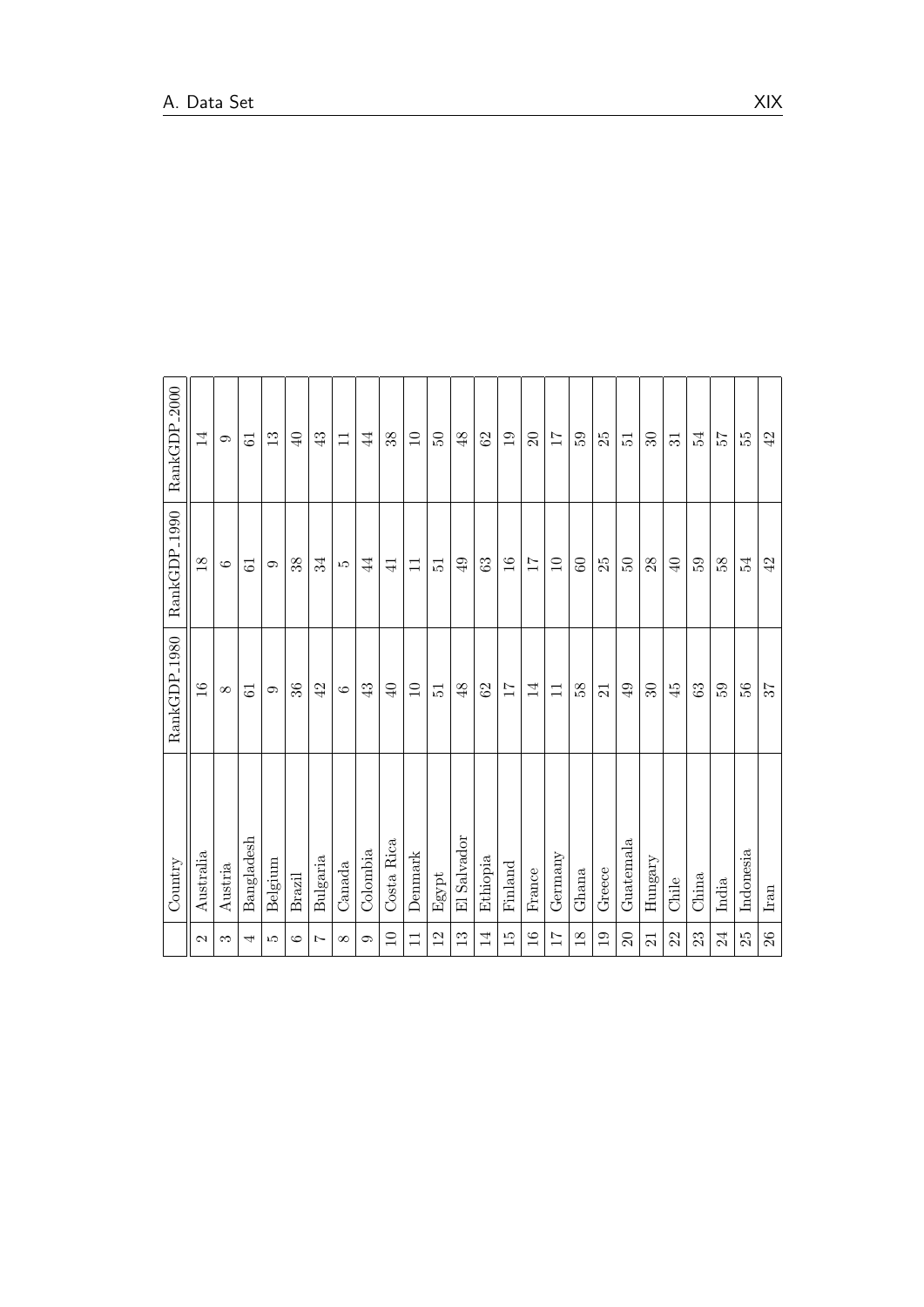|  | Country | RankGDP_1980 | RankGDP_1990 | RankGDP_2000 |
|---|---|---|---|---|
| 2 | Australia | 16 | 18 | 14 |
| 3 | Austria | 8 | 6 | 9 |
| 4 | Bangladesh | 61 | 61 | 61 |
| 5 | Belgium | 9 | 9 | 13 |
| 6 | Brazil | 36 | 38 | 40 |
| 7 | Bulgaria | 42 | 34 | 43 |
| 8 | Canada | 6 | 5 | 11 |
| 9 | Colombia | 43 | 44 | 44 |
| 10 | Costa Rica | 40 | 41 | 38 |
| 11 | Denmark | 10 | 11 | 10 |
| 12 | Egypt | 51 | 51 | 50 |
| 13 | El Salvador | 48 | 49 | 48 |
| 14 | Ethiopia | 62 | 63 | 62 |
| 15 | Finland | 17 | 16 | 19 |
| 16 | France | 14 | 17 | 20 |
| 17 | Germany | 11 | 10 | 17 |
| 18 | Ghana | 58 | 60 | 59 |
| 19 | Greece | 21 | 25 | 25 |
| 20 | Guatemala | 49 | 50 | 51 |
| 21 | Hungary | 30 | 28 | 30 |
| 22 | Chile | 45 | 40 | 31 |
| 23 | China | 63 | 59 | 54 |
| 24 | India | 59 | 58 | 57 |
| 25 | Indonesia | 56 | 54 | 55 |
| 26 | Iran | 37 | 42 | 42 |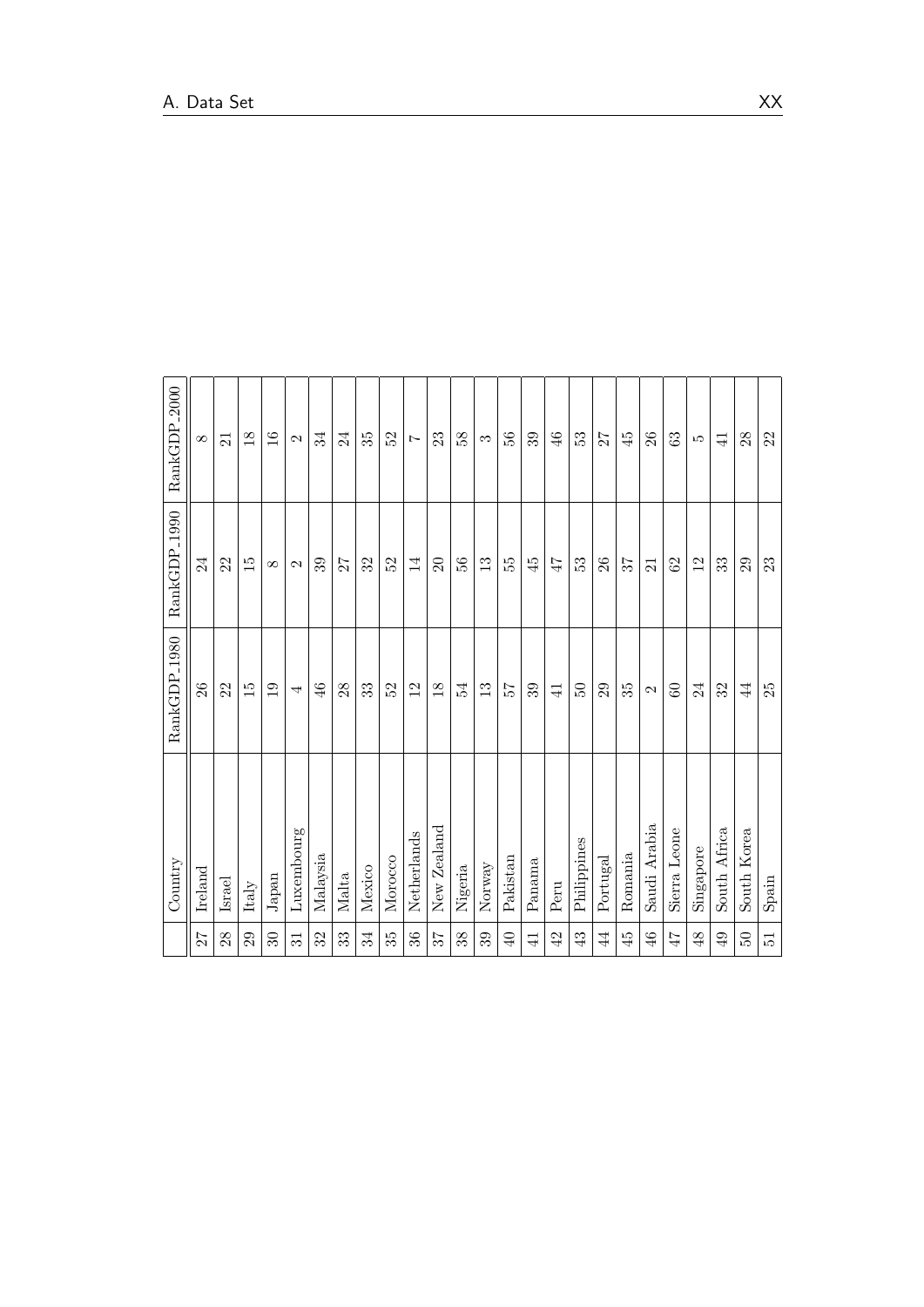|  | Country | RankGDP_1980 | RankGDP_1990 | RankGDP_2000 |
|---|---|---|---|---|
| 27 | Ireland | 26 | 24 | 8 |
| 28 | Israel | 22 | 22 | 21 |
| 29 | Italy | 15 | 15 | 18 |
| 30 | Japan | 19 | 8 | 16 |
| 31 | Luxembourg | 4 | 2 | 2 |
| 32 | Malaysia | 46 | 39 | 34 |
| 33 | Malta | 28 | 27 | 24 |
| 34 | Mexico | 33 | 32 | 35 |
| 35 | Morocco | 52 | 52 | 52 |
| 36 | Netherlands | 12 | 14 | 7 |
| 37 | New Zealand | 18 | 20 | 23 |
| 38 | Nigeria | 54 | 56 | 58 |
| 39 | Norway | 13 | 13 | 3 |
| 40 | Pakistan | 57 | 55 | 56 |
| 41 | Panama | 39 | 45 | 39 |
| 42 | Peru | 41 | 47 | 46 |
| 43 | Philippines | 50 | 53 | 53 |
| 44 | Portugal | 29 | 26 | 27 |
| 45 | Romania | 35 | 37 | 45 |
| 46 | Saudi Arabia | 2 | 21 | 26 |
| 47 | Sierra Leone | 60 | 62 | 63 |
| 48 | Singapore | 24 | 12 | 5 |
| 49 | South Africa | 32 | 33 | 41 |
| 50 | South Korea | 44 | 29 | 28 |
| 51 | Spain | 25 | 23 | 22 |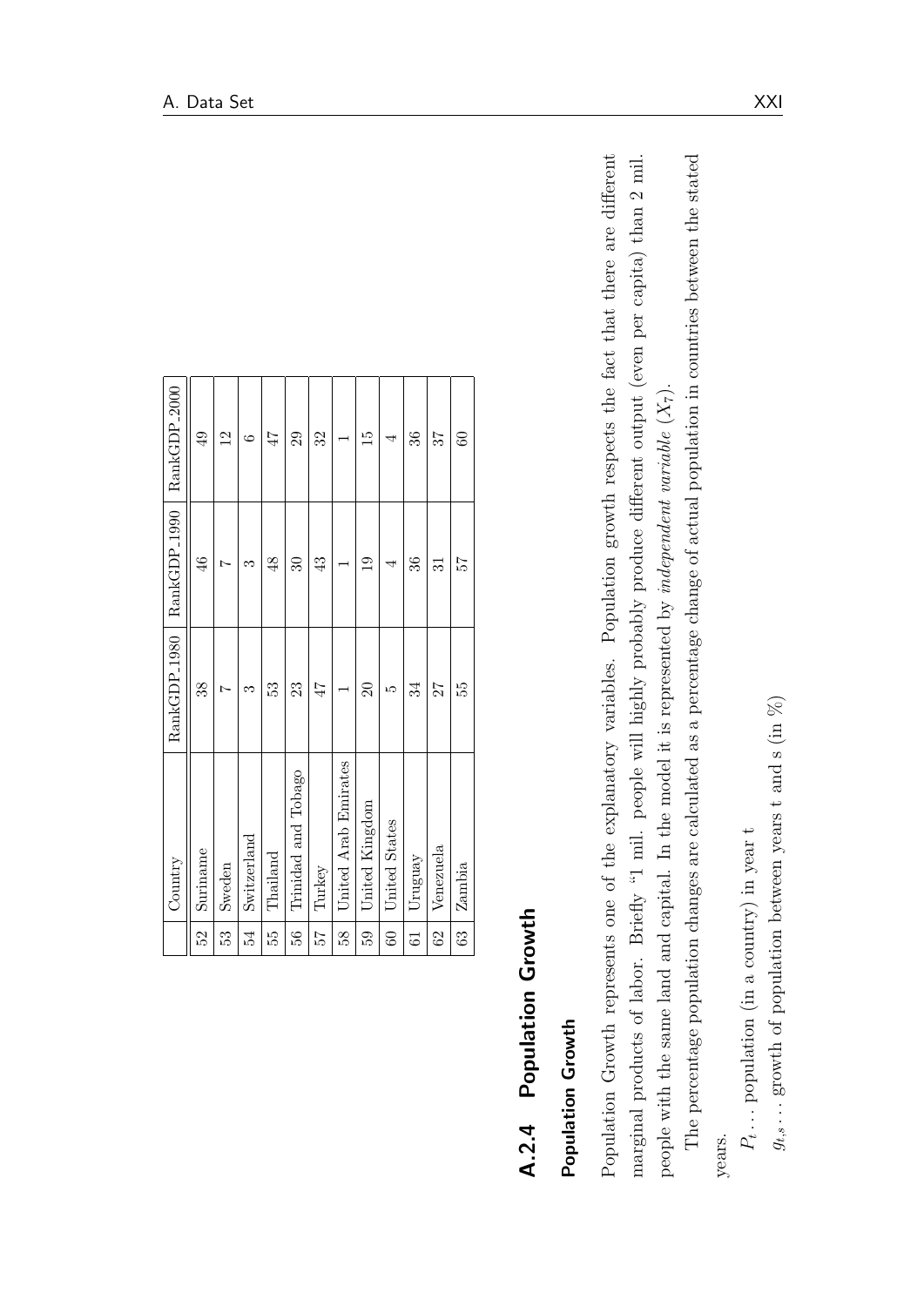|  | Country | RankGDP_1980 | RankGDP_1990 | RankGDP_2000 |
|---|---|---|---|---|
| 52 | Suriname | 38 | 46 | 49 |
| 53 | Sweden | 7 | 7 | 12 |
| 54 | Switzerland | 3 | 3 | 6 |
| 55 | Thailand | 53 | 48 | 47 |
| 56 | Trinidad and Tobago | 23 | 30 | 29 |
| 57 | Turkey | 47 | 43 | 32 |
| 58 | United Arab Emirates | 1 | 1 | 1 |
| 59 | United Kingdom | 20 | 19 | 15 |
| 60 | United States | 5 | 4 | 4 |
| 61 | Uruguay | 34 | 36 | 36 |
| 62 | Venezuela | 27 | 31 | 37 |
| 63 | Zambia | 55 | 57 | 60 |

## A.2.4 Population Growth

### Population Growth

Population Growth represents one of the explanatory variables. Population growth respects the fact that there are different marginal products of labor. Briefly "1 mil. people will highly probably produce different output (even per capita) than 2 mil. people with the same land and capital. In the model it is represented by *independent variable* ($X_7$).

The percentage population changes are calculated as a percentage change of actual population in countries between the stated years.

$P_t \ldots$ population (in a country) in year t

$g_{t,s} \ldots$ growth of population between years t and s (in %)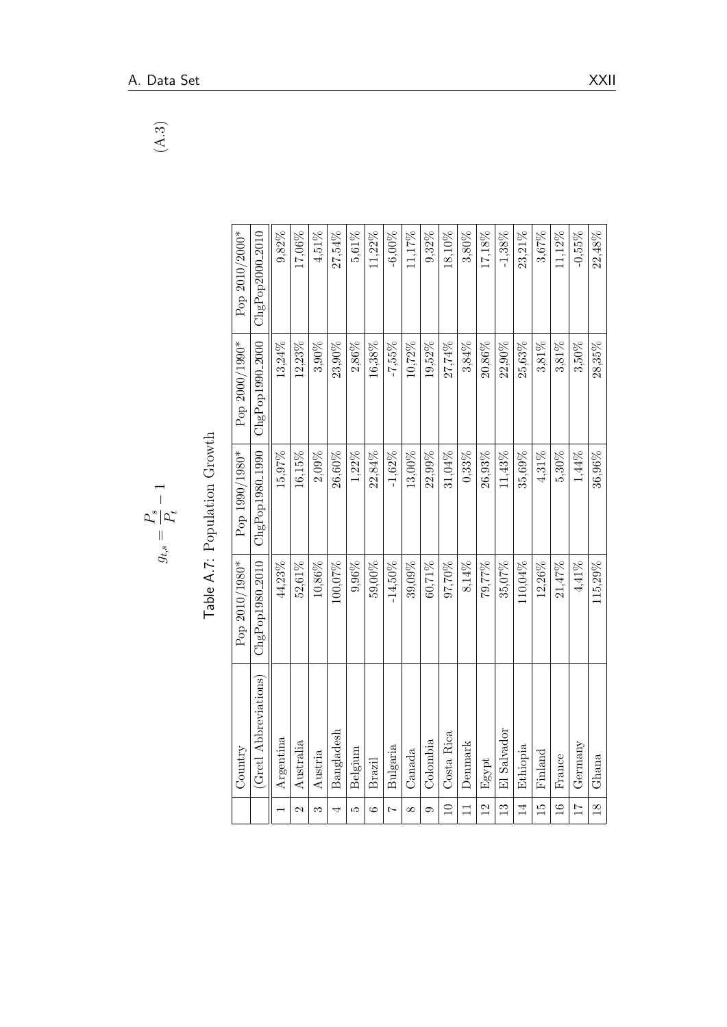$$g_{t,s} = \frac{P_s}{P_t} - 1 \tag{A.3}$$

Table A.7: Population Growth

| | Country | Pop 2010/1980* | Pop 1990/1980* | Pop 2000/1990* | Pop 2010/2000* |
|---|---|---|---|---|---|
| | (Gretl Abbreviations) | ChgPop1980_2010 | ChgPop1980_1990 | ChgPop1990_2000 | ChgPop2000_2010 |
| 1 | Argentina | 44,23% | 15,97% | 13,24% | 9,82% |
| 2 | Australia | 52,61% | 16,15% | 12,23% | 17,06% |
| 3 | Austria | 10,86% | 2,09% | 3,90% | 4,51% |
| 4 | Bangladesh | 100,07% | 26,60% | 23,90% | 27,54% |
| 5 | Belgium | 9,96% | 1,22% | 2,86% | 5,61% |
| 6 | Brazil | 59,00% | 22,84% | 16,38% | 11,22% |
| 7 | Bulgaria | -14,50% | -1,62% | -7,55% | -6,00% |
| 8 | Canada | 39,09% | 13,00% | 10,72% | 11,17% |
| 9 | Colombia | 60,71% | 22,99% | 19,52% | 9,32% |
| 10 | Costa Rica | 97,70% | 31,04% | 27,74% | 18,10% |
| 11 | Denmark | 8,14% | 0,33% | 3,84% | 3,80% |
| 12 | Egypt | 79,77% | 26,93% | 20,86% | 17,18% |
| 13 | El Salvador | 35,07% | 11,43% | 22,90% | -1,38% |
| 14 | Ethiopia | 110,04% | 35,69% | 25,63% | 23,21% |
| 15 | Finland | 12,26% | 4,31% | 3,81% | 3,67% |
| 16 | France | 21,47% | 5,30% | 3,81% | 11,12% |
| 17 | Germany | 4,41% | 1,44% | 3,50% | -0,55% |
| 18 | Ghana | 115,29% | 36,96% | 28,35% | 22,48% |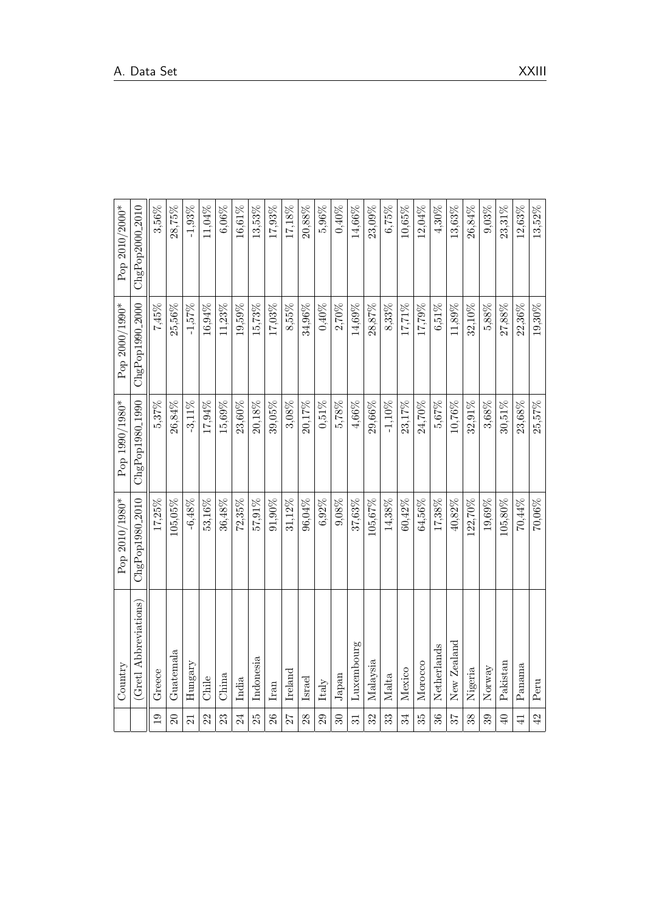| | Country | Pop 2010/1980* | Pop 1990/1980* | Pop 2000/1990* | Pop 2010/2000* |
|---|---|---|---|---|---|
| | (Gretl Abbreviations) | ChgPop1980_2010 | ChgPop1980_1990 | ChgPop1990_2000 | ChgPop2000_2010 |
| 19 | Greece | 17,25% | 5,37% | 7,45% | 3,56% |
| 20 | Guatemala | 105,05% | 26,84% | 25,56% | 28,75% |
| 21 | Hungary | -6,48% | -3,11% | -1,57% | -1,93% |
| 22 | Chile | 53,16% | 17,94% | 16,94% | 11,04% |
| 23 | China | 36,48% | 15,69% | 11,23% | 6,06% |
| 24 | India | 72,35% | 23,60% | 19,59% | 16,61% |
| 25 | Indonesia | 57,91% | 20,18% | 15,73% | 13,53% |
| 26 | Iran | 91,90% | 39,05% | 17,03% | 17,93% |
| 27 | Ireland | 31,12% | 3,08% | 8,55% | 17,18% |
| 28 | Israel | 96,04% | 20,17% | 34,96% | 20,88% |
| 29 | Italy | 6,92% | 0,51% | 0,40% | 5,96% |
| 30 | Japan | 9,08% | 5,78% | 2,70% | 0,40% |
| 31 | Luxembourg | 37,63% | 4,66% | 14,69% | 14,66% |
| 32 | Malaysia | 105,67% | 29,66% | 28,87% | 23,09% |
| 33 | Malta | 14,38% | -1,10% | 8,33% | 6,75% |
| 34 | Mexico | 60,42% | 23,17% | 17,71% | 10,65% |
| 35 | Morocco | 64,56% | 24,70% | 17,79% | 12,04% |
| 36 | Netherlands | 17,38% | 5,67% | 6,51% | 4,30% |
| 37 | New Zealand | 40,82% | 10,76% | 11,89% | 13,63% |
| 38 | Nigeria | 122,70% | 32,91% | 32,10% | 26,84% |
| 39 | Norway | 19,69% | 3,68% | 5,88% | 9,03% |
| 40 | Pakistan | 105,80% | 30,51% | 27,88% | 23,31% |
| 41 | Panama | 70,44% | 23,68% | 22,36% | 12,63% |
| 42 | Peru | 70,06% | 25,57% | 19,30% | 13,52% |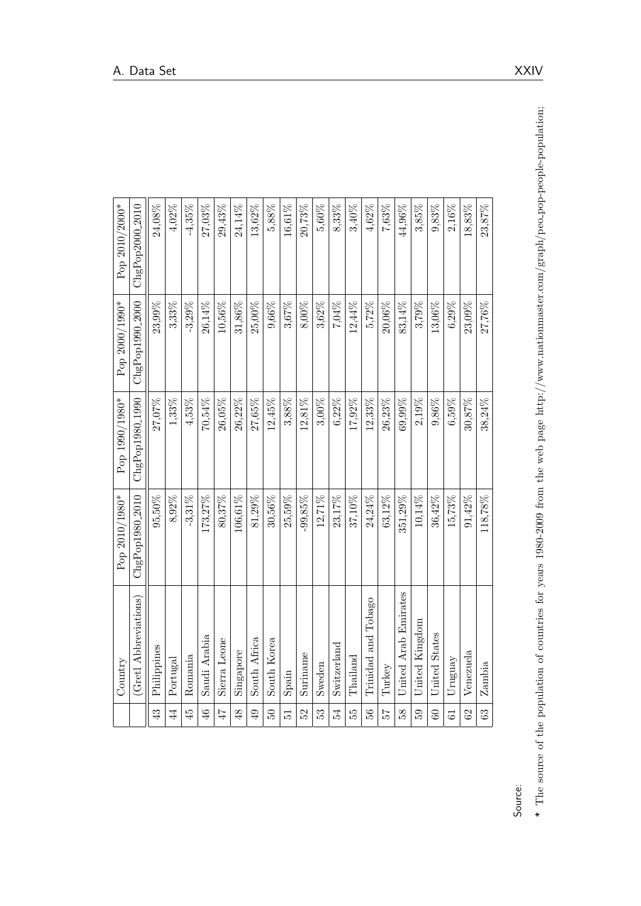|  | Country | Pop 2010/1980* | Pop 1990/1980* | Pop 2000/1990* | Pop 2010/2000* |
|---|---|---|---|---|---|
|  | (Gretl Abbreviations) | ChgPop1980_2010 | ChgPop1980_1990 | ChgPop1990_2000 | ChgPop2000_2010 |
| 43 | Philippines | 95,50% | 27,07% | 23,99% | 24,08% |
| 44 | Portugal | 8,92% | 1,33% | 3,33% | 4,02% |
| 45 | Romania | -3,31% | 4,53% | -3,29% | -4,35% |
| 46 | Saudi Arabia | 173,27% | 70,54% | 26,14% | 27,03% |
| 47 | Sierra Leone | 80,37% | 26,05% | 10,56% | 29,43% |
| 48 | Singapore | 106,61% | 26,22% | 31,86% | 24,14% |
| 49 | South Africa | 81,29% | 27,65% | 25,00% | 13,62% |
| 50 | South Korea | 30,56% | 12,45% | 9,66% | 5,88% |
| 51 | Spain | 25,59% | 3,88% | 3,67% | 16,61% |
| 52 | Suriname | -99,85% | 12,81% | 8,00% | 20,73% |
| 53 | Sweden | 12,71% | 3,00% | 3,62% | 5,60% |
| 54 | Switzerland | 23,17% | 6,22% | 7,04% | 8,33% |
| 55 | Thailand | 37,10% | 17,92% | 12,44% | 3,40% |
| 56 | Trinidad and Tobago | 24,24% | 12,33% | 5,72% | 4,62% |
| 57 | Turkey | 63,12% | 26,23% | 20,06% | 7,63% |
| 58 | United Arab Emirates | 351,29% | 69,99% | 83,14% | 44,96% |
| 59 | United Kingdom | 10,14% | 2,19% | 3,79% | 3,85% |
| 60 | United States | 36,42% | 9,86% | 13,06% | 9,83% |
| 61 | Uruguay | 15,73% | 6,59% | 6,29% | 2,16% |
| 62 | Venezuela | 91,42% | 30,87% | 23,09% | 18,83% |
| 63 | Zambia | 118,78% | 38,24% | 27,76% | 23,87% |

Source:

* The source of the population of countries for years 1980-2009 from the web page http://www.nationmaster.com/graph/peo_pop-people-population;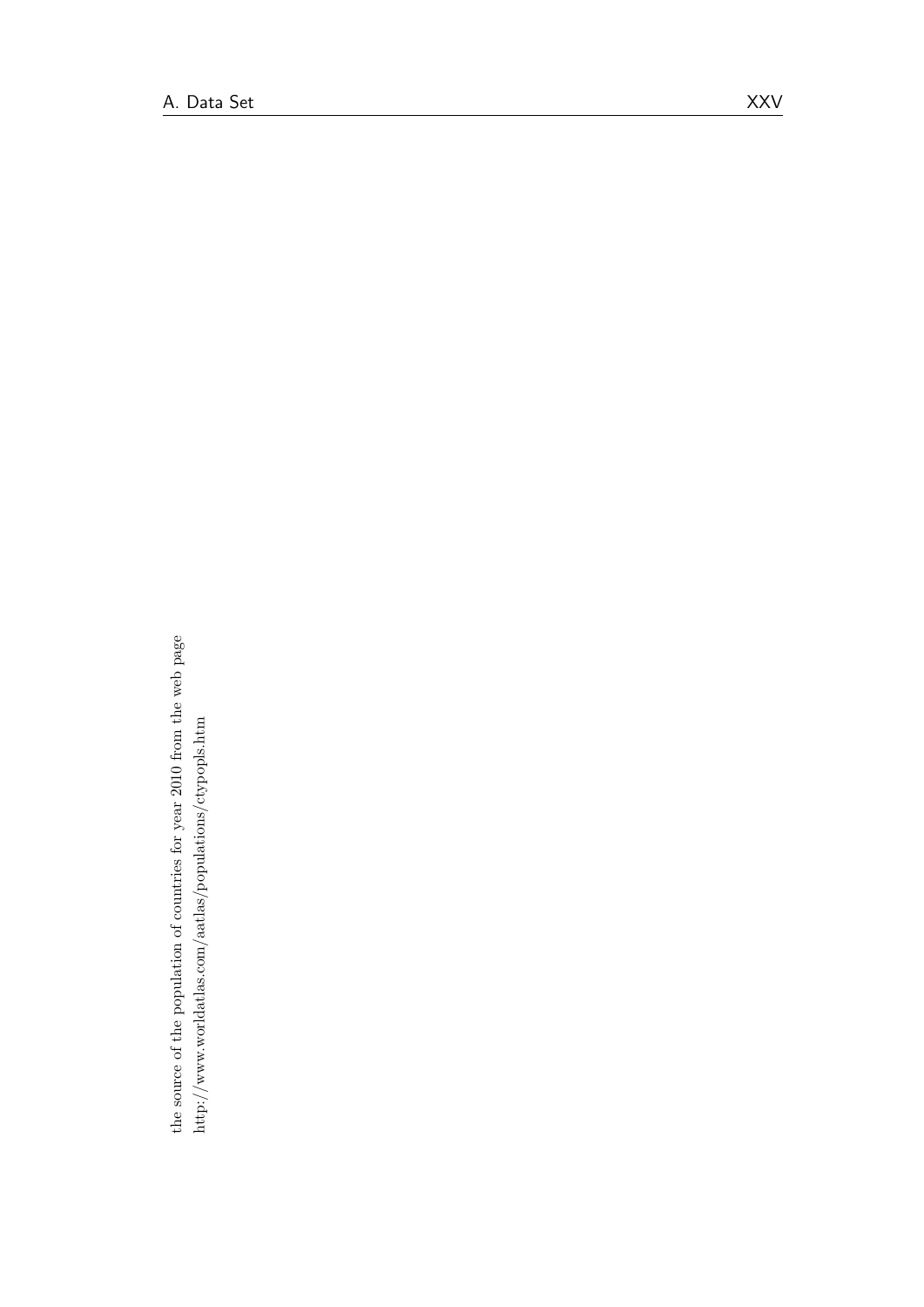the source of the population of countries for year 2010 from the web page
http://www.worldatlas.com/aatlas/populations/ctypopls.htm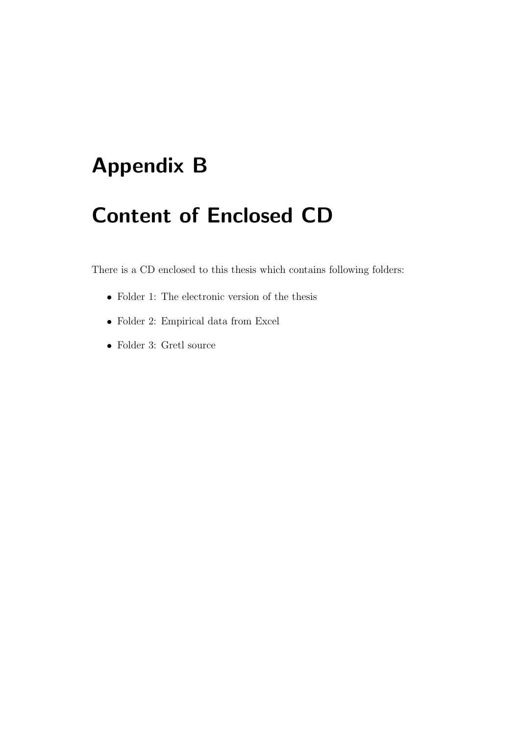# Appendix B

# Content of Enclosed CD

There is a CD enclosed to this thesis which contains following folders:

- Folder 1: The electronic version of the thesis
- Folder 2: Empirical data from Excel
- Folder 3: Gretl source